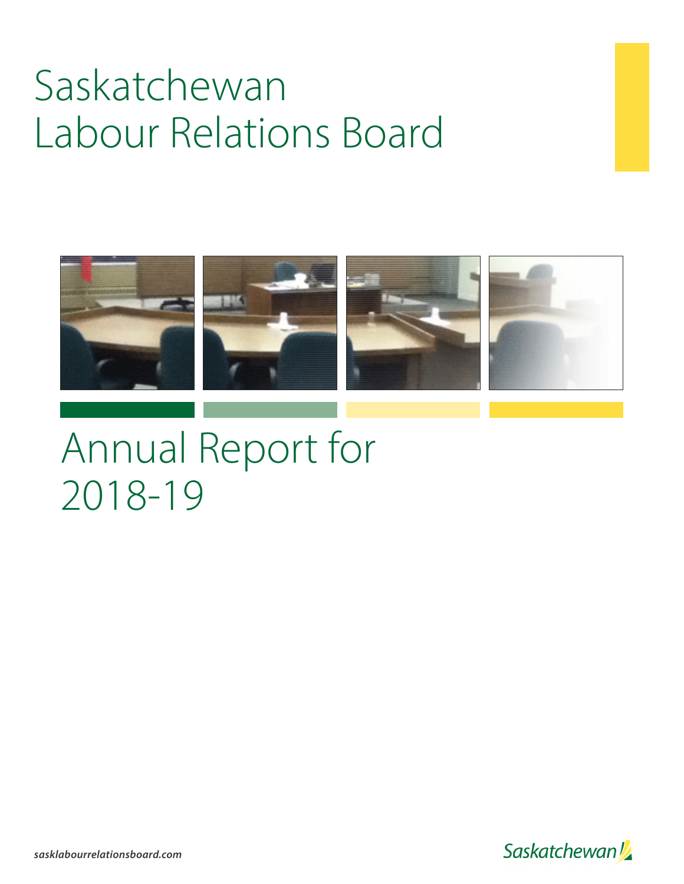# Saskatchewan Labour Relations Board

# Annual Report for 2018-19

*sasklabourrelationsboard.com*

Saskatchewan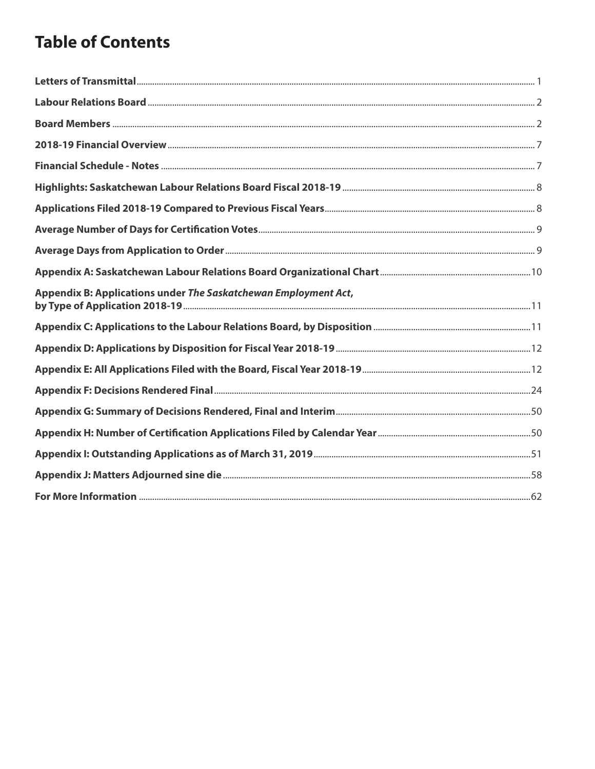# Table of Contents

| | |
|---|---|
| **Letters of Transmittal** | 1 |
| **Labour Relations Board** | 2 |
| **Board Members** | 2 |
| **2018-19 Financial Overview** | 7 |
| **Financial Schedule - Notes** | 7 |
| **Highlights: Saskatchewan Labour Relations Board Fiscal 2018-19** | 8 |
| **Applications Filed 2018-19 Compared to Previous Fiscal Years** | 8 |
| **Average Number of Days for Certification Votes** | 9 |
| **Average Days from Application to Order** | 9 |
| **Appendix A: Saskatchewan Labour Relations Board Organizational Chart** | 10 |
| **Appendix B: Applications under *The Saskatchewan Employment Act*, by Type of Application 2018-19** | 11 |
| **Appendix C: Applications to the Labour Relations Board, by Disposition** | 11 |
| **Appendix D: Applications by Disposition for Fiscal Year 2018-19** | 12 |
| **Appendix E: All Applications Filed with the Board, Fiscal Year 2018-19** | 12 |
| **Appendix F: Decisions Rendered Final** | 24 |
| **Appendix G: Summary of Decisions Rendered, Final and Interim** | 50 |
| **Appendix H: Number of Certification Applications Filed by Calendar Year** | 50 |
| **Appendix I: Outstanding Applications as of March 31, 2019** | 51 |
| **Appendix J: Matters Adjourned sine die** | 58 |
| **For More Information** | 62 |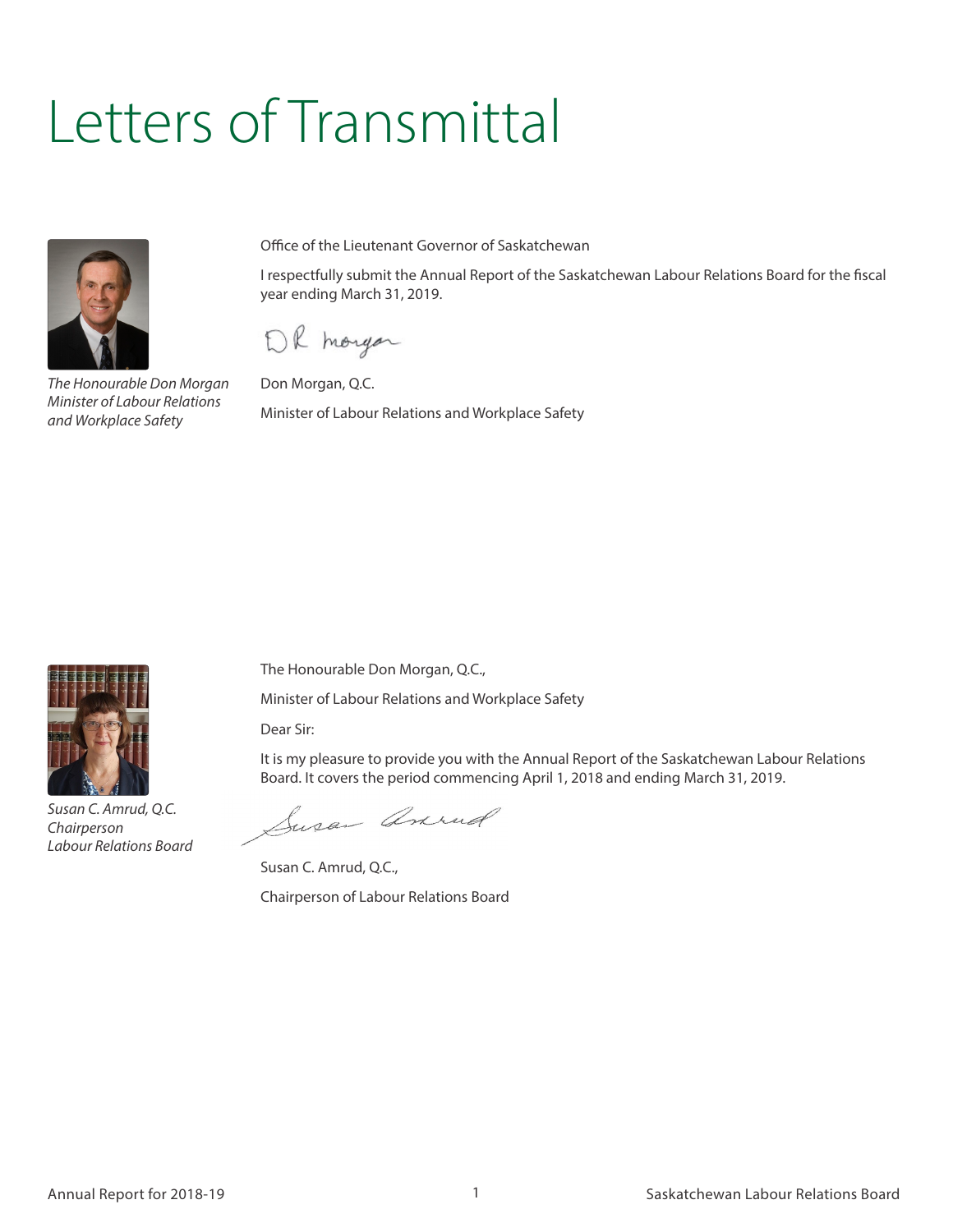# Letters of Transmittal

*The Honourable Don Morgan*
*Minister of Labour Relations and Workplace Safety*

Office of the Lieutenant Governor of Saskatchewan

I respectfully submit the Annual Report of the Saskatchewan Labour Relations Board for the fiscal year ending March 31, 2019.

Don Morgan, Q.C.

Minister of Labour Relations and Workplace Safety

*Susan C. Amrud, Q.C.*
*Chairperson*
*Labour Relations Board*

The Honourable Don Morgan, Q.C.,

Minister of Labour Relations and Workplace Safety

Dear Sir:

It is my pleasure to provide you with the Annual Report of the Saskatchewan Labour Relations Board. It covers the period commencing April 1, 2018 and ending March 31, 2019.

Susan C. Amrud, Q.C.,

Chairperson of Labour Relations Board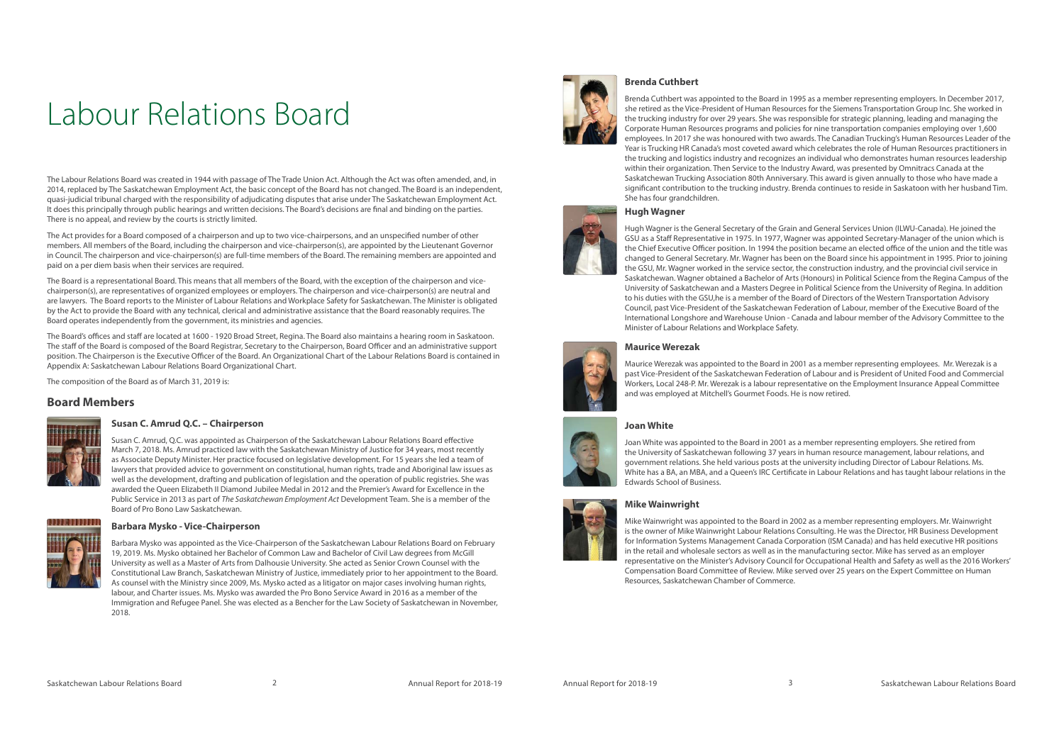# Labour Relations Board

The Labour Relations Board was created in 1944 with passage of The Trade Union Act. Although the Act was often amended, and, in 2014, replaced by The Saskatchewan Employment Act, the basic concept of the Board has not changed. The Board is an independent, quasi-judicial tribunal charged with the responsibility of adjudicating disputes that arise under The Saskatchewan Employment Act. It does this principally through public hearings and written decisions. The Board's decisions are final and binding on the parties. There is no appeal, and review by the courts is strictly limited.

The Act provides for a Board composed of a chairperson and up to two vice-chairpersons, and an unspecified number of other members. All members of the Board, including the chairperson and vice-chairperson(s), are appointed by the Lieutenant Governor in Council. The chairperson and vice-chairperson(s) are full-time members of the Board. The remaining members are appointed and paid on a per diem basis when their services are required.

The Board is a representational Board. This means that all members of the Board, with the exception of the chairperson and vice-chairperson(s), are representatives of organized employees or employers. The chairperson and vice-chairperson(s) are neutral and are lawyers. The Board reports to the Minister of Labour Relations and Workplace Safety for Saskatchewan. The Minister is obligated by the Act to provide the Board with any technical, clerical and administrative assistance that the Board reasonably requires. The Board operates independently from the government, its ministries and agencies.

The Board's offices and staff are located at 1600 - 1920 Broad Street, Regina. The Board also maintains a hearing room in Saskatoon. The staff of the Board is composed of the Board Registrar, Secretary to the Chairperson, Board Officer and an administrative support position. The Chairperson is the Executive Officer of the Board. An Organizational Chart of the Labour Relations Board is contained in Appendix A: Saskatchewan Labour Relations Board Organizational Chart.

The composition of the Board as of March 31, 2019 is:

## Board Members

### Susan C. Amrud Q.C. – Chairperson

Susan C. Amrud, Q.C. was appointed as Chairperson of the Saskatchewan Labour Relations Board effective March 7, 2018. Ms. Amrud practiced law with the Saskatchewan Ministry of Justice for 34 years, most recently as Associate Deputy Minister. Her practice focused on legislative development. For 15 years she led a team of lawyers that provided advice to government on constitutional, human rights, trade and Aboriginal law issues as well as the development, drafting and publication of legislation and the operation of public registries. She was awarded the Queen Elizabeth II Diamond Jubilee Medal in 2012 and the Premier's Award for Excellence in the Public Service in 2013 as part of *The Saskatchewan Employment Act* Development Team. She is a member of the Board of Pro Bono Law Saskatchewan.

### Barbara Mysko - Vice-Chairperson

Barbara Mysko was appointed as the Vice-Chairperson of the Saskatchewan Labour Relations Board on February 19, 2019. Ms. Mysko obtained her Bachelor of Common Law and Bachelor of Civil Law degrees from McGill University as well as a Master of Arts from Dalhousie University. She acted as Senior Crown Counsel with the Constitutional Law Branch, Saskatchewan Ministry of Justice, immediately prior to her appointment to the Board. As counsel with the Ministry since 2009, Ms. Mysko acted as a litigator on major cases involving human rights, labour, and Charter issues. Ms. Mysko was awarded the Pro Bono Service Award in 2016 as a member of the Immigration and Refugee Panel. She was elected as a Bencher for the Law Society of Saskatchewan in November, 2018.

### Brenda Cuthbert

Brenda Cuthbert was appointed to the Board in 1995 as a member representing employers. In December 2017, she retired as the Vice-President of Human Resources for the Siemens Transportation Group Inc. She worked in the trucking industry for over 29 years. She was responsible for strategic planning, leading and managing the Corporate Human Resources programs and policies for nine transportation companies employing over 1,600 employees. In 2017 she was honoured with two awards. The Canadian Trucking's Human Resources Leader of the Year is Trucking HR Canada's most coveted award which celebrates the role of Human Resources practitioners in the trucking and logistics industry and recognizes an individual who demonstrates human resources leadership within their organization. Then Service to the Industry Award, was presented by Omnitracs Canada at the Saskatchewan Trucking Association 80th Anniversary. This award is given annually to those who have made a significant contribution to the trucking industry. Brenda continues to reside in Saskatoon with her husband Tim. She has four grandchildren.

### Hugh Wagner

Hugh Wagner is the General Secretary of the Grain and General Services Union (ILWU-Canada). He joined the GSU as a Staff Representative in 1975. In 1977, Wagner was appointed Secretary-Manager of the union which is the Chief Executive Officer position. In 1994 the position became an elected office of the union and the title was changed to General Secretary. Mr. Wagner has been on the Board since his appointment in 1995. Prior to joining the GSU, Mr. Wagner worked in the service sector, the construction industry, and the provincial civil service in Saskatchewan. Wagner obtained a Bachelor of Arts (Honours) in Political Science from the Regina Campus of the University of Saskatchewan and a Masters Degree in Political Science from the University of Regina. In addition to his duties with the GSU,he is a member of the Board of Directors of the Western Transportation Advisory Council, past Vice-President of the Saskatchewan Federation of Labour, member of the Executive Board of the International Longshore and Warehouse Union - Canada and labour member of the Advisory Committee to the Minister of Labour Relations and Workplace Safety.

### Maurice Werezak

Maurice Werezak was appointed to the Board in 2001 as a member representing employees. Mr. Werezak is a past Vice-President of the Saskatchewan Federation of Labour and is President of United Food and Commercial Workers, Local 248-P. Mr. Werezak is a labour representative on the Employment Insurance Appeal Committee and was employed at Mitchell's Gourmet Foods. He is now retired.

### Joan White

Joan White was appointed to the Board in 2001 as a member representing employers. She retired from the University of Saskatchewan following 37 years in human resource management, labour relations, and government relations. She held various posts at the university including Director of Labour Relations. Ms. White has a BA, an MBA, and a Queen's IRC Certificate in Labour Relations and has taught labour relations in the Edwards School of Business.

### Mike Wainwright

Mike Wainwright was appointed to the Board in 2002 as a member representing employers. Mr. Wainwright is the owner of Mike Wainwright Labour Relations Consulting. He was the Director, HR Business Development for Information Systems Management Canada Corporation (ISM Canada) and has held executive HR positions in the retail and wholesale sectors as well as in the manufacturing sector. Mike has served as an employer representative on the Minister's Advisory Council for Occupational Health and Safety as well as the 2016 Workers' Compensation Board Committee of Review. Mike served over 25 years on the Expert Committee on Human Resources, Saskatchewan Chamber of Commerce.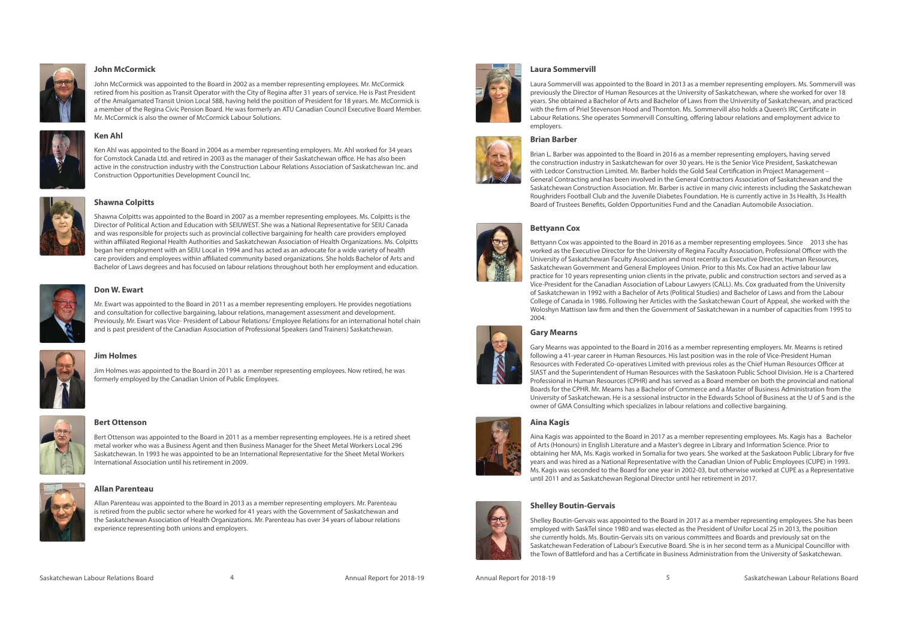### John McCormick

John McCormick was appointed to the Board in 2002 as a member representing employees. Mr. McCormick retired from his position as Transit Operator with the City of Regina after 31 years of service. He is Past President of the Amalgamated Transit Union Local 588, having held the position of President for 18 years. Mr. McCormick is a member of the Regina Civic Pension Board. He was formerly an ATU Canadian Council Executive Board Member. Mr. McCormick is also the owner of McCormick Labour Solutions.

### Ken Ahl

Ken Ahl was appointed to the Board in 2004 as a member representing employers. Mr. Ahl worked for 34 years for Comstock Canada Ltd. and retired in 2003 as the manager of their Saskatchewan office. He has also been active in the construction industry with the Construction Labour Relations Association of Saskatchewan Inc. and Construction Opportunities Development Council Inc.

### Shawna Colpitts

Shawna Colpitts was appointed to the Board in 2007 as a member representing employees. Ms. Colpitts is the Director of Political Action and Education with SEIUWEST. She was a National Representative for SEIU Canada and was responsible for projects such as provincial collective bargaining for health care providers employed within affiliated Regional Health Authorities and Saskatchewan Association of Health Organizations. Ms. Colpitts began her employment with an SEIU Local in 1994 and has acted as an advocate for a wide variety of health care providers and employees within affiliated community based organizations. She holds Bachelor of Arts and Bachelor of Laws degrees and has focused on labour relations throughout both her employment and education.

### Don W. Ewart

Mr. Ewart was appointed to the Board in 2011 as a member representing employers. He provides negotiations and consultation for collective bargaining, labour relations, management assessment and development. Previously, Mr. Ewart was Vice- President of Labour Relations/ Employee Relations for an international hotel chain and is past president of the Canadian Association of Professional Speakers (and Trainers) Saskatchewan.

### Jim Holmes

Jim Holmes was appointed to the Board in 2011 as a member representing employees. Now retired, he was formerly employed by the Canadian Union of Public Employees.

### Bert Ottenson

Bert Ottenson was appointed to the Board in 2011 as a member representing employees. He is a retired sheet metal worker who was a Business Agent and then Business Manager for the Sheet Metal Workers Local 296 Saskatchewan. In 1993 he was appointed to be an International Representative for the Sheet Metal Workers International Association until his retirement in 2009.

### Allan Parenteau

Allan Parenteau was appointed to the Board in 2013 as a member representing employers. Mr. Parenteau is retired from the public sector where he worked for 41 years with the Government of Saskatchewan and the Saskatchewan Association of Health Organizations. Mr. Parenteau has over 34 years of labour relations experience representing both unions and employers.

### Laura Sommervill

Laura Sommervill was appointed to the Board in 2013 as a member representing employers. Ms. Sommervill was previously the Director of Human Resources at the University of Saskatchewan, where she worked for over 18 years. She obtained a Bachelor of Arts and Bachelor of Laws from the University of Saskatchewan, and practiced with the firm of Priel Stevenson Hood and Thornton. Ms. Sommervill also holds a Queen's IRC Certificate in Labour Relations. She operates Sommervill Consulting, offering labour relations and employment advice to employers.

### Brian Barber

Brian L. Barber was appointed to the Board in 2016 as a member representing employers, having served the construction industry in Saskatchewan for over 30 years. He is the Senior Vice President, Saskatchewan with Ledcor Construction Limited. Mr. Barber holds the Gold Seal Certification in Project Management – General Contracting and has been involved in the General Contractors Association of Saskatchewan and the Saskatchewan Construction Association. Mr. Barber is active in many civic interests including the Saskatchewan Roughriders Football Club and the Juvenile Diabetes Foundation. He is currently active in 3s Health, 3s Health Board of Trustees Benefits, Golden Opportunities Fund and the Canadian Automobile Association.

### Bettyann Cox

Bettyann Cox was appointed to the Board in 2016 as a member representing employees. Since 2013 she has worked as the Executive Director for the University of Regina Faculty Association, Professional Officer with the University of Saskatchewan Faculty Association and most recently as Executive Director, Human Resources, Saskatchewan Government and General Employees Union. Prior to this Ms. Cox had an active labour law practice for 10 years representing union clients in the private, public and construction sectors and served as a Vice-President for the Canadian Association of Labour Lawyers (CALL). Ms. Cox graduated from the University of Saskatchewan in 1992 with a Bachelor of Arts (Political Studies) and Bachelor of Laws and from the Labour College of Canada in 1986. Following her Articles with the Saskatchewan Court of Appeal, she worked with the Woloshyn Mattison law firm and then the Government of Saskatchewan in a number of capacities from 1995 to 2004.

### Gary Mearns

Gary Mearns was appointed to the Board in 2016 as a member representing employers. Mr. Mearns is retired following a 41-year career in Human Resources. His last position was in the role of Vice-President Human Resources with Federated Co-operatives Limited with previous roles as the Chief Human Resources Officer at SIAST and the Superintendent of Human Resources with the Saskatoon Public School Division. He is a Chartered Professional in Human Resources (CPHR) and has served as a Board member on both the provincial and national Boards for the CPHR. Mr. Mearns has a Bachelor of Commerce and a Master of Business Administration from the University of Saskatchewan. He is a sessional instructor in the Edwards School of Business at the U of S and is the owner of GMA Consulting which specializes in labour relations and collective bargaining.

### Aina Kagis

Aina Kagis was appointed to the Board in 2017 as a member representing employees. Ms. Kagis has a Bachelor of Arts (Honours) in English Literature and a Master's degree in Library and Information Science. Prior to obtaining her MA, Ms. Kagis worked in Somalia for two years. She worked at the Saskatoon Public Library for five years and was hired as a National Representative with the Canadian Union of Public Employees (CUPE) in 1993. Ms. Kagis was seconded to the Board for one year in 2002-03, but otherwise worked at CUPE as a Representative until 2011 and as Saskatchewan Regional Director until her retirement in 2017.

### Shelley Boutin-Gervais

Shelley Boutin-Gervais was appointed to the Board in 2017 as a member representing employees. She has been employed with SaskTel since 1980 and was elected as the President of Unifor Local 2S in 2013, the position she currently holds. Ms. Boutin-Gervais sits on various committees and Boards and previously sat on the Saskatchewan Federation of Labour's Executive Board. She is in her second term as a Municipal Councillor with the Town of Battleford and has a Certificate in Business Administration from the University of Saskatchewan.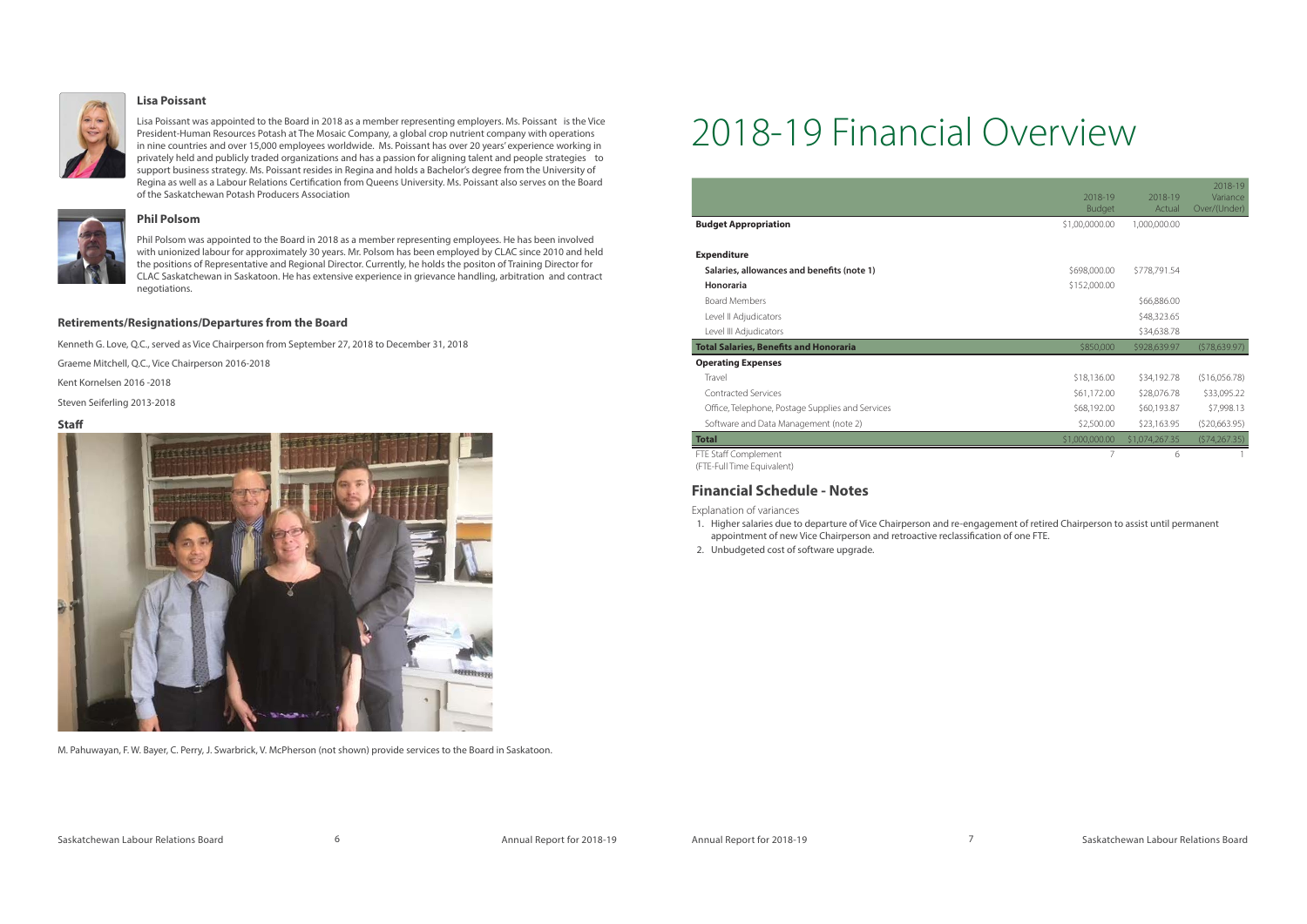### Lisa Poissant

Lisa Poissant was appointed to the Board in 2018 as a member representing employers. Ms. Poissant is the Vice President-Human Resources Potash at The Mosaic Company, a global crop nutrient company with operations in nine countries and over 15,000 employees worldwide. Ms. Poissant has over 20 years' experience working in privately held and publicly traded organizations and has a passion for aligning talent and people strategies to support business strategy. Ms. Poissant resides in Regina and holds a Bachelor's degree from the University of Regina as well as a Labour Relations Certification from Queens University. Ms. Poissant also serves on the Board of the Saskatchewan Potash Producers Association

### Phil Polsom

Phil Polsom was appointed to the Board in 2018 as a member representing employees. He has been involved with unionized labour for approximately 30 years. Mr. Polsom has been employed by CLAC since 2010 and held the positions of Representative and Regional Director. Currently, he holds the positon of Training Director for CLAC Saskatchewan in Saskatoon. He has extensive experience in grievance handling, arbitration and contract negotiations.

### Retirements/Resignations/Departures from the Board

Kenneth G. Love, Q.C., served as Vice Chairperson from September 27, 2018 to December 31, 2018

Graeme Mitchell, Q.C., Vice Chairperson 2016-2018

Kent Kornelsen 2016 -2018

Steven Seiferling 2013-2018

### Staff

M. Pahuwayan, F. W. Bayer, C. Perry, J. Swarbrick, V. McPherson (not shown) provide services to the Board in Saskatoon.

# 2018-19 Financial Overview

| | 2018-19 Budget | 2018-19 Actual | 2018-19 Variance Over/(Under) |
|---|---|---|---|
| **Budget Appropriation** | $1,00,0000.00 | 1,000,000.00 | |
| | | | |
| **Expenditure** | | | |
| **Salaries, allowances and benefits (note 1)** | $698,000.00 | $778,791.54 | |
| **Honoraria** | $152,000.00 | | |
| Board Members | | $66,886.00 | |
| Level II Adjudicators | | $48,323.65 | |
| Level III Adjudicators | | $34,638.78 | |
| **Total Salaries, Benefits and Honoraria** | $850,000 | $928,639.97 | ($78,639.97) |
| **Operating Expenses** | | | |
| Travel | $18,136.00 | $34,192.78 | ($16,056.78) |
| Contracted Services | $61,172.00 | $28,076.78 | $33,095.22 |
| Office, Telephone, Postage Supplies and Services | $68,192.00 | $60,193.87 | $7,998.13 |
| Software and Data Management (note 2) | $2,500.00 | $23,163.95 | ($20,663.95) |
| **Total** | $1,000,000.00 | $1,074,267.35 | ($74,267.35) |
| FTE Staff Complement (FTE-Full Time Equivalent) | 7 | 6 | 1 |

## Financial Schedule - Notes

Explanation of variances

1. Higher salaries due to departure of Vice Chairperson and re-engagement of retired Chairperson to assist until permanent appointment of new Vice Chairperson and retroactive reclassification of one FTE.
2. Unbudgeted cost of software upgrade.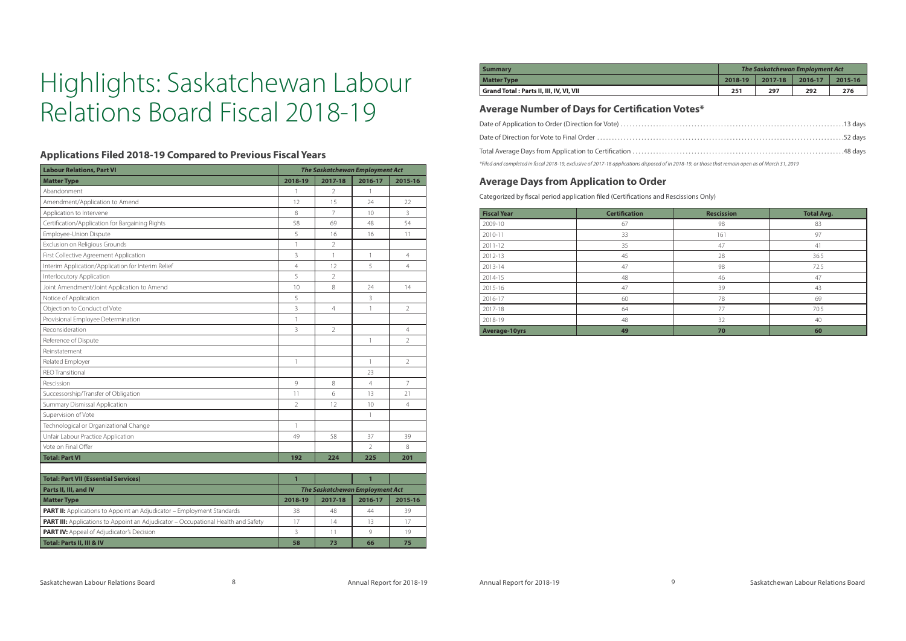# Highlights: Saskatchewan Labour Relations Board Fiscal 2018-19

## Applications Filed 2018-19 Compared to Previous Fiscal Years

| Labour Relations, Part VI | The Saskatchewan Employment Act | | | |
|---|---|---|---|---|
| **Matter Type** | **2018-19** | **2017-18** | **2016-17** | **2015-16** |
| Abandonment | 1 | 2 | 1 | |
| Amendment/Application to Amend | 12 | 15 | 24 | 22 |
| Application to Intervene | 8 | 7 | 10 | 3 |
| Certification/Application for Bargaining Rights | 58 | 69 | 48 | 54 |
| Employee-Union Dispute | 5 | 16 | 16 | 11 |
| Exclusion on Religious Grounds | 1 | 2 | | |
| First Collective Agreement Application | 3 | 1 | 1 | 4 |
| Interim Application/Application for Interim Relief | 4 | 12 | 5 | 4 |
| Interlocutory Application | 5 | 2 | | |
| Joint Amendment/Joint Application to Amend | 10 | 8 | 24 | 14 |
| Notice of Application | 5 | | 3 | |
| Objection to Conduct of Vote | 3 | 4 | 1 | 2 |
| Provisional Employee Determination | 1 | | | |
| Reconsideration | 3 | 2 | | 4 |
| Reference of Dispute | | | 1 | 2 |
| Reinstatement | | | | |
| Related Employer | 1 | | 1 | 2 |
| REO Transitional | | | 23 | |
| Rescission | 9 | 8 | 4 | 7 |
| Successorship/Transfer of Obligation | 11 | 6 | 13 | 21 |
| Summary Dismissal Application | 2 | 12 | 10 | 4 |
| Supervision of Vote | | | 1 | |
| Technological or Organizational Change | 1 | | | |
| Unfair Labour Practice Application | 49 | 58 | 37 | 39 |
| Vote on Final Offer | | | 2 | 8 |
| **Total: Part VI** | **192** | **224** | **225** | **201** |
| | | | | |
| **Total: Part VII (Essential Services)** | **1** | | **1** | |

| Parts II, III, and IV | The Saskatchewan Employment Act | | | |
|---|---|---|---|---|
| **Matter Type** | **2018-19** | **2017-18** | **2016-17** | **2015-16** |
| **PART II:** Applications to Appoint an Adjudicator – Employment Standards | 38 | 48 | 44 | 39 |
| **PART III:** Applications to Appoint an Adjudicator – Occupational Health and Safety | 17 | 14 | 13 | 17 |
| **PART IV:** Appeal of Adjudicator's Decision | 3 | 11 | 9 | 19 |
| **Total: Parts II, III & IV** | **58** | **73** | **66** | **75** |

| Summary | The Saskatchewan Employment Act | | | |
|---|---|---|---|---|
| **Matter Type** | **2018-19** | **2017-18** | **2016-17** | **2015-16** |
| **Grand Total : Parts II, III, IV, VI, VII** | **251** | **297** | **292** | **276** |

## Average Number of Days for Certification Votes*

Date of Application to Order (Direction for Vote) ........ 13 days

Date of Direction for Vote to Final Order ........ 52 days

Total Average Days from Application to Certification ........ 48 days

*Filed and completed in fiscal 2018-19, exclusive of 2017-18 applications disposed of in 2018-19, or those that remain open as of March 31, 2019*

## Average Days from Application to Order

Categorized by fiscal period application filed (Certifications and Rescissions Only)

| Fiscal Year | Certification | Rescission | Total Avg. |
|---|---|---|---|
| 2009-10 | 67 | 98 | 83 |
| 2010-11 | 33 | 161 | 97 |
| 2011-12 | 35 | 47 | 41 |
| 2012-13 | 45 | 28 | 36.5 |
| 2013-14 | 47 | 98 | 72.5 |
| 2014-15 | 48 | 46 | 47 |
| 2015-16 | 47 | 39 | 43 |
| 2016-17 | 60 | 78 | 69 |
| 2017-18 | 64 | 77 | 70.5 |
| 2018-19 | 48 | 32 | 40 |
| **Average-10yrs** | **49** | **70** | **60** |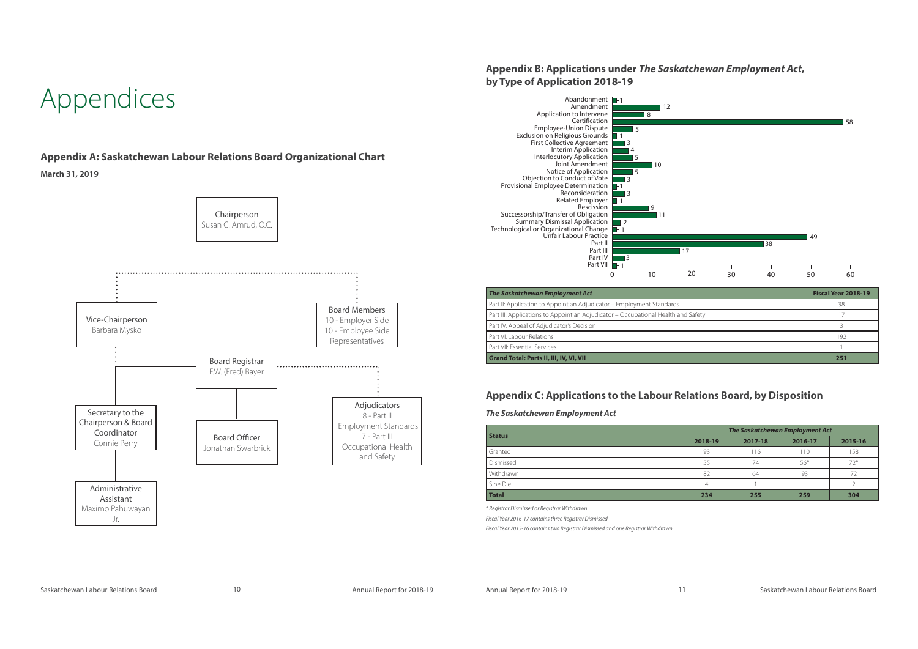# Appendices

## Appendix A: Saskatchewan Labour Relations Board Organizational Chart

**March 31, 2019**

- Chairperson — Susan C. Amrud, Q.C.
- Vice-Chairperson — Barbara Mysko
- Board Members — 10 - Employer Side, 10 - Employee Side Representatives
- Board Registrar — F.W. (Fred) Bayer
- Secretary to the Chairperson & Board Coordinator — Connie Perry
- Board Officer — Jonathan Swarbrick
- Adjudicators — 8 - Part II Employment Standards, 7 - Part III Occupational Health and Safety
- Administrative Assistant — Maximo Pahuwayan Jr.

## Appendix B: Applications under *The Saskatchewan Employment Act*, by Type of Application 2018-19

| Type of Application | Number |
|---|---|
| Abandonment | 1 |
| Amendment | 12 |
| Application to Intervene | 8 |
| Certification | 58 |
| Employee-Union Dispute | 5 |
| Exclusion on Religious Grounds | 1 |
| First Collective Agreement | 3 |
| Interim Application | 4 |
| Interlocutory Application | 5 |
| Joint Amendment | 10 |
| Notice of Application | 5 |
| Objection to Conduct of Vote | 3 |
| Provisional Employee Determination | 1 |
| Reconsideration | 3 |
| Related Employer | 1 |
| Rescission | 9 |
| Successorship/Transfer of Obligation | 11 |
| Summary Dismissal Application | 2 |
| Technological or Organizational Change | 1 |
| Unfair Labour Practice | 49 |
| Part II | 38 |
| Part III | 17 |
| Part IV | 3 |
| Part VII | 1 |

| *The Saskatchewan Employment Act* | Fiscal Year 2018-19 |
|---|---|
| Part II: Application to Appoint an Adjudicator – Employment Standards | 38 |
| Part III: Applications to Appoint an Adjudicator – Occupational Health and Safety | 17 |
| Part IV: Appeal of Adjudicator's Decision | 3 |
| Part VI: Labour Relations | 192 |
| Part VII: Essential Services | 1 |
| **Grand Total: Parts II, III, IV, VI, VII** | **251** |

## Appendix C: Applications to the Labour Relations Board, by Disposition

***The Saskatchewan Employment Act***

| Status | *The Saskatchewan Employment Act* | | | |
|---|---|---|---|---|
| | 2018-19 | 2017-18 | 2016-17 | 2015-16 |
| Granted | 93 | 116 | 110 | 158 |
| Dismissed | 55 | 74 | 56* | 72* |
| Withdrawn | 82 | 64 | 93 | 72 |
| Sine Die | 4 | 1 | | 2 |
| **Total** | **234** | **255** | **259** | **304** |

*\* Registrar Dismissed or Registrar Withdrawn*

*Fiscal Year 2016-17 contains three Registrar Dismissed*

*Fiscal Year 2015-16 contains two Registrar Dismissed and one Registrar Withdrawn*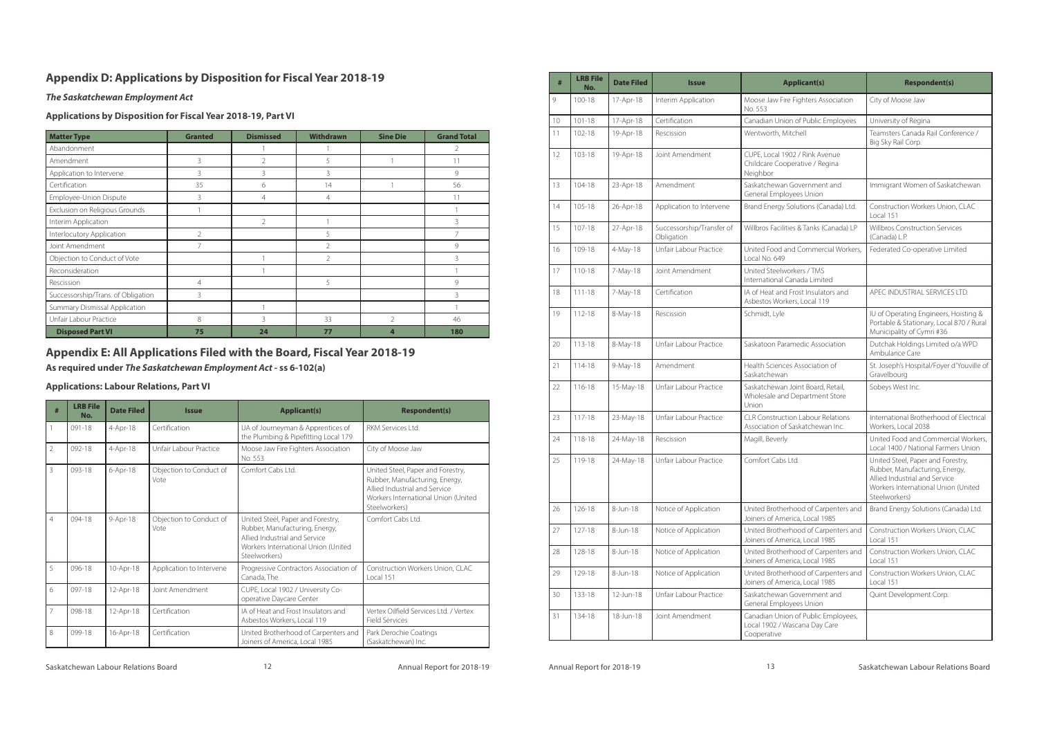## Appendix D: Applications by Disposition for Fiscal Year 2018-19

***The Saskatchewan Employment Act***

### Applications by Disposition for Fiscal Year 2018-19, Part VI

| Matter Type | Granted | Dismissed | Withdrawn | Sine Die | Grand Total |
|---|---|---|---|---|---|
| Abandonment | | 1 | 1 | | 2 |
| Amendment | 3 | 2 | 5 | 1 | 11 |
| Application to Intervene | 3 | 3 | 3 | | 9 |
| Certification | 35 | 6 | 14 | 1 | 56 |
| Employee-Union Dispute | 3 | 4 | 4 | | 11 |
| Exclusion on Religious Grounds | 1 | | | | 1 |
| Interim Application | | 2 | 1 | | 3 |
| Interlocutory Application | 2 | | 5 | | 7 |
| Joint Amendment | 7 | | 2 | | 9 |
| Objection to Conduct of Vote | | 1 | 2 | | 3 |
| Reconsideration | | 1 | | | 1 |
| Rescission | 4 | | 5 | | 9 |
| Successorship/Trans. of Obligation | 3 | | | | 3 |
| Summary Dismissal Application | | 1 | | | 1 |
| Unfair Labour Practice | 8 | 3 | 33 | 2 | 46 |
| **Disposed Part VI** | **75** | **24** | **77** | **4** | **180** |

## Appendix E: All Applications Filed with the Board, Fiscal Year 2018-19

**As required under *The Saskatchewan Employment Act* - ss 6-102(a)**

### Applications: Labour Relations, Part VI

| # | LRB File No. | Date Filed | Issue | Applicant(s) | Respondent(s) |
|---|---|---|---|---|---|
| 1 | 091-18 | 4-Apr-18 | Certification | UA of Journeyman & Apprentices of the Plumbing & Pipefitting Local 179 | RKM Services Ltd. |
| 2 | 092-18 | 4-Apr-18 | Unfair Labour Practice | Moose Jaw Fire Fighters Association No. 553 | City of Moose Jaw |
| 3 | 093-18 | 6-Apr-18 | Objection to Conduct of Vote | Comfort Cabs Ltd. | United Steel, Paper and Forestry, Rubber, Manufacturing, Energy, Allied Industrial and Service Workers International Union (United Steelworkers) |
| 4 | 094-18 | 9-Apr-18 | Objection to Conduct of Vote | United Steel, Paper and Forestry, Rubber, Manufacturing, Energy, Allied Industrial and Service Workers International Union (United Steelworkers) | Comfort Cabs Ltd. |
| 5 | 096-18 | 10-Apr-18 | Application to Intervene | Progressive Contractors Association of Canada, The | Construction Workers Union, CLAC Local 151 |
| 6 | 097-18 | 12-Apr-18 | Joint Amendment | CUPE, Local 1902 / University Co-operative Daycare Center | |
| 7 | 098-18 | 12-Apr-18 | Certification | IA of Heat and Frost Insulators and Asbestos Workers, Local 119 | Vertex Oilfield Services Ltd. / Vertex Field Services |
| 8 | 099-18 | 16-Apr-18 | Certification | United Brotherhood of Carpenters and Joiners of America, Local 1985 | Park Derochie Coatings (Saskatchewan) Inc. |
| 9 | 100-18 | 17-Apr-18 | Interim Application | Moose Jaw Fire Fighters Association No. 553 | City of Moose Jaw |
| 10 | 101-18 | 17-Apr-18 | Certification | Canadian Union of Public Employees | University of Regina |
| 11 | 102-18 | 19-Apr-18 | Rescission | Wentworth, Mitchell | Teamsters Canada Rail Conference / Big Sky Rail Corp. |
| 12 | 103-18 | 19-Apr-18 | Joint Amendment | CUPE, Local 1902 / Rink Avenue Childcare Cooperative / Regina Neighbor | |
| 13 | 104-18 | 23-Apr-18 | Amendment | Saskatchewan Government and General Employees Union | Immigrant Women of Saskatchewan |
| 14 | 105-18 | 26-Apr-18 | Application to Intervene | Brand Energy Solutions (Canada) Ltd. | Construction Workers Union, CLAC Local 151 |
| 15 | 107-18 | 27-Apr-18 | Successorship/Transfer of Obligation | Willbros Facilities & Tanks (Canada) LP | Willbros Construction Services (Canada) L.P. |
| 16 | 109-18 | 4-May-18 | Unfair Labour Practice | United Food and Commercial Workers, Local No. 649 | Federated Co-operative Limited |
| 17 | 110-18 | 7-May-18 | Joint Amendment | United Steelworkers / TMS International Canada Limited | |
| 18 | 111-18 | 7-May-18 | Certification | IA of Heat and Frost Insulators and Asbestos Workers, Local 119 | APEC INDUSTRIAL SERVICES LTD. |
| 19 | 112-18 | 8-May-18 | Rescission | Schmidt, Lyle | IU of Operating Engineers, Hoisting & Portable & Stationary, Local 870 / Rural Municipality of Cymri #36 |
| 20 | 113-18 | 8-May-18 | Unfair Labour Practice | Saskatoon Paramedic Association | Dutchak Holdings Limited o/a WPD Ambulance Care |
| 21 | 114-18 | 9-May-18 | Amendment | Health Sciences Association of Saskatchewan | St. Joseph's Hospital/Foyer d'Youville of Gravelbourg |
| 22 | 116-18 | 15-May-18 | Unfair Labour Practice | Saskatchewan Joint Board, Retail, Wholesale and Department Store Union | Sobeys West Inc. |
| 23 | 117-18 | 23-May-18 | Unfair Labour Practice | CLR Construction Labour Relations Association of Saskatchewan Inc. | International Brotherhood of Electrical Workers, Local 2038 |
| 24 | 118-18 | 24-May-18 | Rescission | Magill, Beverly | United Food and Commercial Workers, Local 1400 / National Farmers Union |
| 25 | 119-18 | 24-May-18 | Unfair Labour Practice | Comfort Cabs Ltd. | United Steel, Paper and Forestry, Rubber, Manufacturing, Energy, Allied Industrial and Service Workers International Union (United Steelworkers) |
| 26 | 126-18 | 8-Jun-18 | Notice of Application | United Brotherhood of Carpenters and Joiners of America, Local 1985 | Brand Energy Solutions (Canada) Ltd. |
| 27 | 127-18 | 8-Jun-18 | Notice of Application | United Brotherhood of Carpenters and Joiners of America, Local 1985 | Construction Workers Union, CLAC Local 151 |
| 28 | 128-18 | 8-Jun-18 | Notice of Application | United Brotherhood of Carpenters and Joiners of America, Local 1985 | Construction Workers Union, CLAC Local 151 |
| 29 | 129-18 | 8-Jun-18 | Notice of Application | United Brotherhood of Carpenters and Joiners of America, Local 1985 | Construction Workers Union, CLAC Local 151 |
| 30 | 133-18 | 12-Jun-18 | Unfair Labour Practice | Saskatchewan Government and General Employees Union | Quint Development Corp. |
| 31 | 134-18 | 18-Jun-18 | Joint Amendment | Canadian Union of Public Employees, Local 1902 / Wascana Day Care Cooperative | |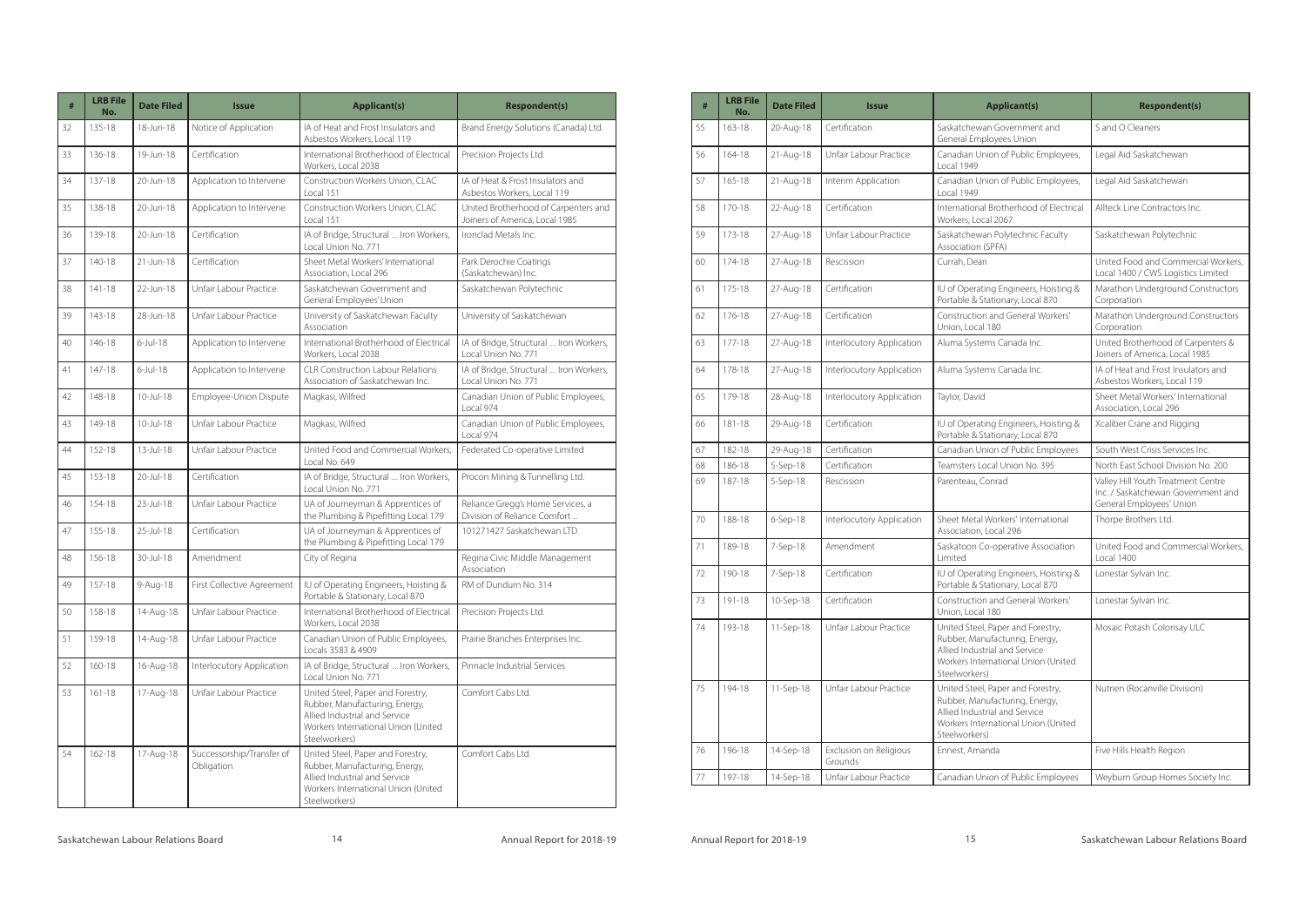| # | LRB File No. | Date Filed | Issue | Applicant(s) | Respondent(s) |
|---|---|---|---|---|---|
| 32 | 135-18 | 18-Jun-18 | Notice of Application | IA of Heat and Frost Insulators and Asbestos Workers, Local 119 | Brand Energy Solutions (Canada) Ltd. |
| 33 | 136-18 | 19-Jun-18 | Certification | International Brotherhood of Electrical Workers, Local 2038 | Precision Projects Ltd. |
| 34 | 137-18 | 20-Jun-18 | Application to Intervene | Construction Workers Union, CLAC Local 151 | IA of Heat & Frost Insulators and Asbestos Workers, Local 119 |
| 35 | 138-18 | 20-Jun-18 | Application to Intervene | Construction Workers Union, CLAC Local 151 | United Brotherhood of Carpenters and Joiners of America, Local 1985 |
| 36 | 139-18 | 20-Jun-18 | Certification | IA of Bridge, Structural .... Iron Workers, Local Union No. 771 | Ironclad Metals Inc. |
| 37 | 140-18 | 21-Jun-18 | Certification | Sheet Metal Workers' International Association, Local 296 | Park Derochie Coatings (Saskatchewan) Inc. |
| 38 | 141-18 | 22-Jun-18 | Unfair Labour Practice | Saskatchewan Government and General Employees' Union | Saskatchewan Polytechnic |
| 39 | 143-18 | 28-Jun-18 | Unfair Labour Practice | University of Saskatchewan Faculty Association | University of Saskatchewan |
| 40 | 146-18 | 6-Jul-18 | Application to Intervene | International Brotherhood of Electrical Workers, Local 2038 | IA of Bridge, Structural .... Iron Workers, Local Union No. 771 |
| 41 | 147-18 | 6-Jul-18 | Application to Intervene | CLR Construction Labour Relations Association of Saskatchewan Inc. | IA of Bridge, Structural .... Iron Workers, Local Union No. 771 |
| 42 | 148-18 | 10-Jul-18 | Employee-Union Dispute | Magkasi, Wilfred | Canadian Union of Public Employees, Local 974 |
| 43 | 149-18 | 10-Jul-18 | Unfair Labour Practice | Magkasi, Wilfred | Canadian Union of Public Employees, Local 974 |
| 44 | 152-18 | 13-Jul-18 | Unfair Labour Practice | United Food and Commercial Workers, Local No. 649 | Federated Co-operative Limited |
| 45 | 153-18 | 20-Jul-18 | Certification | IA of Bridge, Structural .... Iron Workers, Local Union No. 771 | Procon Mining & Tunnelling Ltd. |
| 46 | 154-18 | 23-Jul-18 | Unfair Labour Practice | UA of Journeyman & Apprentices of the Plumbing & Pipefitting Local 179 | Reliance Gregg's Home Services, a Division of Reliance Comfort ... |
| 47 | 155-18 | 25-Jul-18 | Certification | UA of Journeyman & Apprentices of the Plumbing & Pipefitting Local 179 | 101271427 Saskatchewan LTD. |
| 48 | 156-18 | 30-Jul-18 | Amendment | City of Regina | Regina Civic Middle Management Association |
| 49 | 157-18 | 9-Aug-18 | First Collective Agreement | IU of Operating Engineers, Hoisting & Portable & Stationary, Local 870 | RM of Dundurn No. 314 |
| 50 | 158-18 | 14-Aug-18 | Unfair Labour Practice | International Brotherhood of Electrical Workers, Local 2038 | Precision Projects Ltd. |
| 51 | 159-18 | 14-Aug-18 | Unfair Labour Practice | Canadian Union of Public Employees, Locals 3583 & 4909 | Prairie Branches Enterprises Inc. |
| 52 | 160-18 | 16-Aug-18 | Interlocutory Application | IA of Bridge, Structural .... Iron Workers, Local Union No. 771 | Pinnacle Industrial Services |
| 53 | 161-18 | 17-Aug-18 | Unfair Labour Practice | United Steel, Paper and Forestry, Rubber, Manufacturing, Energy, Allied Industrial and Service Workers International Union (United Steelworkers) | Comfort Cabs Ltd. |
| 54 | 162-18 | 17-Aug-18 | Successorship/Transfer of Obligation | United Steel, Paper and Forestry, Rubber, Manufacturing, Energy, Allied Industrial and Service Workers International Union (United Steelworkers) | Comfort Cabs Ltd. |
| 55 | 163-18 | 20-Aug-18 | Certification | Saskatchewan Government and General Employees Union | S and O Cleaners |
| 56 | 164-18 | 21-Aug-18 | Unfair Labour Practice | Canadian Union of Public Employees, Local 1949 | Legal Aid Saskatchewan |
| 57 | 165-18 | 21-Aug-18 | Interim Application | Canadian Union of Public Employees, Local 1949 | Legal Aid Saskatchewan |
| 58 | 170-18 | 22-Aug-18 | Certification | International Brotherhood of Electrical Workers, Local 2067 | Allteck Line Contractors Inc. |
| 59 | 173-18 | 27-Aug-18 | Unfair Labour Practice | Saskatchewan Polytechnic Faculty Association (SPFA) | Saskatchewan Polytechnic |
| 60 | 174-18 | 27-Aug-18 | Rescission | Currah, Dean | United Food and Commercial Workers, Local 1400 / CWS Logistics Limited |
| 61 | 175-18 | 27-Aug-18 | Certification | IU of Operating Engineers, Hoisting & Portable & Stationary, Local 870 | Marathon Underground Constructors Corporation |
| 62 | 176-18 | 27-Aug-18 | Certification | Construction and General Workers' Union, Local 180 | Marathon Underground Constructors Corporation |
| 63 | 177-18 | 27-Aug-18 | Interlocutory Application | Aluma Systems Canada Inc. | United Brotherhood of Carpenters & Joiners of America, Local 1985 |
| 64 | 178-18 | 27-Aug-18 | Interlocutory Application | Aluma Systems Canada Inc. | IA of Heat and Frost Insulators and Asbestos Workers, Local 119 |
| 65 | 179-18 | 28-Aug-18 | Interlocutory Application | Taylor, David | Sheet Metal Workers' International Association, Local 296 |
| 66 | 181-18 | 29-Aug-18 | Certification | IU of Operating Engineers, Hoisting & Portable & Stationary, Local 870 | Xcaliber Crane and Rigging |
| 67 | 182-18 | 29-Aug-18 | Certification | Canadian Union of Public Employees | South West Crisis Services Inc. |
| 68 | 186-18 | 5-Sep-18 | Certification | Teamsters Local Union No. 395 | North East School Division No. 200 |
| 69 | 187-18 | 5-Sep-18 | Rescission | Parenteau, Conrad | Valley Hill Youth Treatment Centre Inc. / Saskatchewan Government and General Employees' Union |
| 70 | 188-18 | 6-Sep-18 | Interlocutory Application | Sheet Metal Workers' International Association, Local 296 | Thorpe Brothers Ltd. |
| 71 | 189-18 | 7-Sep-18 | Amendment | Saskatoon Co-operative Association Limited | United Food and Commercial Workers, Local 1400 |
| 72 | 190-18 | 7-Sep-18 | Certification | IU of Operating Engineers, Hoisting & Portable & Stationary, Local 870 | Lonestar Sylvan Inc. |
| 73 | 191-18 | 10-Sep-18 | Certification | Construction and General Workers' Union, Local 180 | Lonestar Sylvan Inc. |
| 74 | 193-18 | 11-Sep-18 | Unfair Labour Practice | United Steel, Paper and Forestry, Rubber, Manufacturing, Energy, Allied Industrial and Service Workers International Union (United Steelworkers) | Mosaic Potash Colonsay ULC |
| 75 | 194-18 | 11-Sep-18 | Unfair Labour Practice | United Steel, Paper and Forestry, Rubber, Manufacturing, Energy, Allied Industrial and Service Workers International Union (United Steelworkers) | Nutrien (Rocanville Division) |
| 76 | 196-18 | 14-Sep-18 | Exclusion on Religious Grounds | Ennest, Amanda | Five Hills Health Region |
| 77 | 197-18 | 14-Sep-18 | Unfair Labour Practice | Canadian Union of Public Employees | Weyburn Group Homes Society Inc. |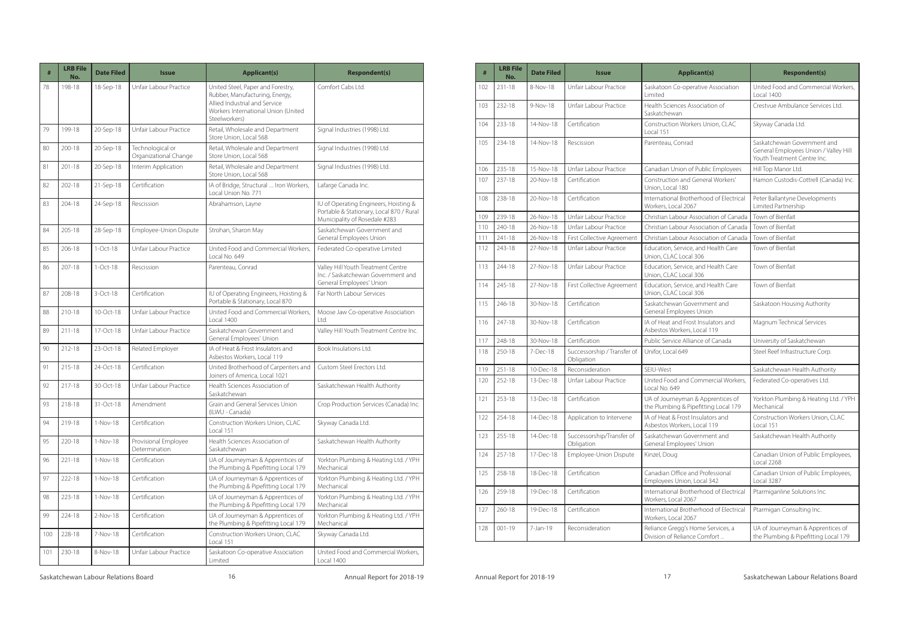| # | LRB File No. | Date Filed | Issue | Applicant(s) | Respondent(s) |
|---|---|---|---|---|---|
| 78 | 198-18 | 18-Sep-18 | Unfair Labour Practice | United Steel, Paper and Forestry, Rubber, Manufacturing, Energy, Allied Industrial and Service Workers International Union (United Steelworkers) | Comfort Cabs Ltd. |
| 79 | 199-18 | 20-Sep-18 | Unfair Labour Practice | Retail, Wholesale and Department Store Union, Local 568 | Signal Industries (1998) Ltd. |
| 80 | 200-18 | 20-Sep-18 | Technological or Organizational Change | Retail, Wholesale and Department Store Union, Local 568 | Signal Industries (1998) Ltd. |
| 81 | 201-18 | 20-Sep-18 | Interim Application | Retail, Wholesale and Department Store Union, Local 568 | Signal Industries (1998) Ltd. |
| 82 | 202-18 | 21-Sep-18 | Certification | IA of Bridge, Structural ... Iron Workers, Local Union No. 771 | Lafarge Canada Inc. |
| 83 | 204-18 | 24-Sep-18 | Rescission | Abrahamson, Layne | IU of Operating Engineers, Hoisting & Portable & Stationary, Local 870 / Rural Municipality of Rosedale #283 |
| 84 | 205-18 | 28-Sep-18 | Employee-Union Dispute | Strohan, Sharon May | Saskatchewan Government and General Employees Union |
| 85 | 206-18 | 1-Oct-18 | Unfair Labour Practice | United Food and Commercial Workers, Local No. 649 | Federated Co-operative Limited |
| 86 | 207-18 | 1-Oct-18 | Rescission | Parenteau, Conrad | Valley Hill Youth Treatment Centre Inc. / Saskatchewan Government and General Employees' Union |
| 87 | 208-18 | 3-Oct-18 | Certification | IU of Operating Engineers, Hoisting & Portable & Stationary, Local 870 | Far North Labour Services |
| 88 | 210-18 | 10-Oct-18 | Unfair Labour Practice | United Food and Commercial Workers, Local 1400 | Moose Jaw Co-operative Association Ltd. |
| 89 | 211-18 | 17-Oct-18 | Unfair Labour Practice | Saskatchewan Government and General Employees' Union | Valley Hill Youth Treatment Centre Inc. |
| 90 | 212-18 | 23-Oct-18 | Related Employer | IA of Heat & Frost Insulators and Asbestos Workers, Local 119 | Book Insulations Ltd. |
| 91 | 215-18 | 24-Oct-18 | Certification | United Brotherhood of Carpenters and Joiners of America, Local 1021 | Custom Steel Erectors Ltd. |
| 92 | 217-18 | 30-Oct-18 | Unfair Labour Practice | Health Sciences Association of Saskatchewan | Saskatchewan Health Authority |
| 93 | 218-18 | 31-Oct-18 | Amendment | Grain and General Services Union (ILWU - Canada) | Crop Production Services (Canada) Inc. |
| 94 | 219-18 | 1-Nov-18 | Certification | Construction Workers Union, CLAC Local 151 | Skyway Canada Ltd. |
| 95 | 220-18 | 1-Nov-18 | Provisional Employee Determination | Health Sciences Association of Saskatchewan | Saskatchewan Health Authority |
| 96 | 221-18 | 1-Nov-18 | Certification | UA of Journeyman & Apprentices of the Plumbing & Pipefitting Local 179 | Yorkton Plumbing & Heating Ltd. / YPH Mechanical |
| 97 | 222-18 | 1-Nov-18 | Certification | UA of Journeyman & Apprentices of the Plumbing & Pipefitting Local 179 | Yorkton Plumbing & Heating Ltd. / YPH Mechanical |
| 98 | 223-18 | 1-Nov-18 | Certification | UA of Journeyman & Apprentices of the Plumbing & Pipefitting Local 179 | Yorkton Plumbing & Heating Ltd. / YPH Mechanical |
| 99 | 224-18 | 2-Nov-18 | Certification | UA of Journeyman & Apprentices of the Plumbing & Pipefitting Local 179 | Yorkton Plumbing & Heating Ltd. / YPH Mechanical |
| 100 | 228-18 | 7-Nov-18 | Certification | Construction Workers Union, CLAC Local 151 | Skyway Canada Ltd. |
| 101 | 230-18 | 8-Nov-18 | Unfair Labour Practice | Saskatoon Co-operative Association Limited | United Food and Commercial Workers, Local 1400 |
| 102 | 231-18 | 8-Nov-18 | Unfair Labour Practice | Saskatoon Co-operative Association Limited | United Food and Commercial Workers, Local 1400 |
| 103 | 232-18 | 9-Nov-18 | Unfair Labour Practice | Health Sciences Association of Saskatchewan | Crestvue Ambulance Services Ltd. |
| 104 | 233-18 | 14-Nov-18 | Certification | Construction Workers Union, CLAC Local 151 | Skyway Canada Ltd. |
| 105 | 234-18 | 14-Nov-18 | Rescission | Parenteau, Conrad | Saskatchewan Government and General Employees Union / Valley Hill Youth Treatment Centre Inc. |
| 106 | 235-18 | 15-Nov-18 | Unfair Labour Practice | Canadian Union of Public Employees | Hill Top Manor Ltd. |
| 107 | 237-18 | 20-Nov-18 | Certification | Construction and General Workers' Union, Local 180 | Hamon Custodis-Cottrell (Canada) Inc. |
| 108 | 238-18 | 20-Nov-18 | Certification | International Brotherhood of Electrical Workers, Local 2067 | Peter Ballantyne Developments Limited Partnership |
| 109 | 239-18 | 26-Nov-18 | Unfair Labour Practice | Christian Labour Association of Canada | Town of Bienfait |
| 110 | 240-18 | 26-Nov-18 | Unfair Labour Practice | Christian Labour Association of Canada | Town of Bienfait |
| 111 | 241-18 | 26-Nov-18 | First Collective Agreement | Christian Labour Association of Canada | Town of Bienfait |
| 112 | 243-18 | 27-Nov-18 | Unfair Labour Practice | Education, Service, and Health Care Union, CLAC Local 306 | Town of Bienfait |
| 113 | 244-18 | 27-Nov-18 | Unfair Labour Practice | Education, Service, and Health Care Union, CLAC Local 306 | Town of Bienfait |
| 114 | 245-18 | 27-Nov-18 | First Collective Agreement | Education, Service, and Health Care Union, CLAC Local 306 | Town of Bienfait |
| 115 | 246-18 | 30-Nov-18 | Certification | Saskatchewan Government and General Employees Union | Saskatoon Housing Authority |
| 116 | 247-18 | 30-Nov-18 | Certification | IA of Heat and Frost Insulators and Asbestos Workers, Local 119 | Magnum Technical Services |
| 117 | 248-18 | 30-Nov-18 | Certification | Public Service Alliance of Canada | University of Saskatchewan |
| 118 | 250-18 | 7-Dec-18 | Successorship / Transfer of Obligation | Unifor, Local 649 | Steel Reef Infrastructure Corp. |
| 119 | 251-18 | 10-Dec-18 | Reconsideration | SEIU-West | Saskatchewan Health Authority |
| 120 | 252-18 | 13-Dec-18 | Unfair Labour Practice | United Food and Commercial Workers, Local No. 649 | Federated Co-operatives Ltd. |
| 121 | 253-18 | 13-Dec-18 | Certification | UA of Journeyman & Apprentices of the Plumbing & Pipefitting Local 179 | Yorkton Plumbing & Heating Ltd. / YPH Mechanical |
| 122 | 254-18 | 14-Dec-18 | Application to Intervene | IA of Heat & Frost Insulators and Asbestos Workers, Local 119 | Construction Workers Union, CLAC Local 151 |
| 123 | 255-18 | 14-Dec-18 | Successorship/Transfer of Obligation | Saskatchewan Government and General Employees' Union | Saskatchewan Health Authority |
| 124 | 257-18 | 17-Dec-18 | Employee-Union Dispute | Kinzel, Doug | Canadian Union of Public Employees, Local 2268 |
| 125 | 258-18 | 18-Dec-18 | Certification | Canadian Office and Professional Employees Union, Local 342 | Canadian Union of Public Employees, Local 3287 |
| 126 | 259-18 | 19-Dec-18 | Certification | International Brotherhood of Electrical Workers, Local 2067 | Ptarmiganline Solutions Inc. |
| 127 | 260-18 | 19-Dec-18 | Certification | International Brotherhood of Electrical Workers, Local 2067 | Ptarmigan Consulting Inc. |
| 128 | 001-19 | 7-Jan-19 | Reconsideration | Reliance Gregg's Home Services, a Division of Reliance Comfort ... | UA of Journeyman & Apprentices of the Plumbing & Pipefitting Local 179 |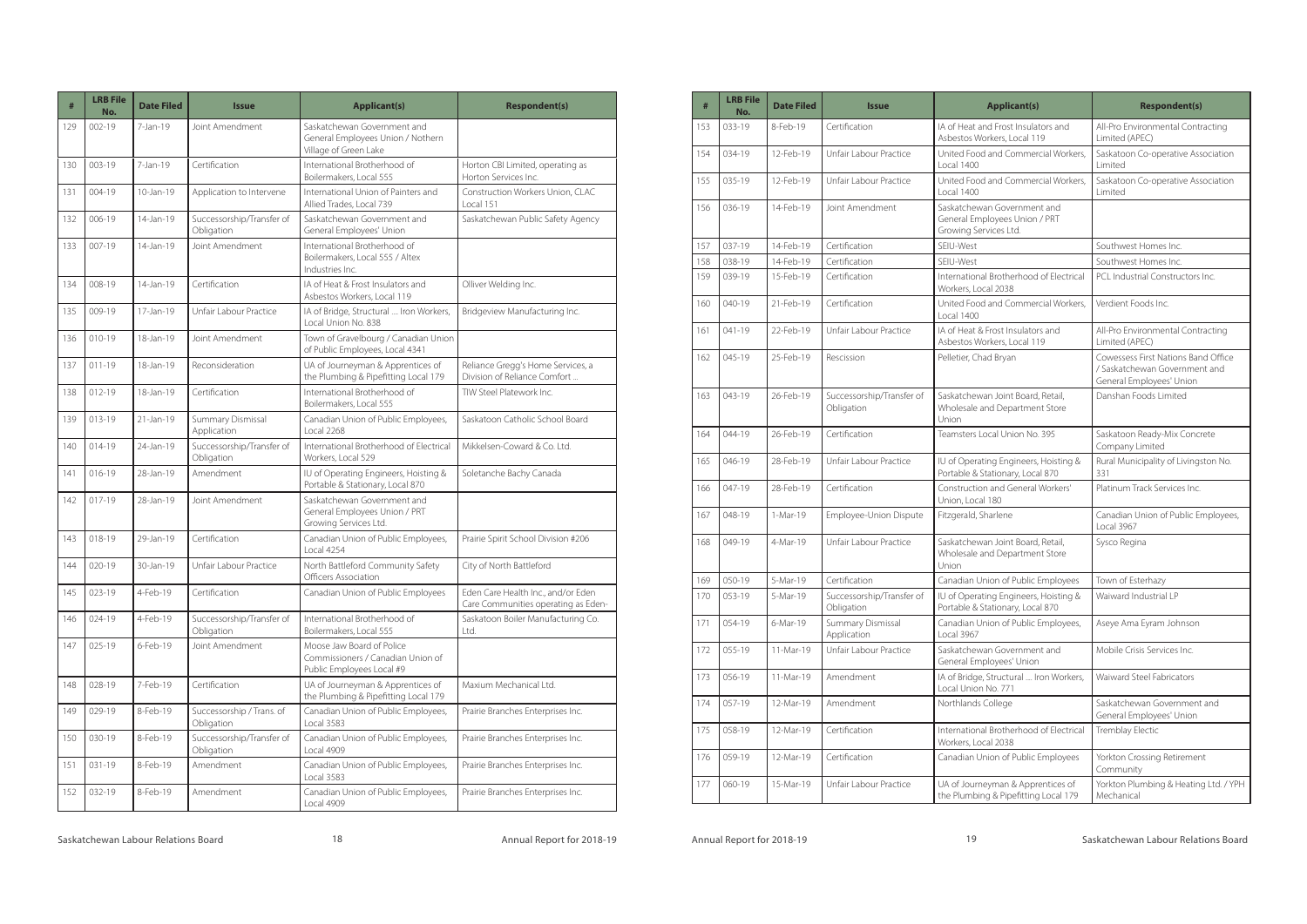| # | LRB File No. | Date Filed | Issue | Applicant(s) | Respondent(s) |
|---|---|---|---|---|---|
| 129 | 002-19 | 7-Jan-19 | Joint Amendment | Saskatchewan Government and General Employees Union / Nothern Village of Green Lake | |
| 130 | 003-19 | 7-Jan-19 | Certification | International Brotherhood of Boilermakers, Local 555 | Horton CBI Limited, operating as Horton Services Inc. |
| 131 | 004-19 | 10-Jan-19 | Application to Intervene | International Union of Painters and Allied Trades, Local 739 | Construction Workers Union, CLAC Local 151 |
| 132 | 006-19 | 14-Jan-19 | Successorship/Transfer of Obligation | Saskatchewan Government and General Employees' Union | Saskatchewan Public Safety Agency |
| 133 | 007-19 | 14-Jan-19 | Joint Amendment | International Brotherhood of Boilermakers, Local 555 / Altex Industries Inc. | |
| 134 | 008-19 | 14-Jan-19 | Certification | IA of Heat & Frost Insulators and Asbestos Workers, Local 119 | Olliver Welding Inc. |
| 135 | 009-19 | 17-Jan-19 | Unfair Labour Practice | IA of Bridge, Structural .... Iron Workers, Local Union No. 838 | Bridgeview Manufacturing Inc. |
| 136 | 010-19 | 18-Jan-19 | Joint Amendment | Town of Gravelbourg / Canadian Union of Public Employees, Local 4341 | |
| 137 | 011-19 | 18-Jan-19 | Reconsideration | UA of Journeyman & Apprentices of the Plumbing & Pipefitting Local 179 | Reliance Gregg's Home Services, a Division of Reliance Comfort ... |
| 138 | 012-19 | 18-Jan-19 | Certification | International Brotherhood of Boilermakers, Local 555 | TIW Steel Platework Inc. |
| 139 | 013-19 | 21-Jan-19 | Summary Dismissal Application | Canadian Union of Public Employees, Local 2268 | Saskatoon Catholic School Board |
| 140 | 014-19 | 24-Jan-19 | Successorship/Transfer of Obligation | International Brotherhood of Electrical Workers, Local 529 | Mikkelsen-Coward & Co. Ltd. |
| 141 | 016-19 | 28-Jan-19 | Amendment | IU of Operating Engineers, Hoisting & Portable & Stationary, Local 870 | Soletanche Bachy Canada |
| 142 | 017-19 | 28-Jan-19 | Joint Amendment | Saskatchewan Government and General Employees Union / PRT Growing Services Ltd. | |
| 143 | 018-19 | 29-Jan-19 | Certification | Canadian Union of Public Employees, Local 4254 | Prairie Spirit School Division #206 |
| 144 | 020-19 | 30-Jan-19 | Unfair Labour Practice | North Battleford Community Safety Officers Association | City of North Battleford |
| 145 | 023-19 | 4-Feb-19 | Certification | Canadian Union of Public Employees | Eden Care Health Inc., and/or Eden Care Communities operating as Eden- |
| 146 | 024-19 | 4-Feb-19 | Successorship/Transfer of Obligation | International Brotherhood of Boilermakers, Local 555 | Saskatoon Boiler Manufacturing Co. Ltd. |
| 147 | 025-19 | 6-Feb-19 | Joint Amendment | Moose Jaw Board of Police Commissioners / Canadian Union of Public Employees Local #9 | |
| 148 | 028-19 | 7-Feb-19 | Certification | UA of Journeyman & Apprentices of the Plumbing & Pipefitting Local 179 | Maxium Mechanical Ltd. |
| 149 | 029-19 | 8-Feb-19 | Successorship / Trans. of Obligation | Canadian Union of Public Employees, Local 3583 | Prairie Branches Enterprises Inc. |
| 150 | 030-19 | 8-Feb-19 | Successorship/Transfer of Obligation | Canadian Union of Public Employees, Local 4909 | Prairie Branches Enterprises Inc. |
| 151 | 031-19 | 8-Feb-19 | Amendment | Canadian Union of Public Employees, Local 3583 | Prairie Branches Enterprises Inc. |
| 152 | 032-19 | 8-Feb-19 | Amendment | Canadian Union of Public Employees, Local 4909 | Prairie Branches Enterprises Inc. |
| 153 | 033-19 | 8-Feb-19 | Certification | IA of Heat and Frost Insulators and Asbestos Workers, Local 119 | All-Pro Environmental Contracting Limited (APEC) |
| 154 | 034-19 | 12-Feb-19 | Unfair Labour Practice | United Food and Commercial Workers, Local 1400 | Saskatoon Co-operative Association Limited |
| 155 | 035-19 | 12-Feb-19 | Unfair Labour Practice | United Food and Commercial Workers, Local 1400 | Saskatoon Co-operative Association Limited |
| 156 | 036-19 | 14-Feb-19 | Joint Amendment | Saskatchewan Government and General Employees Union / PRT Growing Services Ltd. | |
| 157 | 037-19 | 14-Feb-19 | Certification | SEIU-West | Southwest Homes Inc. |
| 158 | 038-19 | 14-Feb-19 | Certification | SEIU-West | Southwest Homes Inc. |
| 159 | 039-19 | 15-Feb-19 | Certification | International Brotherhood of Electrical Workers, Local 2038 | PCL Industrial Constructors Inc. |
| 160 | 040-19 | 21-Feb-19 | Certification | United Food and Commercial Workers, Local 1400 | Verdient Foods Inc. |
| 161 | 041-19 | 22-Feb-19 | Unfair Labour Practice | IA of Heat & Frost Insulators and Asbestos Workers, Local 119 | All-Pro Environmental Contracting Limited (APEC) |
| 162 | 045-19 | 25-Feb-19 | Rescission | Pelletier, Chad Bryan | Cowessess First Nations Band Office / Saskatchewan Government and General Employees' Union |
| 163 | 043-19 | 26-Feb-19 | Successorship/Transfer of Obligation | Saskatchewan Joint Board, Retail, Wholesale and Department Store Union | Danshan Foods Limited |
| 164 | 044-19 | 26-Feb-19 | Certification | Teamsters Local Union No. 395 | Saskatoon Ready-Mix Concrete Company Limited |
| 165 | 046-19 | 28-Feb-19 | Unfair Labour Practice | IU of Operating Engineers, Hoisting & Portable & Stationary, Local 870 | Rural Municipality of Livingston No. 331 |
| 166 | 047-19 | 28-Feb-19 | Certification | Construction and General Workers' Union, Local 180 | Platinum Track Services Inc. |
| 167 | 048-19 | 1-Mar-19 | Employee-Union Dispute | Fitzgerald, Sharlene | Canadian Union of Public Employees, Local 3967 |
| 168 | 049-19 | 4-Mar-19 | Unfair Labour Practice | Saskatchewan Joint Board, Retail, Wholesale and Department Store Union | Sysco Regina |
| 169 | 050-19 | 5-Mar-19 | Certification | Canadian Union of Public Employees | Town of Esterhazy |
| 170 | 053-19 | 5-Mar-19 | Successorship/Transfer of Obligation | IU of Operating Engineers, Hoisting & Portable & Stationary, Local 870 | Waiward Industrial LP |
| 171 | 054-19 | 6-Mar-19 | Summary Dismissal Application | Canadian Union of Public Employees, Local 3967 | Aseye Ama Eyram Johnson |
| 172 | 055-19 | 11-Mar-19 | Unfair Labour Practice | Saskatchewan Government and General Employees' Union | Mobile Crisis Services Inc. |
| 173 | 056-19 | 11-Mar-19 | Amendment | IA of Bridge, Structural .... Iron Workers, Local Union No. 771 | Waiward Steel Fabricators |
| 174 | 057-19 | 12-Mar-19 | Amendment | Northlands College | Saskatchewan Government and General Employees' Union |
| 175 | 058-19 | 12-Mar-19 | Certification | International Brotherhood of Electrical Workers, Local 2038 | Tremblay Electic |
| 176 | 059-19 | 12-Mar-19 | Certification | Canadian Union of Public Employees | Yorkton Crossing Retirement Community |
| 177 | 060-19 | 15-Mar-19 | Unfair Labour Practice | UA of Journeyman & Apprentices of the Plumbing & Pipefitting Local 179 | Yorkton Plumbing & Heating Ltd. / YPH Mechanical |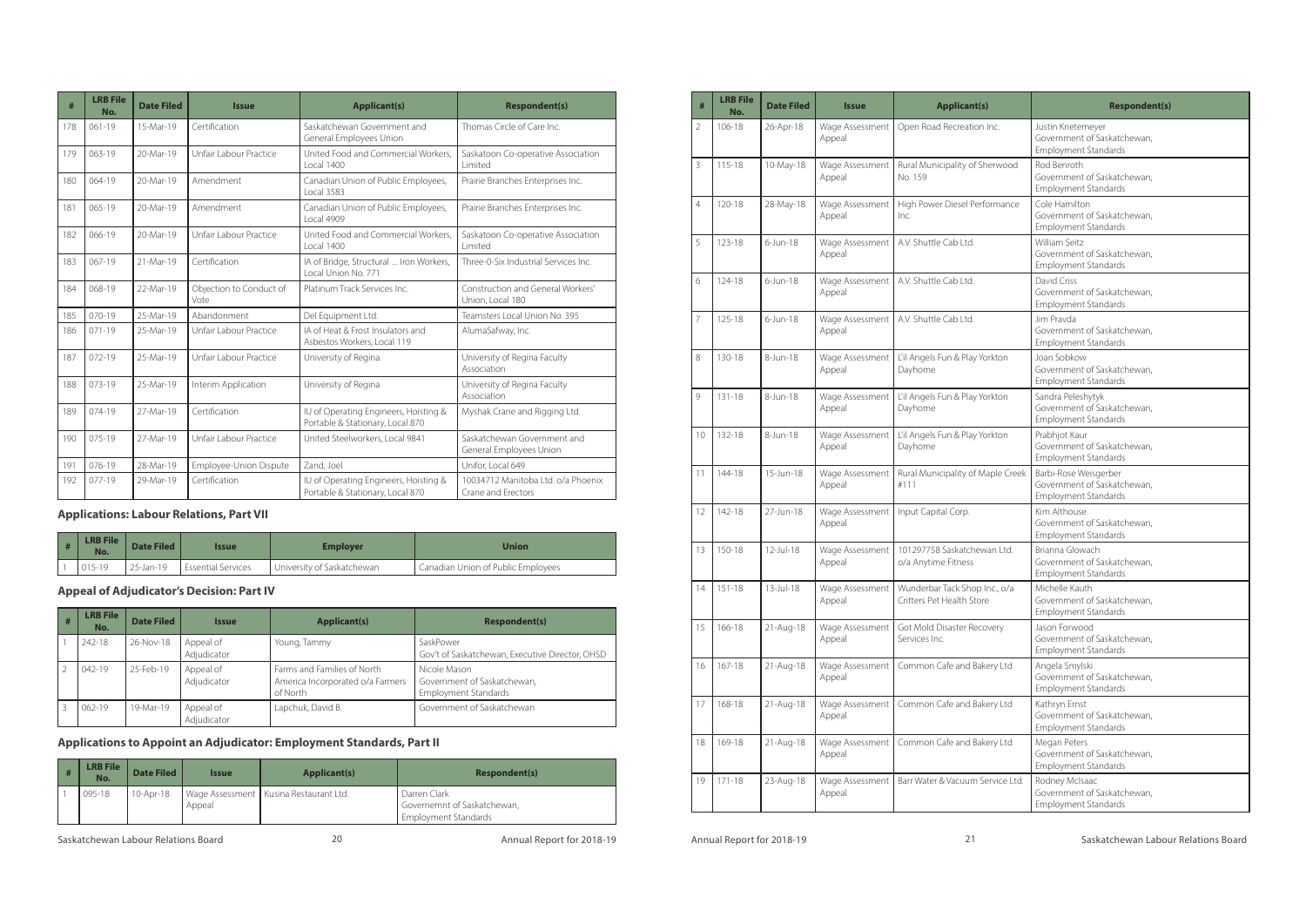| # | LRB File No. | Date Filed | Issue | Applicant(s) | Respondent(s) |
|---|---|---|---|---|---|
| 178 | 061-19 | 15-Mar-19 | Certification | Saskatchewan Government and General Employees Union | Thomas Circle of Care Inc. |
| 179 | 063-19 | 20-Mar-19 | Unfair Labour Practice | United Food and Commercial Workers, Local 1400 | Saskatoon Co-operative Association Limited |
| 180 | 064-19 | 20-Mar-19 | Amendment | Canadian Union of Public Employees, Local 3583 | Prairie Branches Enterprises Inc. |
| 181 | 065-19 | 20-Mar-19 | Amendment | Canadian Union of Public Employees, Local 4909 | Prairie Branches Enterprises Inc. |
| 182 | 066-19 | 20-Mar-19 | Unfair Labour Practice | United Food and Commercial Workers, Local 1400 | Saskatoon Co-operative Association Limited |
| 183 | 067-19 | 21-Mar-19 | Certification | IA of Bridge, Structural ... Iron Workers, Local Union No. 771 | Three-0-Six Industrial Services Inc. |
| 184 | 068-19 | 22-Mar-19 | Objection to Conduct of Vote | Platinum Track Services Inc. | Construction and General Workers' Union, Local 180 |
| 185 | 070-19 | 25-Mar-19 | Abandonment | Del Equipment Ltd. | Teamsters Local Union No. 395 |
| 186 | 071-19 | 25-Mar-19 | Unfair Labour Practice | IA of Heat & Frost Insulators and Asbestos Workers, Local 119 | AlumaSafway, Inc. |
| 187 | 072-19 | 25-Mar-19 | Unfair Labour Practice | University of Regina | University of Regina Faculty Association |
| 188 | 073-19 | 25-Mar-19 | Interim Application | University of Regina | University of Regina Faculty Association |
| 189 | 074-19 | 27-Mar-19 | Certification | IU of Operating Engineers, Hoisting & Portable & Stationary, Local 870 | Myshak Crane and Rigging Ltd. |
| 190 | 075-19 | 27-Mar-19 | Unfair Labour Practice | United Steelworkers, Local 9841 | Saskatchewan Government and General Employees Union |
| 191 | 076-19 | 28-Mar-19 | Employee-Union Dispute | Zand, Joel | Unifor, Local 649 |
| 192 | 077-19 | 29-Mar-19 | Certification | IU of Operating Engineers, Hoisting & Portable & Stationary, Local 870 | 10034712 Manitoba Ltd. o/a Phoenix Crane and Erectors |

### Applications: Labour Relations, Part VII

| # | LRB File No. | Date Filed | Issue | Employer | Union |
|---|---|---|---|---|---|
| 1 | 015-19 | 25-Jan-19 | Essential Services | University of Saskatchewan | Canadian Union of Public Employees |

### Appeal of Adjudicator's Decision: Part IV

| # | LRB File No. | Date Filed | Issue | Applicant(s) | Respondent(s) |
|---|---|---|---|---|---|
| 1 | 242-18 | 26-Nov-18 | Appeal of Adjudicator | Young, Tammy | SaskPower Gov't of Saskatchewan, Executive Director, OHSD |
| 2 | 042-19 | 25-Feb-19 | Appeal of Adjudicator | Farms and Families of North America Incorporated o/a Farmers of North | Nicole Mason Government of Saskatchewan, Employment Standards |
| 3 | 062-19 | 19-Mar-19 | Appeal of Adjudicator | Lapchuk, David B. | Government of Saskatchewan |

### Applications to Appoint an Adjudicator: Employment Standards, Part II

| # | LRB File No. | Date Filed | Issue | Applicant(s) | Respondent(s) |
|---|---|---|---|---|---|
| 1 | 095-18 | 10-Apr-18 | Wage Assessment Appeal | Kusina Restaurant Ltd. | Darren Clark Governemnt of Saskatchewan, Employment Standards |
| 2 | 106-18 | 26-Apr-18 | Wage Assessment Appeal | Open Road Recreation Inc. | Justin Krietemeyer Government of Saskatchewan, Employment Standards |
| 3 | 115-18 | 10-May-18 | Wage Assessment Appeal | Rural Municipality of Sherwood No. 159 | Rod Benroth Government of Saskatchewan, Employment Standards |
| 4 | 120-18 | 28-May-18 | Wage Assessment Appeal | High Power Diesel Performance Inc. | Cole Hamilton Government of Saskatchewan, Employment Standards |
| 5 | 123-18 | 6-Jun-18 | Wage Assessment Appeal | A.V. Shuttle Cab Ltd. | William Seitz Government of Saskatchewan, Employment Standards |
| 6 | 124-18 | 6-Jun-18 | Wage Assessment Appeal | A.V. Shuttle Cab Ltd. | David Criss Government of Saskatchewan, Employment Standards |
| 7 | 125-18 | 6-Jun-18 | Wage Assessment Appeal | A.V. Shuttle Cab Ltd. | Jim Pravda Government of Saskatchewan, Employment Standards |
| 8 | 130-18 | 8-Jun-18 | Wage Assessment Appeal | L'il Angels Fun & Play Yorkton Dayhome | Joan Sobkow Government of Saskatchewan, Employment Standards |
| 9 | 131-18 | 8-Jun-18 | Wage Assessment Appeal | L'il Angels Fun & Play Yorkton Dayhome | Sandra Peleshytyk Government of Saskatchewan, Employment Standards |
| 10 | 132-18 | 8-Jun-18 | Wage Assessment Appeal | L'il Angels Fun & Play Yorkton Dayhome | Prabhjot Kaur Government of Saskatchewan, Employment Standards |
| 11 | 144-18 | 15-Jun-18 | Wage Assessment Appeal | Rural Municipality of Maple Creek #111 | Barbi-Rose Weisgerber Government of Saskatchewan, Employment Standards |
| 12 | 142-18 | 27-Jun-18 | Wage Assessment Appeal | Input Capital Corp. | Kim Althouse Government of Saskatchewan, Employment Standards |
| 13 | 150-18 | 12-Jul-18 | Wage Assessment Appeal | 101297758 Saskatchewan Ltd. o/a Anytime Fitness | Brianna Glowach Government of Saskatchewan, Employment Standards |
| 14 | 151-18 | 13-Jul-18 | Wage Assessment Appeal | Wunderbar Tack Shop Inc., o/a Critters Pet Health Store | Michelle Kauth Government of Saskatchewan, Employment Standards |
| 15 | 166-18 | 21-Aug-18 | Wage Assessment Appeal | Got Mold Disaster Recovery Services Inc. | Jason Forwood Government of Saskatchewan, Employment Standards |
| 16 | 167-18 | 21-Aug-18 | Wage Assessment Appeal | Common Cafe and Bakery Ltd | Angela Smylski Government of Saskatchewan, Employment Standards |
| 17 | 168-18 | 21-Aug-18 | Wage Assessment Appeal | Common Cafe and Bakery Ltd | Kathryn Ernst Government of Saskatchewan, Employment Standards |
| 18 | 169-18 | 21-Aug-18 | Wage Assessment Appeal | Common Cafe and Bakery Ltd | Megan Peters Government of Saskatchewan, Employment Standards |
| 19 | 171-18 | 23-Aug-18 | Wage Assessment Appeal | Barr Water & Vacuum Service Ltd. | Rodney McIsaac Government of Saskatchewan, Employment Standards |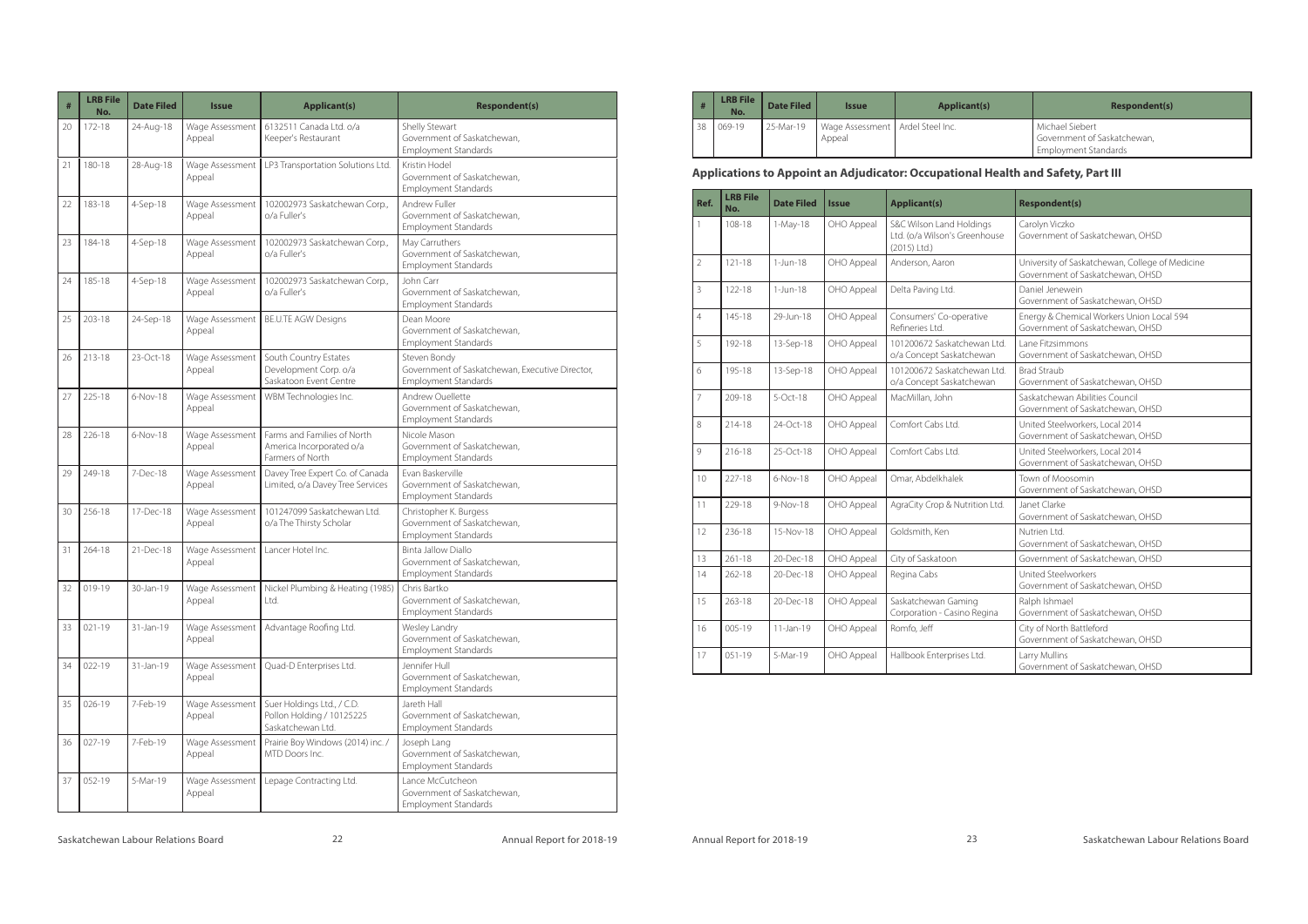| # | LRB File No. | Date Filed | Issue | Applicant(s) | Respondent(s) |
|---|---|---|---|---|---|
| 20 | 172-18 | 24-Aug-18 | Wage Assessment Appeal | 6132511 Canada Ltd. o/a Keeper's Restaurant | Shelly Stewart<br>Government of Saskatchewan, Employment Standards |
| 21 | 180-18 | 28-Aug-18 | Wage Assessment Appeal | LP3 Transportation Solutions Ltd. | Kristin Hodel<br>Government of Saskatchewan, Employment Standards |
| 22 | 183-18 | 4-Sep-18 | Wage Assessment Appeal | 102002973 Saskatchewan Corp., o/a Fuller's | Andrew Fuller<br>Government of Saskatchewan, Employment Standards |
| 23 | 184-18 | 4-Sep-18 | Wage Assessment Appeal | 102002973 Saskatchewan Corp., o/a Fuller's | May Carruthers<br>Government of Saskatchewan, Employment Standards |
| 24 | 185-18 | 4-Sep-18 | Wage Assessment Appeal | 102002973 Saskatchewan Corp., o/a Fuller's | John Carr<br>Government of Saskatchewan, Employment Standards |
| 25 | 203-18 | 24-Sep-18 | Wage Assessment Appeal | BE.U.TE AGW Designs | Dean Moore<br>Government of Saskatchewan, Employment Standards |
| 26 | 213-18 | 23-Oct-18 | Wage Assessment Appeal | South Country Estates Development Corp. o/a Saskatoon Event Centre | Steven Bondy<br>Government of Saskatchewan, Executive Director, Employment Standards |
| 27 | 225-18 | 6-Nov-18 | Wage Assessment Appeal | WBM Technologies Inc. | Andrew Ouellette<br>Government of Saskatchewan, Employment Standards |
| 28 | 226-18 | 6-Nov-18 | Wage Assessment Appeal | Farms and Families of North America Incorporated o/a Farmers of North | Nicole Mason<br>Government of Saskatchewan, Employment Standards |
| 29 | 249-18 | 7-Dec-18 | Wage Assessment Appeal | Davey Tree Expert Co. of Canada Limited, o/a Davey Tree Services | Evan Baskerville<br>Government of Saskatchewan, Employment Standards |
| 30 | 256-18 | 17-Dec-18 | Wage Assessment Appeal | 101247099 Saskatchewan Ltd. o/a The Thirsty Scholar | Christopher K. Burgess<br>Government of Saskatchewan, Employment Standards |
| 31 | 264-18 | 21-Dec-18 | Wage Assessment Appeal | Lancer Hotel Inc. | Binta Jallow Diallo<br>Government of Saskatchewan, Employment Standards |
| 32 | 019-19 | 30-Jan-19 | Wage Assessment Appeal | Nickel Plumbing & Heating (1985) Ltd. | Chris Bartko<br>Government of Saskatchewan, Employment Standards |
| 33 | 021-19 | 31-Jan-19 | Wage Assessment Appeal | Advantage Roofing Ltd. | Wesley Landry<br>Government of Saskatchewan, Employment Standards |
| 34 | 022-19 | 31-Jan-19 | Wage Assessment Appeal | Quad-D Enterprises Ltd. | Jennifer Hull<br>Government of Saskatchewan, Employment Standards |
| 35 | 026-19 | 7-Feb-19 | Wage Assessment Appeal | Suer Holdings Ltd., / C.D. Pollon Holding / 10125225 Saskatchewan Ltd. | Jareth Hall<br>Government of Saskatchewan, Employment Standards |
| 36 | 027-19 | 7-Feb-19 | Wage Assessment Appeal | Prairie Boy Windows (2014) inc. / MTD Doors Inc. | Joseph Lang<br>Government of Saskatchewan, Employment Standards |
| 37 | 052-19 | 5-Mar-19 | Wage Assessment Appeal | Lepage Contracting Ltd. | Lance McCutcheon<br>Government of Saskatchewan, Employment Standards |
| 38 | 069-19 | 25-Mar-19 | Wage Assessment Appeal | Ardel Steel Inc. | Michael Siebert<br>Government of Saskatchewan, Employment Standards |

### Applications to Appoint an Adjudicator: Occupational Health and Safety, Part III

| Ref. | LRB File No. | Date Filed | Issue | Applicant(s) | Respondent(s) |
|---|---|---|---|---|---|
| 1 | 108-18 | 1-May-18 | OHO Appeal | S&C Wilson Land Holdings Ltd. (o/a Wilson's Greenhouse (2015) Ltd.) | Carolyn Viczko<br>Government of Saskatchewan, OHSD |
| 2 | 121-18 | 1-Jun-18 | OHO Appeal | Anderson, Aaron | University of Saskatchewan, College of Medicine<br>Government of Saskatchewan, OHSD |
| 3 | 122-18 | 1-Jun-18 | OHO Appeal | Delta Paving Ltd. | Daniel Jenewein<br>Government of Saskatchewan, OHSD |
| 4 | 145-18 | 29-Jun-18 | OHO Appeal | Consumers' Co-operative Refineries Ltd. | Energy & Chemical Workers Union Local 594<br>Government of Saskatchewan, OHSD |
| 5 | 192-18 | 13-Sep-18 | OHO Appeal | 101200672 Saskatchewan Ltd. o/a Concept Saskatchewan | Lane Fitzsimmons<br>Government of Saskatchewan, OHSD |
| 6 | 195-18 | 13-Sep-18 | OHO Appeal | 101200672 Saskatchewan Ltd. o/a Concept Saskatchewan | Brad Straub<br>Government of Saskatchewan, OHSD |
| 7 | 209-18 | 5-Oct-18 | OHO Appeal | MacMillan, John | Saskatchewan Abilities Council<br>Government of Saskatchewan, OHSD |
| 8 | 214-18 | 24-Oct-18 | OHO Appeal | Comfort Cabs Ltd. | United Steelworkers, Local 2014<br>Government of Saskatchewan, OHSD |
| 9 | 216-18 | 25-Oct-18 | OHO Appeal | Comfort Cabs Ltd. | United Steelworkers, Local 2014<br>Government of Saskatchewan, OHSD |
| 10 | 227-18 | 6-Nov-18 | OHO Appeal | Omar, Abdelkhalek | Town of Moosomin<br>Government of Saskatchewan, OHSD |
| 11 | 229-18 | 9-Nov-18 | OHO Appeal | AgraCity Crop & Nutrition Ltd. | Janet Clarke<br>Government of Saskatchewan, OHSD |
| 12 | 236-18 | 15-Nov-18 | OHO Appeal | Goldsmith, Ken | Nutrien Ltd.<br>Government of Saskatchewan, OHSD |
| 13 | 261-18 | 20-Dec-18 | OHO Appeal | City of Saskatoon | Government of Saskatchewan, OHSD |
| 14 | 262-18 | 20-Dec-18 | OHO Appeal | Regina Cabs | United Steelworkers<br>Government of Saskatchewan, OHSD |
| 15 | 263-18 | 20-Dec-18 | OHO Appeal | Saskatchewan Gaming Corporation - Casino Regina | Ralph Ishmael<br>Government of Saskatchewan, OHSD |
| 16 | 005-19 | 11-Jan-19 | OHO Appeal | Romfo, Jeff | City of North Battleford<br>Government of Saskatchewan, OHSD |
| 17 | 051-19 | 5-Mar-19 | OHO Appeal | Hallbook Enterprises Ltd. | Larry Mullins<br>Government of Saskatchewan, OHSD |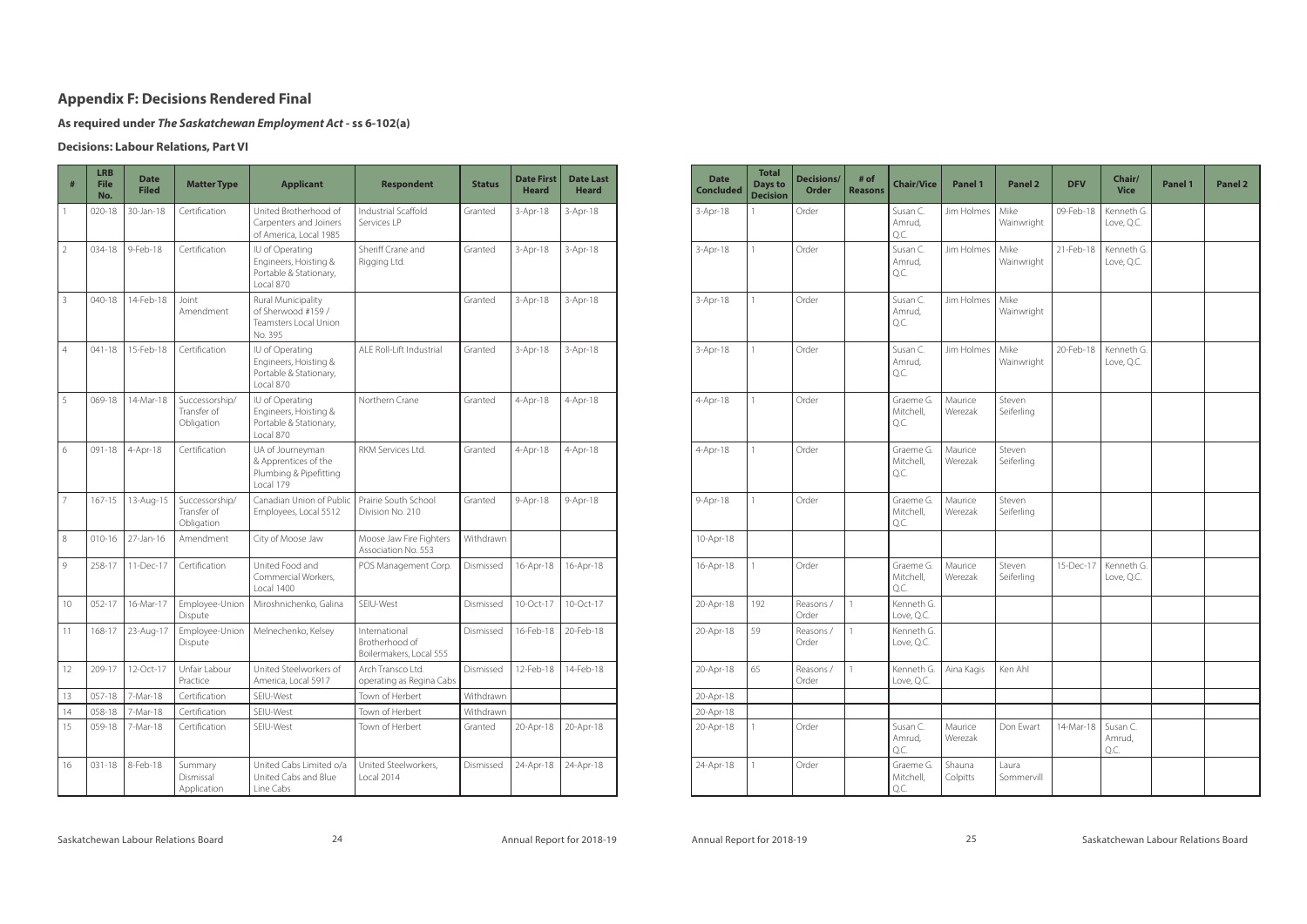## Appendix F: Decisions Rendered Final

### As required under *The Saskatchewan Employment Act* - ss 6-102(a)

### Decisions: Labour Relations, Part VI

| # | LRB File No. | Date Filed | Matter Type | Applicant | Respondent | Status | Date First Heard | Date Last Heard | Date Concluded | Total Days to Decision | Decisions/ Order | # of Reasons | Chair/Vice | Panel 1 | Panel 2 | DFV | Chair/ Vice | Panel 1 | Panel 2 |
|---|---|---|---|---|---|---|---|---|---|---|---|---|---|---|---|---|---|---|---|
| 1 | 020-18 | 30-Jan-18 | Certification | United Brotherhood of Carpenters and Joiners of America, Local 1985 | Industrial Scaffold Services LP | Granted | 3-Apr-18 | 3-Apr-18 | 3-Apr-18 | 1 | Order | | Susan C. Amrud, Q.C. | Jim Holmes | Mike Wainwright | 09-Feb-18 | Kenneth G. Love, Q.C. | | |
| 2 | 034-18 | 9-Feb-18 | Certification | IU of Operating Engineers, Hoisting & Portable & Stationary, Local 870 | Sheriff Crane and Rigging Ltd. | Granted | 3-Apr-18 | 3-Apr-18 | 3-Apr-18 | 1 | Order | | Susan C. Amrud, Q.C. | Jim Holmes | Mike Wainwright | 21-Feb-18 | Kenneth G. Love, Q.C. | | |
| 3 | 040-18 | 14-Feb-18 | Joint Amendment | Rural Municipality of Sherwood #159 / Teamsters Local Union No. 395 | | Granted | 3-Apr-18 | 3-Apr-18 | 3-Apr-18 | 1 | Order | | Susan C. Amrud, Q.C. | Jim Holmes | Mike Wainwright | | | | |
| 4 | 041-18 | 15-Feb-18 | Certification | IU of Operating Engineers, Hoisting & Portable & Stationary, Local 870 | ALE Roll-Lift Industrial | Granted | 3-Apr-18 | 3-Apr-18 | 3-Apr-18 | 1 | Order | | Susan C. Amrud, Q.C. | Jim Holmes | Mike Wainwright | 20-Feb-18 | Kenneth G. Love, Q.C. | | |
| 5 | 069-18 | 14-Mar-18 | Successorship/ Transfer of Obligation | IU of Operating Engineers, Hoisting & Portable & Stationary, Local 870 | Northern Crane | Granted | 4-Apr-18 | 4-Apr-18 | 4-Apr-18 | 1 | Order | | Graeme G. Mitchell, Q.C. | Maurice Werezak | Steven Seiferling | | | | |
| 6 | 091-18 | 4-Apr-18 | Certification | UA of Journeyman & Apprentices of the Plumbing & Pipefitting Local 179 | RKM Services Ltd. | Granted | 4-Apr-18 | 4-Apr-18 | 4-Apr-18 | 1 | Order | | Graeme G. Mitchell, Q.C. | Maurice Werezak | Steven Seiferling | | | | |
| 7 | 167-15 | 13-Aug-15 | Successorship/ Transfer of Obligation | Canadian Union of Public Employees, Local 5512 | Prairie South School Division No. 210 | Granted | 9-Apr-18 | 9-Apr-18 | 9-Apr-18 | 1 | Order | | Graeme G. Mitchell, Q.C. | Maurice Werezak | Steven Seiferling | | | | |
| 8 | 010-16 | 27-Jan-16 | Amendment | City of Moose Jaw | Moose Jaw Fire Fighters Association No. 553 | Withdrawn | | | 10-Apr-18 | | | | | | | | | | |
| 9 | 258-17 | 11-Dec-17 | Certification | United Food and Commercial Workers, Local 1400 | POS Management Corp. | Dismissed | 16-Apr-18 | 16-Apr-18 | 16-Apr-18 | 1 | Order | | Graeme G. Mitchell, Q.C. | Maurice Werezak | Steven Seiferling | 15-Dec-17 | Kenneth G. Love, Q.C. | | |
| 10 | 052-17 | 16-Mar-17 | Employee-Union Dispute | Miroshnichenko, Galina | SEIU-West | Dismissed | 10-Oct-17 | 10-Oct-17 | 20-Apr-18 | 192 | Reasons / Order | 1 | Kenneth G. Love, Q.C. | | | | | | |
| 11 | 168-17 | 23-Aug-17 | Employee-Union Dispute | Melnechenko, Kelsey | International Brotherhood of Boilermakers, Local 555 | Dismissed | 16-Feb-18 | 20-Feb-18 | 20-Apr-18 | 59 | Reasons / Order | 1 | Kenneth G. Love, Q.C. | | | | | | |
| 12 | 209-17 | 12-Oct-17 | Unfair Labour Practice | United Steelworkers of America, Local 5917 | Arch Transco Ltd. operating as Regina Cabs | Dismissed | 12-Feb-18 | 14-Feb-18 | 20-Apr-18 | 65 | Reasons / Order | 1 | Kenneth G. Love, Q.C. | Aina Kagis | Ken Ahl | | | | |
| 13 | 057-18 | 7-Mar-18 | Certification | SEIU-West | Town of Herbert | Withdrawn | | | 20-Apr-18 | | | | | | | | | | |
| 14 | 058-18 | 7-Mar-18 | Certification | SEIU-West | Town of Herbert | Withdrawn | | | 20-Apr-18 | | | | | | | | | | |
| 15 | 059-18 | 7-Mar-18 | Certification | SEIU-West | Town of Herbert | Granted | 20-Apr-18 | 20-Apr-18 | 20-Apr-18 | 1 | Order | | Susan C. Amrud, Q.C. | Maurice Werezak | Don Ewart | 14-Mar-18 | Susan C. Amrud, Q.C. | | |
| 16 | 031-18 | 8-Feb-18 | Summary Dismissal Application | United Cabs Limited o/a United Cabs and Blue Line Cabs | United Steelworkers, Local 2014 | Dismissed | 24-Apr-18 | 24-Apr-18 | 24-Apr-18 | 1 | Order | | Graeme G. Mitchell, Q.C. | Shauna Colpitts | Laura Sommervill | | | | |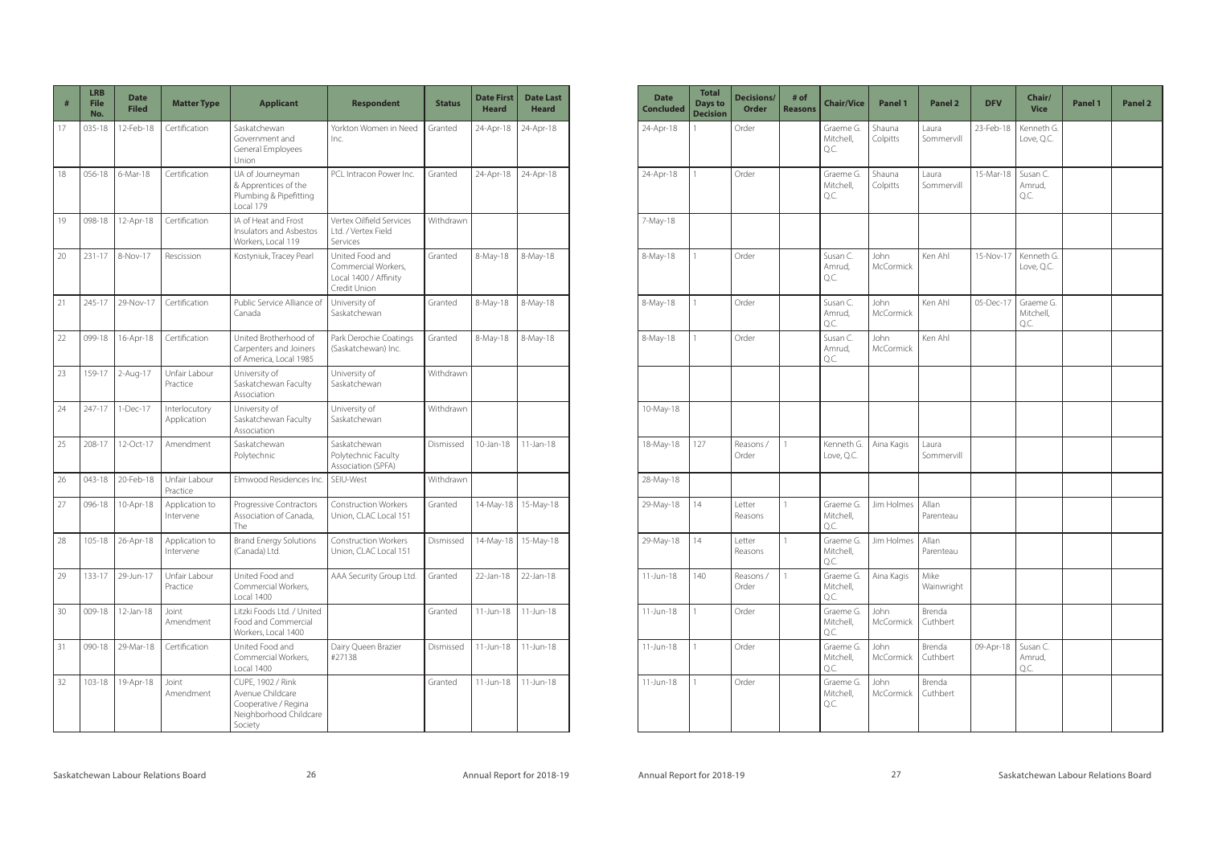| # | LRB File No. | Date Filed | Matter Type | Applicant | Respondent | Status | Date First Heard | Date Last Heard | Date Concluded | Total Days to Decision | Decisions/ Order | # of Reasons | Chair/Vice | Panel 1 | Panel 2 | DFV | Chair/ Vice | Panel 1 | Panel 2 |
|---|---|---|---|---|---|---|---|---|---|---|---|---|---|---|---|---|---|---|---|
| 17 | 035-18 | 12-Feb-18 | Certification | Saskatchewan Government and General Employees Union | Yorkton Women in Need Inc. | Granted | 24-Apr-18 | 24-Apr-18 | 24-Apr-18 | 1 | Order | | Graeme G. Mitchell, Q.C. | Shauna Colpitts | Laura Sommervill | 23-Feb-18 | Kenneth G. Love, Q.C. | | |
| 18 | 056-18 | 6-Mar-18 | Certification | UA of Journeyman & Apprentices of the Plumbing & Pipefitting Local 179 | PCL Intracon Power Inc. | Granted | 24-Apr-18 | 24-Apr-18 | 24-Apr-18 | 1 | Order | | Graeme G. Mitchell, Q.C. | Shauna Colpitts | Laura Sommervill | 15-Mar-18 | Susan C. Amrud, Q.C. | | |
| 19 | 098-18 | 12-Apr-18 | Certification | IA of Heat and Frost Insulators and Asbestos Workers, Local 119 | Vertex Oilfield Services Ltd. / Vertex Field Services | Withdrawn | | | 7-May-18 | | | | | | | | | | |
| 20 | 231-17 | 8-Nov-17 | Rescission | Kostyniuk, Tracey Pearl | United Food and Commercial Workers, Local 1400 / Affinity Credit Union | Granted | 8-May-18 | 8-May-18 | 8-May-18 | 1 | Order | | Susan C. Amrud, Q.C. | John McCormick | Ken Ahl | 15-Nov-17 | Kenneth G. Love, Q.C. | | |
| 21 | 245-17 | 29-Nov-17 | Certification | Public Service Alliance of Canada | University of Saskatchewan | Granted | 8-May-18 | 8-May-18 | 8-May-18 | 1 | Order | | Susan C. Amrud, Q.C. | John McCormick | Ken Ahl | 05-Dec-17 | Graeme G. Mitchell, Q.C. | | |
| 22 | 099-18 | 16-Apr-18 | Certification | United Brotherhood of Carpenters and Joiners of America, Local 1985 | Park Derochie Coatings (Saskatchewan) Inc. | Granted | 8-May-18 | 8-May-18 | 8-May-18 | 1 | Order | | Susan C. Amrud, Q.C. | John McCormick | Ken Ahl | | | | |
| 23 | 159-17 | 2-Aug-17 | Unfair Labour Practice | University of Saskatchewan Faculty Association | University of Saskatchewan | Withdrawn | | | | | | | | | | | | | |
| 24 | 247-17 | 1-Dec-17 | Interlocutory Application | University of Saskatchewan Faculty Association | University of Saskatchewan | Withdrawn | | | 10-May-18 | | | | | | | | | | |
| 25 | 208-17 | 12-Oct-17 | Amendment | Saskatchewan Polytechnic | Saskatchewan Polytechnic Faculty Association (SPFA) | Dismissed | 10-Jan-18 | 11-Jan-18 | 18-May-18 | 127 | Reasons / Order | 1 | Kenneth G. Love, Q.C. | Aina Kagis | Laura Sommervill | | | | |
| 26 | 043-18 | 20-Feb-18 | Unfair Labour Practice | Elmwood Residences Inc. | SEIU-West | Withdrawn | | | 28-May-18 | | | | | | | | | | |
| 27 | 096-18 | 10-Apr-18 | Application to Intervene | Progressive Contractors Association of Canada, The | Construction Workers Union, CLAC Local 151 | Granted | 14-May-18 | 15-May-18 | 29-May-18 | 14 | Letter Reasons | 1 | Graeme G. Mitchell, Q.C. | Jim Holmes | Allan Parenteau | | | | |
| 28 | 105-18 | 26-Apr-18 | Application to Intervene | Brand Energy Solutions (Canada) Ltd. | Construction Workers Union, CLAC Local 151 | Dismissed | 14-May-18 | 15-May-18 | 29-May-18 | 14 | Letter Reasons | 1 | Graeme G. Mitchell, Q.C. | Jim Holmes | Allan Parenteau | | | | |
| 29 | 133-17 | 29-Jun-17 | Unfair Labour Practice | United Food and Commercial Workers, Local 1400 | AAA Security Group Ltd. | Granted | 22-Jan-18 | 22-Jan-18 | 11-Jun-18 | 140 | Reasons / Order | 1 | Graeme G. Mitchell, Q.C. | Aina Kagis | Mike Wainwright | | | | |
| 30 | 009-18 | 12-Jan-18 | Joint Amendment | Litzki Foods Ltd. / United Food and Commercial Workers, Local 1400 | | Granted | 11-Jun-18 | 11-Jun-18 | 11-Jun-18 | 1 | Order | | Graeme G. Mitchell, Q.C. | John McCormick | Brenda Cuthbert | | | | |
| 31 | 090-18 | 29-Mar-18 | Certification | United Food and Commercial Workers, Local 1400 | Dairy Queen Brazier #27138 | Dismissed | 11-Jun-18 | 11-Jun-18 | 11-Jun-18 | 1 | Order | | Graeme G. Mitchell, Q.C. | John McCormick | Brenda Cuthbert | 09-Apr-18 | Susan C. Amrud, Q.C. | | |
| 32 | 103-18 | 19-Apr-18 | Joint Amendment | CUPE, 1902 / Rink Avenue Childcare Cooperative / Regina Neighborhood Childcare Society | | Granted | 11-Jun-18 | 11-Jun-18 | 11-Jun-18 | 1 | Order | | Graeme G. Mitchell, Q.C. | John McCormick | Brenda Cuthbert | | | | |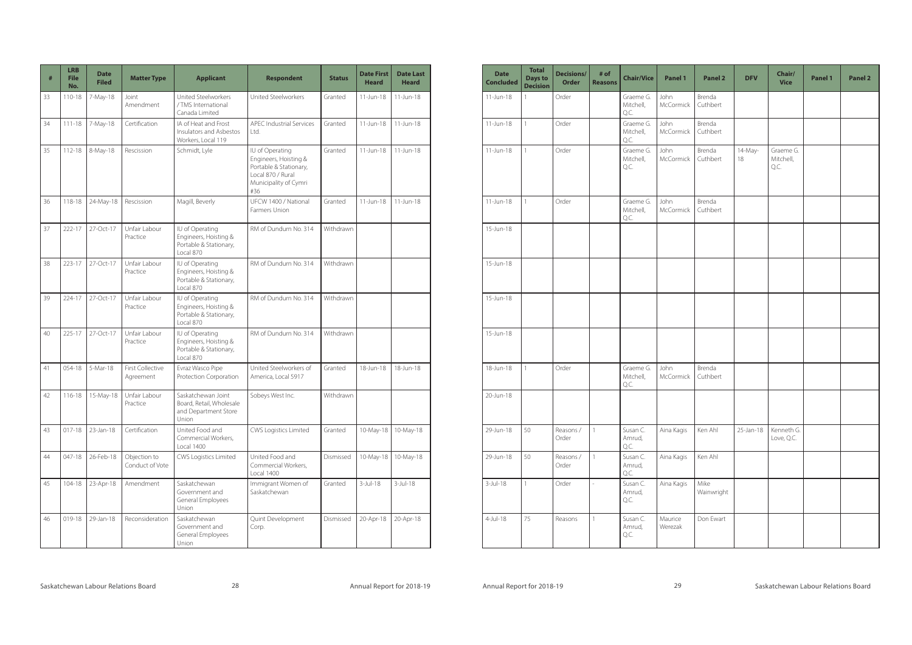| # | LRB File No. | Date Filed | Matter Type | Applicant | Respondent | Status | Date First Heard | Date Last Heard | Date Concluded | Total Days to Decision | Decisions/ Order | # of Reasons | Chair/Vice | Panel 1 | Panel 2 | DFV | Chair/ Vice | Panel 1 | Panel 2 |
|---|---|---|---|---|---|---|---|---|---|---|---|---|---|---|---|---|---|---|---|
| 33 | 110-18 | 7-May-18 | Joint Amendment | United Steelworkers / TMS International Canada Limited | United Steelworkers | Granted | 11-Jun-18 | 11-Jun-18 | 11-Jun-18 | 1 | Order | | Graeme G. Mitchell, Q.C. | John McCormick | Brenda Cuthbert | | | | |
| 34 | 111-18 | 7-May-18 | Certification | IA of Heat and Frost Insulators and Asbestos Workers, Local 119 | APEC Industrial Services Ltd. | Granted | 11-Jun-18 | 11-Jun-18 | 11-Jun-18 | 1 | Order | | Graeme G. Mitchell, Q.C. | John McCormick | Brenda Cuthbert | | | | |
| 35 | 112-18 | 8-May-18 | Rescission | Schmidt, Lyle | IU of Operating Engineers, Hoisting & Portable & Stationary, Local 870 / Rural Municipality of Cymri #36 | Granted | 11-Jun-18 | 11-Jun-18 | 11-Jun-18 | 1 | Order | | Graeme G. Mitchell, Q.C. | John McCormick | Brenda Cuthbert | 14-May-18 | Graeme G. Mitchell, Q.C. | | |
| 36 | 118-18 | 24-May-18 | Rescission | Magill, Beverly | UFCW 1400 / National Farmers Union | Granted | 11-Jun-18 | 11-Jun-18 | 11-Jun-18 | 1 | Order | | Graeme G. Mitchell, Q.C. | John McCormick | Brenda Cuthbert | | | | |
| 37 | 222-17 | 27-Oct-17 | Unfair Labour Practice | IU of Operating Engineers, Hoisting & Portable & Stationary, Local 870 | RM of Dundurn No. 314 | Withdrawn | | | 15-Jun-18 | | | | | | | | | | |
| 38 | 223-17 | 27-Oct-17 | Unfair Labour Practice | IU of Operating Engineers, Hoisting & Portable & Stationary, Local 870 | RM of Dundurn No. 314 | Withdrawn | | | 15-Jun-18 | | | | | | | | | | |
| 39 | 224-17 | 27-Oct-17 | Unfair Labour Practice | IU of Operating Engineers, Hoisting & Portable & Stationary, Local 870 | RM of Dundurn No. 314 | Withdrawn | | | 15-Jun-18 | | | | | | | | | | |
| 40 | 225-17 | 27-Oct-17 | Unfair Labour Practice | IU of Operating Engineers, Hoisting & Portable & Stationary, Local 870 | RM of Dundurn No. 314 | Withdrawn | | | 15-Jun-18 | | | | | | | | | | |
| 41 | 054-18 | 5-Mar-18 | First Collective Agreement | Evraz Wasco Pipe Protection Corporation | United Steelworkers of America, Local 5917 | Granted | 18-Jun-18 | 18-Jun-18 | 18-Jun-18 | 1 | Order | | Graeme G. Mitchell, Q.C. | John McCormick | Brenda Cuthbert | | | | |
| 42 | 116-18 | 15-May-18 | Unfair Labour Practice | Saskatchewan Joint Board, Retail, Wholesale and Department Store Union | Sobeys West Inc. | Withdrawn | | | 20-Jun-18 | | | | | | | | | | |
| 43 | 017-18 | 23-Jan-18 | Certification | United Food and Commercial Workers, Local 1400 | CWS Logistics Limited | Granted | 10-May-18 | 10-May-18 | 29-Jun-18 | 50 | Reasons / Order | 1 | Susan C. Amrud, Q.C. | Aina Kagis | Ken Ahl | 25-Jan-18 | Kenneth G. Love, Q.C. | | |
| 44 | 047-18 | 26-Feb-18 | Objection to Conduct of Vote | CWS Logistics Limited | United Food and Commercial Workers, Local 1400 | Dismissed | 10-May-18 | 10-May-18 | 29-Jun-18 | 50 | Reasons / Order | 1 | Susan C. Amrud, Q.C. | Aina Kagis | Ken Ahl | | | | |
| 45 | 104-18 | 23-Apr-18 | Amendment | Saskatchewan Government and General Employees Union | Immigrant Women of Saskatchewan | Granted | 3-Jul-18 | 3-Jul-18 | 3-Jul-18 | 1 | Order | - | Susan C. Amrud, Q.C. | Aina Kagis | Mike Wainwright | | | | |
| 46 | 019-18 | 29-Jan-18 | Reconsideration | Saskatchewan Government and General Employees Union | Quint Development Corp. | Dismissed | 20-Apr-18 | 20-Apr-18 | 4-Jul-18 | 75 | Reasons | 1 | Susan C. Amrud, Q.C. | Maurice Werezak | Don Ewart | | | | |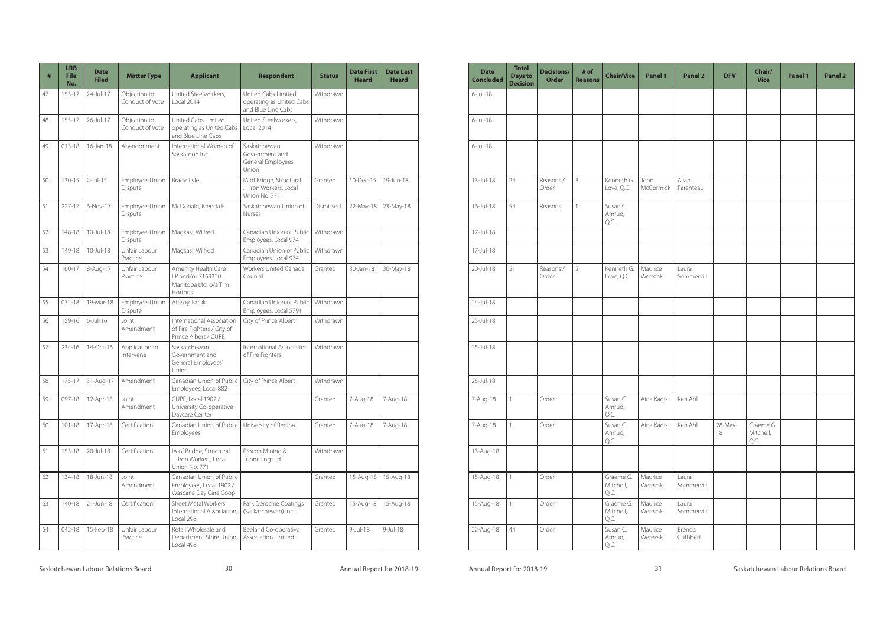| # | LRB File No. | Date Filed | Matter Type | Applicant | Respondent | Status | Date First Heard | Date Last Heard | Date Concluded | Total Days to Decision | Decisions/ Order | # of Reasons | Chair/Vice | Panel 1 | Panel 2 | DFV | Chair/ Vice | Panel 1 | Panel 2 |
|---|---|---|---|---|---|---|---|---|---|---|---|---|---|---|---|---|---|---|---|
| 47 | 153-17 | 24-Jul-17 | Objection to Conduct of Vote | United Steelworkers, Local 2014 | United Cabs Limited operating as United Cabs and Blue Line Cabs | Withdrawn | | | 6-Jul-18 | | | | | | | | | | |
| 48 | 155-17 | 26-Jul-17 | Objection to Conduct of Vote | United Cabs Limited operating as United Cabs and Blue Line Cabs | United Steelworkers, Local 2014 | Withdrawn | | | 6-Jul-18 | | | | | | | | | | |
| 49 | 013-18 | 16-Jan-18 | Abandonment | International Women of Saskatoon Inc. | Saskatchewan Government and General Employees Union | Withdrawn | | | 6-Jul-18 | | | | | | | | | | |
| 50 | 130-15 | 2-Jul-15 | Employee-Union Dispute | Brady, Lyle | IA of Bridge, Structural ... Iron Workers, Local Union No. 771 | Granted | 10-Dec-15 | 19-Jun-18 | 13-Jul-18 | 24 | Reasons / Order | 3 | Kenneth G. Love, Q.C. | John McCormick | Allan Parenteau | | | | |
| 51 | 227-17 | 6-Nov-17 | Employee-Union Dispute | McDonald, Brenda E | Saskatchewan Union of Nurses | Dismissed | 22-May-18 | 23-May-18 | 16-Jul-18 | 54 | Reasons | 1 | Susan C. Amrud, Q.C. | | | | | | |
| 52 | 148-18 | 10-Jul-18 | Employee-Union Dispute | Magkasi, Wilfred | Canadian Union of Public Employees, Local 974 | Withdrawn | | | 17-Jul-18 | | | | | | | | | | |
| 53 | 149-18 | 10-Jul-18 | Unfair Labour Practice | Magkasi, Wilfred | Canadian Union of Public Employees, Local 974 | Withdrawn | | | 17-Jul-18 | | | | | | | | | | |
| 54 | 160-17 | 8-Aug-17 | Unfair Labour Practice | Amenity Health Care LP and/or 7169320 Manitoba Ltd. o/a Tim Hortons | Workers United Canada Council | Granted | 30-Jan-18 | 30-May-18 | 20-Jul-18 | 51 | Reasons / Order | 2 | Kenneth G. Love, Q.C. | Maurice Werezak | Laura Sommervill | | | | |
| 55 | 072-18 | 19-Mar-18 | Employee-Union Dispute | Atasoy, Faruk | Canadian Union of Public Employees, Local 5791 | Withdrawn | | | 24-Jul-18 | | | | | | | | | | |
| 56 | 159-16 | 6-Jul-16 | Joint Amendment | International Association of Fire Fighters / City of Prince Albert / CUPE | City of Prince Albert | Withdrawn | | | 25-Jul-18 | | | | | | | | | | |
| 57 | 234-16 | 14-Oct-16 | Application to Intervene | Saskatchewan Government and General Employees' Union | International Association of Fire Fighters | Withdrawn | | | 25-Jul-18 | | | | | | | | | | |
| 58 | 175-17 | 31-Aug-17 | Amendment | Canadian Union of Public Employees, Local 882 | City of Prince Albert | Withdrawn | | | 25-Jul-18 | | | | | | | | | | |
| 59 | 097-18 | 12-Apr-18 | Joint Amendment | CUPE, Local 1902 / University Co-operative Daycare Center | | Granted | 7-Aug-18 | 7-Aug-18 | 7-Aug-18 | 1 | Order | | Susan C. Amrud, Q.C. | Aina Kagis | Ken Ahl | | | | |
| 60 | 101-18 | 17-Apr-18 | Certification | Canadian Union of Public Employees | University of Regina | Granted | 7-Aug-18 | 7-Aug-18 | 7-Aug-18 | 1 | Order | | Susan C. Amrud, Q.C. | Aina Kagis | Ken Ahl | 28-May-18 | Graeme G. Mitchell, Q.C. | | |
| 61 | 153-18 | 20-Jul-18 | Certification | IA of Bridge, Structural ... Iron Workers, Local Union No. 771 | Procon Mining & Tunnelling Ltd. | Withdrawn | | | 13-Aug-18 | | | | | | | | | | |
| 62 | 134-18 | 18-Jun-18 | Joint Amendment | Canadian Union of Public Employees, Local 1902 / Wascana Day Care Coop | | Granted | 15-Aug-18 | 15-Aug-18 | 15-Aug-18 | 1 | Order | | Graeme G. Mitchell, Q.C. | Maurice Werezak | Laura Sommervill | | | | |
| 63 | 140-18 | 21-Jun-18 | Certification | Sheet Metal Workers' International Association, Local 296 | Park Derochie Coatings (Saskatchewan) Inc. | Granted | 15-Aug-18 | 15-Aug-18 | 15-Aug-18 | 1 | Order | | Graeme G. Mitchell, Q.C. | Maurice Werezak | Laura Sommervill | | | | |
| 64 | 042-18 | 15-Feb-18 | Unfair Labour Practice | Retail Wholesale and Department Store Union, Local 496 | Beeland Co-operative Association Limited | Granted | 9-Jul-18 | 9-Jul-18 | 22-Aug-18 | 44 | Order | | Susan C. Amrud, Q.C. | Maurice Werezak | Brenda Cuthbert | | | | |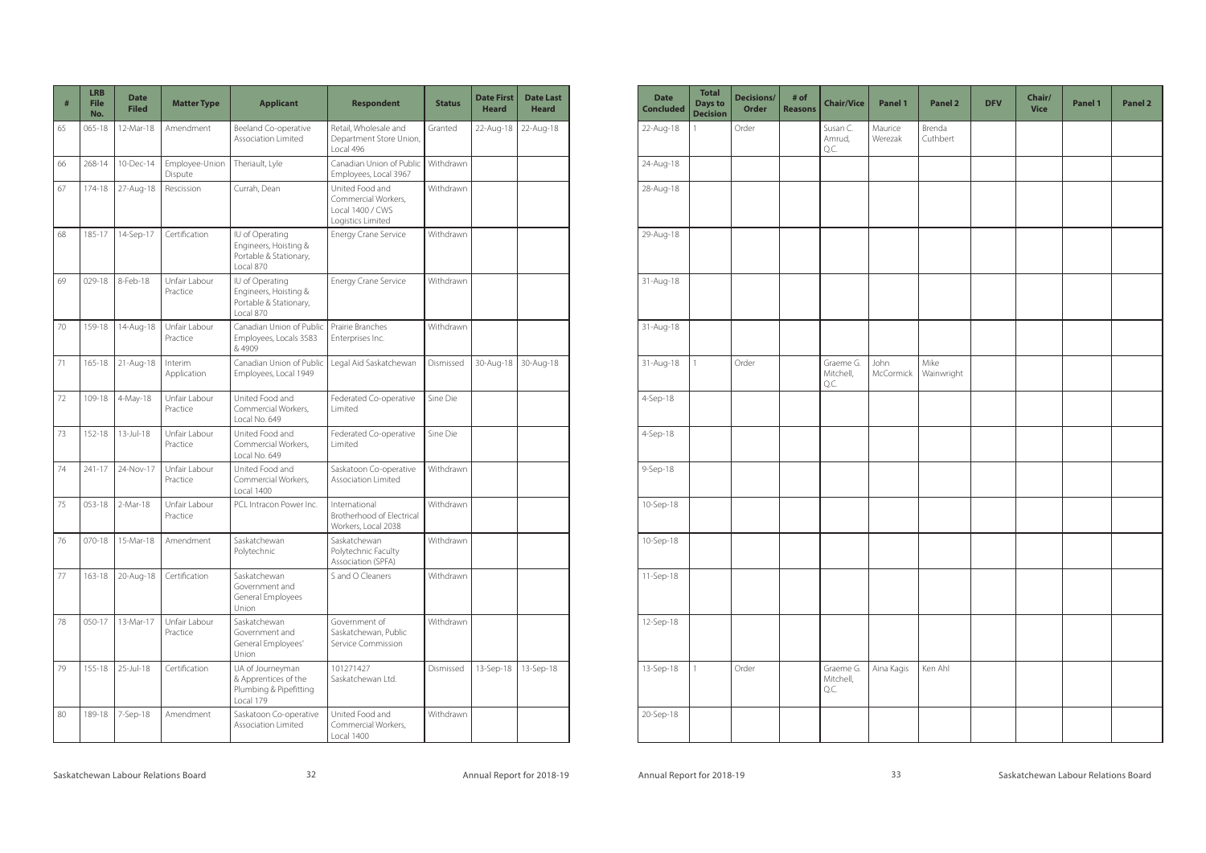| # | LRB File No. | Date Filed | Matter Type | Applicant | Respondent | Status | Date First Heard | Date Last Heard | Date Concluded | Total Days to Decision | Decisions/ Order | # of Reasons | Chair/Vice | Panel 1 | Panel 2 | DFV | Chair/ Vice | Panel 1 | Panel 2 |
|---|---|---|---|---|---|---|---|---|---|---|---|---|---|---|---|---|---|---|---|
| 65 | 065-18 | 12-Mar-18 | Amendment | Beeland Co-operative Association Limited | Retail, Wholesale and Department Store Union, Local 496 | Granted | 22-Aug-18 | 22-Aug-18 | 22-Aug-18 | 1 | Order | | Susan C. Amrud, Q.C. | Maurice Werezak | Brenda Cuthbert | | | | |
| 66 | 268-14 | 10-Dec-14 | Employee-Union Dispute | Theriault, Lyle | Canadian Union of Public Employees, Local 3967 | Withdrawn | | | 24-Aug-18 | | | | | | | | | | |
| 67 | 174-18 | 27-Aug-18 | Rescission | Currah, Dean | United Food and Commercial Workers, Local 1400 / CWS Logistics Limited | Withdrawn | | | 28-Aug-18 | | | | | | | | | | |
| 68 | 185-17 | 14-Sep-17 | Certification | IU of Operating Engineers, Hoisting & Portable & Stationary, Local 870 | Energy Crane Service | Withdrawn | | | 29-Aug-18 | | | | | | | | | | |
| 69 | 029-18 | 8-Feb-18 | Unfair Labour Practice | IU of Operating Engineers, Hoisting & Portable & Stationary, Local 870 | Energy Crane Service | Withdrawn | | | 31-Aug-18 | | | | | | | | | | |
| 70 | 159-18 | 14-Aug-18 | Unfair Labour Practice | Canadian Union of Public Employees, Locals 3583 & 4909 | Prairie Branches Enterprises Inc. | Withdrawn | | | 31-Aug-18 | | | | | | | | | | |
| 71 | 165-18 | 21-Aug-18 | Interim Application | Canadian Union of Public Employees, Local 1949 | Legal Aid Saskatchewan | Dismissed | 30-Aug-18 | 30-Aug-18 | 31-Aug-18 | 1 | Order | | Graeme G. Mitchell, Q.C. | John McCormick | Mike Wainwright | | | | |
| 72 | 109-18 | 4-May-18 | Unfair Labour Practice | United Food and Commercial Workers, Local No. 649 | Federated Co-operative Limited | Sine Die | | | 4-Sep-18 | | | | | | | | | | |
| 73 | 152-18 | 13-Jul-18 | Unfair Labour Practice | United Food and Commercial Workers, Local No. 649 | Federated Co-operative Limited | Sine Die | | | 4-Sep-18 | | | | | | | | | | |
| 74 | 241-17 | 24-Nov-17 | Unfair Labour Practice | United Food and Commercial Workers, Local 1400 | Saskatoon Co-operative Association Limited | Withdrawn | | | 9-Sep-18 | | | | | | | | | | |
| 75 | 053-18 | 2-Mar-18 | Unfair Labour Practice | PCL Intracon Power Inc. | International Brotherhood of Electrical Workers, Local 2038 | Withdrawn | | | 10-Sep-18 | | | | | | | | | | |
| 76 | 070-18 | 15-Mar-18 | Amendment | Saskatchewan Polytechnic | Saskatchewan Polytechnic Faculty Association (SPFA) | Withdrawn | | | 10-Sep-18 | | | | | | | | | | |
| 77 | 163-18 | 20-Aug-18 | Certification | Saskatchewan Government and General Employees Union | S and O Cleaners | Withdrawn | | | 11-Sep-18 | | | | | | | | | | |
| 78 | 050-17 | 13-Mar-17 | Unfair Labour Practice | Saskatchewan Government and General Employees' Union | Government of Saskatchewan, Public Service Commission | Withdrawn | | | 12-Sep-18 | | | | | | | | | | |
| 79 | 155-18 | 25-Jul-18 | Certification | UA of Journeyman & Apprentices of the Plumbing & Pipefitting Local 179 | 101271427 Saskatchewan Ltd. | Dismissed | 13-Sep-18 | 13-Sep-18 | 13-Sep-18 | 1 | Order | | Graeme G. Mitchell, Q.C. | Aina Kagis | Ken Ahl | | | | |
| 80 | 189-18 | 7-Sep-18 | Amendment | Saskatoon Co-operative Association Limited | United Food and Commercial Workers, Local 1400 | Withdrawn | | | 20-Sep-18 | | | | | | | | | | |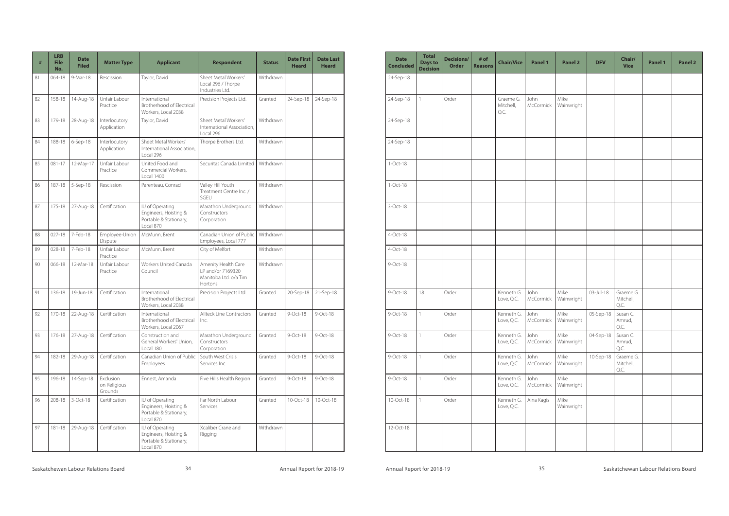| # | LRB File No. | Date Filed | Matter Type | Applicant | Respondent | Status | Date First Heard | Date Last Heard | Date Concluded | Total Days to Decision | Decisions/ Order | # of Reasons | Chair/Vice | Panel 1 | Panel 2 | DFV | Chair/ Vice | Panel 1 | Panel 2 |
|---|---|---|---|---|---|---|---|---|---|---|---|---|---|---|---|---|---|---|---|
| 81 | 064-18 | 9-Mar-18 | Rescission | Taylor, David | Sheet Metal Workers' Local 296 / Thorpe Industries Ltd. | Withdrawn | | | 24-Sep-18 | | | | | | | | | | |
| 82 | 158-18 | 14-Aug-18 | Unfair Labour Practice | International Brotherhood of Electrical Workers, Local 2038 | Precision Projects Ltd. | Granted | 24-Sep-18 | 24-Sep-18 | 24-Sep-18 | 1 | Order | | Graeme G. Mitchell, Q.C. | John McCormick | Mike Wainwright | | | | |
| 83 | 179-18 | 28-Aug-18 | Interlocutory Application | Taylor, David | Sheet Metal Workers' International Association, Local 296 | Withdrawn | | | 24-Sep-18 | | | | | | | | | | |
| 84 | 188-18 | 6-Sep-18 | Interlocutory Application | Sheet Metal Workers' International Association, Local 296 | Thorpe Brothers Ltd. | Withdrawn | | | 24-Sep-18 | | | | | | | | | | |
| 85 | 081-17 | 12-May-17 | Unfair Labour Practice | United Food and Commercial Workers, Local 1400 | Securitas Canada Limited | Withdrawn | | | 1-Oct-18 | | | | | | | | | | |
| 86 | 187-18 | 5-Sep-18 | Rescission | Parenteau, Conrad | Valley Hill Youth Treatment Centre Inc. / SGEU | Withdrawn | | | 1-Oct-18 | | | | | | | | | | |
| 87 | 175-18 | 27-Aug-18 | Certification | IU of Operating Engineers, Hoisting & Portable & Stationary, Local 870 | Marathon Underground Constructors Corporation | Withdrawn | | | 3-Oct-18 | | | | | | | | | | |
| 88 | 027-18 | 7-Feb-18 | Employee-Union Dispute | McMunn, Brent | Canadian Union of Public Employees, Local 777 | Withdrawn | | | 4-Oct-18 | | | | | | | | | | |
| 89 | 028-18 | 7-Feb-18 | Unfair Labour Practice | McMunn, Brent | City of Melfort | Withdrawn | | | 4-Oct-18 | | | | | | | | | | |
| 90 | 066-18 | 12-Mar-18 | Unfair Labour Practice | Workers United Canada Council | Amenity Health Care LP and/or 7169320 Manitoba Ltd. o/a Tim Hortons | Withdrawn | | | 9-Oct-18 | | | | | | | | | | |
| 91 | 136-18 | 19-Jun-18 | Certification | International Brotherhood of Electrical Workers, Local 2038 | Precision Projects Ltd. | Granted | 20-Sep-18 | 21-Sep-18 | 9-Oct-18 | 18 | Order | | Kenneth G. Love, Q.C. | John McCormick | Mike Wainwright | 03-Jul-18 | Graeme G. Mitchell, Q.C. | | |
| 92 | 170-18 | 22-Aug-18 | Certification | International Brotherhood of Electrical Workers, Local 2067 | Allteck Line Contractors Inc. | Granted | 9-Oct-18 | 9-Oct-18 | 9-Oct-18 | 1 | Order | | Kenneth G. Love, Q.C. | John McCormick | Mike Wainwright | 05-Sep-18 | Susan C. Amrud, Q.C. | | |
| 93 | 176-18 | 27-Aug-18 | Certification | Construction and General Workers' Union, Local 180 | Marathon Underground Constructors Corporation | Granted | 9-Oct-18 | 9-Oct-18 | 9-Oct-18 | 1 | Order | | Kenneth G. Love, Q.C. | John McCormick | Mike Wainwright | 04-Sep-18 | Susan C. Amrud, Q.C. | | |
| 94 | 182-18 | 29-Aug-18 | Certification | Canadian Union of Public Employees | South West Crisis Services Inc. | Granted | 9-Oct-18 | 9-Oct-18 | 9-Oct-18 | 1 | Order | | Kenneth G. Love, Q.C. | John McCormick | Mike Wainwright | 10-Sep-18 | Graeme G. Mitchell, Q.C. | | |
| 95 | 196-18 | 14-Sep-18 | Exclusion on Religious Grounds | Ennest, Amanda | Five Hills Health Region | Granted | 9-Oct-18 | 9-Oct-18 | 9-Oct-18 | 1 | Order | | Kenneth G. Love, Q.C. | John McCormick | Mike Wainwright | | | | |
| 96 | 208-18 | 3-Oct-18 | Certification | IU of Operating Engineers, Hoisting & Portable & Stationary, Local 870 | Far North Labour Services | Granted | 10-Oct-18 | 10-Oct-18 | 10-Oct-18 | 1 | Order | | Kenneth G. Love, Q.C. | Aina Kagis | Mike Wainwright | | | | |
| 97 | 181-18 | 29-Aug-18 | Certification | IU of Operating Engineers, Hoisting & Portable & Stationary, Local 870 | Xcaliber Crane and Rigging | Withdrawn | | | 12-Oct-18 | | | | | | | | | | |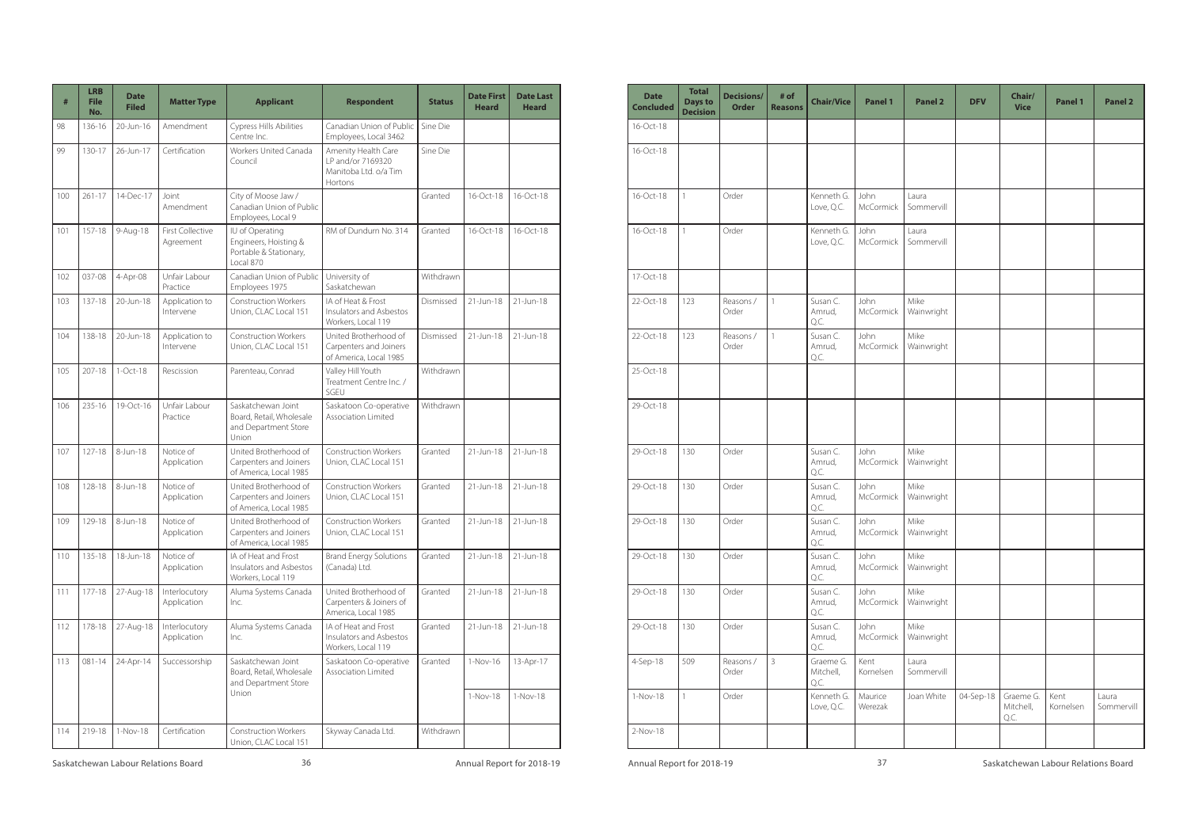| # | LRB File No. | Date Filed | Matter Type | Applicant | Respondent | Status | Date First Heard | Date Last Heard | Date Concluded | Total Days to Decision | Decisions/ Order | # of Reasons | Chair/Vice | Panel 1 | Panel 2 | DFV | Chair/ Vice | Panel 1 | Panel 2 |
|---|---|---|---|---|---|---|---|---|---|---|---|---|---|---|---|---|---|---|---|
| 98 | 136-16 | 20-Jun-16 | Amendment | Cypress Hills Abilities Centre Inc. | Canadian Union of Public Employees, Local 3462 | Sine Die | | | 16-Oct-18 | | | | | | | | | | |
| 99 | 130-17 | 26-Jun-17 | Certification | Workers United Canada Council | Amenity Health Care LP and/or 7169320 Manitoba Ltd. o/a Tim Hortons | Sine Die | | | 16-Oct-18 | | | | | | | | | | |
| 100 | 261-17 | 14-Dec-17 | Joint Amendment | City of Moose Jaw / Canadian Union of Public Employees, Local 9 | | Granted | 16-Oct-18 | 16-Oct-18 | 16-Oct-18 | 1 | Order | | Kenneth G. Love, Q.C. | John McCormick | Laura Sommervill | | | | |
| 101 | 157-18 | 9-Aug-18 | First Collective Agreement | IU of Operating Engineers, Hoisting & Portable & Stationary, Local 870 | RM of Dundurn No. 314 | Granted | 16-Oct-18 | 16-Oct-18 | 16-Oct-18 | 1 | Order | | Kenneth G. Love, Q.C. | John McCormick | Laura Sommervill | | | | |
| 102 | 037-08 | 4-Apr-08 | Unfair Labour Practice | Canadian Union of Public Employees 1975 | University of Saskatchewan | Withdrawn | | | 17-Oct-18 | | | | | | | | | | |
| 103 | 137-18 | 20-Jun-18 | Application to Intervene | Construction Workers Union, CLAC Local 151 | IA of Heat & Frost Insulators and Asbestos Workers, Local 119 | Dismissed | 21-Jun-18 | 21-Jun-18 | 22-Oct-18 | 123 | Reasons / Order | 1 | Susan C. Amrud, Q.C. | John McCormick | Mike Wainwright | | | | |
| 104 | 138-18 | 20-Jun-18 | Application to Intervene | Construction Workers Union, CLAC Local 151 | United Brotherhood of Carpenters and Joiners of America, Local 1985 | Dismissed | 21-Jun-18 | 21-Jun-18 | 22-Oct-18 | 123 | Reasons / Order | 1 | Susan C. Amrud, Q.C. | John McCormick | Mike Wainwright | | | | |
| 105 | 207-18 | 1-Oct-18 | Rescission | Parenteau, Conrad | Valley Hill Youth Treatment Centre Inc. / SGEU | Withdrawn | | | 25-Oct-18 | | | | | | | | | | |
| 106 | 235-16 | 19-Oct-16 | Unfair Labour Practice | Saskatchewan Joint Board, Retail, Wholesale and Department Store Union | Saskatoon Co-operative Association Limited | Withdrawn | | | 29-Oct-18 | | | | | | | | | | |
| 107 | 127-18 | 8-Jun-18 | Notice of Application | United Brotherhood of Carpenters and Joiners of America, Local 1985 | Construction Workers Union, CLAC Local 151 | Granted | 21-Jun-18 | 21-Jun-18 | 29-Oct-18 | 130 | Order | | Susan C. Amrud, Q.C. | John McCormick | Mike Wainwright | | | | |
| 108 | 128-18 | 8-Jun-18 | Notice of Application | United Brotherhood of Carpenters and Joiners of America, Local 1985 | Construction Workers Union, CLAC Local 151 | Granted | 21-Jun-18 | 21-Jun-18 | 29-Oct-18 | 130 | Order | | Susan C. Amrud, Q.C. | John McCormick | Mike Wainwright | | | | |
| 109 | 129-18 | 8-Jun-18 | Notice of Application | United Brotherhood of Carpenters and Joiners of America, Local 1985 | Construction Workers Union, CLAC Local 151 | Granted | 21-Jun-18 | 21-Jun-18 | 29-Oct-18 | 130 | Order | | Susan C. Amrud, Q.C. | John McCormick | Mike Wainwright | | | | |
| 110 | 135-18 | 18-Jun-18 | Notice of Application | IA of Heat and Frost Insulators and Asbestos Workers, Local 119 | Brand Energy Solutions (Canada) Ltd. | Granted | 21-Jun-18 | 21-Jun-18 | 29-Oct-18 | 130 | Order | | Susan C. Amrud, Q.C. | John McCormick | Mike Wainwright | | | | |
| 111 | 177-18 | 27-Aug-18 | Interlocutory Application | Aluma Systems Canada Inc. | United Brotherhood of Carpenters & Joiners of America, Local 1985 | Granted | 21-Jun-18 | 21-Jun-18 | 29-Oct-18 | 130 | Order | | Susan C. Amrud, Q.C. | John McCormick | Mike Wainwright | | | | |
| 112 | 178-18 | 27-Aug-18 | Interlocutory Application | Aluma Systems Canada Inc. | IA of Heat and Frost Insulators and Asbestos Workers, Local 119 | Granted | 21-Jun-18 | 21-Jun-18 | 29-Oct-18 | 130 | Order | | Susan C. Amrud, Q.C. | John McCormick | Mike Wainwright | | | | |
| 113 | 081-14 | 24-Apr-14 | Successorship | Saskatchewan Joint Board, Retail, Wholesale and Department Store Union | Saskatoon Co-operative Association Limited | Granted | 1-Nov-16 | 13-Apr-17 | 4-Sep-18 | 509 | Reasons / Order | 3 | Graeme G. Mitchell, Q.C. | Kent Kornelsen | Laura Sommervill | | | | |
| | | | | | | | 1-Nov-18 | 1-Nov-18 | 1-Nov-18 | 1 | Order | | Kenneth G. Love, Q.C. | Maurice Werezak | Joan White | 04-Sep-18 | Graeme G. Mitchell, Q.C. | Kent Kornelsen | Laura Sommervill |
| 114 | 219-18 | 1-Nov-18 | Certification | Construction Workers Union, CLAC Local 151 | Skyway Canada Ltd. | Withdrawn | | | 2-Nov-18 | | | | | | | | | | |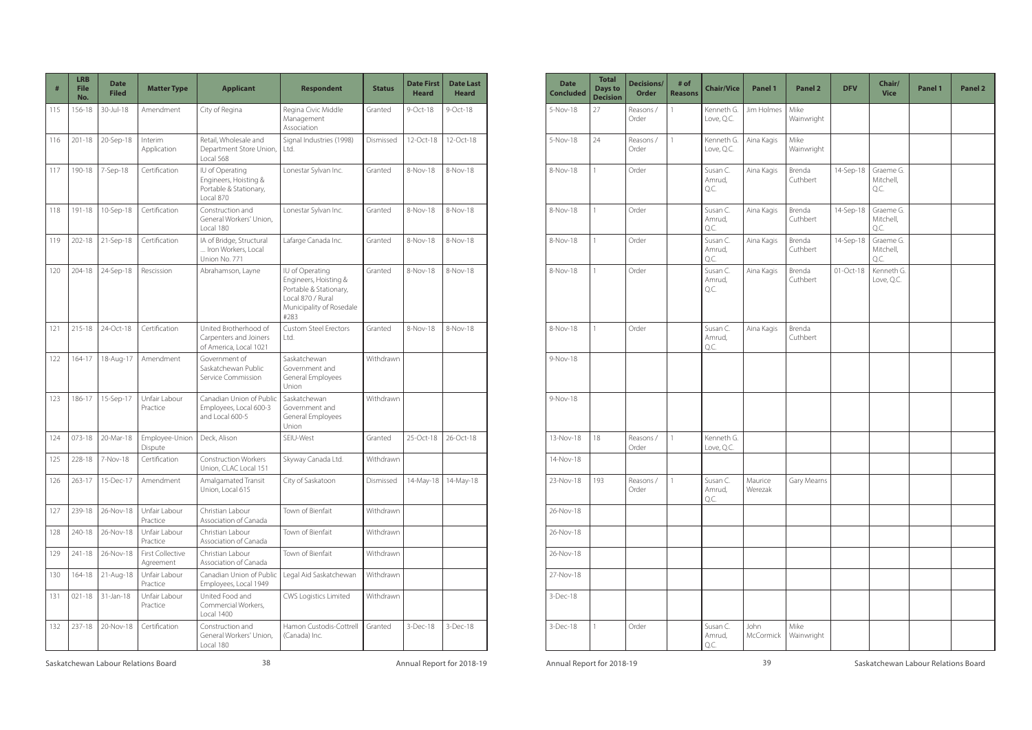| # | LRB File No. | Date Filed | Matter Type | Applicant | Respondent | Status | Date First Heard | Date Last Heard | Date Concluded | Total Days to Decision | Decisions/ Order | # of Reasons | Chair/Vice | Panel 1 | Panel 2 | DFV | Chair/ Vice | Panel 1 | Panel 2 |
|---|---|---|---|---|---|---|---|---|---|---|---|---|---|---|---|---|---|---|---|
| 115 | 156-18 | 30-Jul-18 | Amendment | City of Regina | Regina Civic Middle Management Association | Granted | 9-Oct-18 | 9-Oct-18 | 5-Nov-18 | 27 | Reasons / Order | 1 | Kenneth G. Love, Q.C. | Jim Holmes | Mike Wainwright | | | | |
| 116 | 201-18 | 20-Sep-18 | Interim Application | Retail, Wholesale and Department Store Union, Local 568 | Signal Industries (1998) Ltd. | Dismissed | 12-Oct-18 | 12-Oct-18 | 5-Nov-18 | 24 | Reasons / Order | 1 | Kenneth G. Love, Q.C. | Aina Kagis | Mike Wainwright | | | | |
| 117 | 190-18 | 7-Sep-18 | Certification | IU of Operating Engineers, Hoisting & Portable & Stationary, Local 870 | Lonestar Sylvan Inc. | Granted | 8-Nov-18 | 8-Nov-18 | 8-Nov-18 | 1 | Order | | Susan C. Amrud, Q.C. | Aina Kagis | Brenda Cuthbert | 14-Sep-18 | Graeme G. Mitchell, Q.C. | | |
| 118 | 191-18 | 10-Sep-18 | Certification | Construction and General Workers' Union, Local 180 | Lonestar Sylvan Inc. | Granted | 8-Nov-18 | 8-Nov-18 | 8-Nov-18 | 1 | Order | | Susan C. Amrud, Q.C. | Aina Kagis | Brenda Cuthbert | 14-Sep-18 | Graeme G. Mitchell, Q.C. | | |
| 119 | 202-18 | 21-Sep-18 | Certification | IA of Bridge, Structural ... Iron Workers, Local Union No. 771 | Lafarge Canada Inc. | Granted | 8-Nov-18 | 8-Nov-18 | 8-Nov-18 | 1 | Order | | Susan C. Amrud, Q.C. | Aina Kagis | Brenda Cuthbert | 14-Sep-18 | Graeme G. Mitchell, Q.C. | | |
| 120 | 204-18 | 24-Sep-18 | Rescission | Abrahamson, Layne | IU of Operating Engineers, Hoisting & Portable & Stationary, Local 870 / Rural Municipality of Rosedale #283 | Granted | 8-Nov-18 | 8-Nov-18 | 8-Nov-18 | 1 | Order | | Susan C. Amrud, Q.C. | Aina Kagis | Brenda Cuthbert | 01-Oct-18 | Kenneth G. Love, Q.C. | | |
| 121 | 215-18 | 24-Oct-18 | Certification | United Brotherhood of Carpenters and Joiners of America, Local 1021 | Custom Steel Erectors Ltd. | Granted | 8-Nov-18 | 8-Nov-18 | 8-Nov-18 | 1 | Order | | Susan C. Amrud, Q.C. | Aina Kagis | Brenda Cuthbert | | | | |
| 122 | 164-17 | 18-Aug-17 | Amendment | Government of Saskatchewan Public Service Commission | Saskatchewan Government and General Employees Union | Withdrawn | | | 9-Nov-18 | | | | | | | | | | |
| 123 | 186-17 | 15-Sep-17 | Unfair Labour Practice | Canadian Union of Public Employees, Local 600-3 and Local 600-5 | Saskatchewan Government and General Employees Union | Withdrawn | | | 9-Nov-18 | | | | | | | | | | |
| 124 | 073-18 | 20-Mar-18 | Employee-Union Dispute | Deck, Alison | SEIU-West | Granted | 25-Oct-18 | 26-Oct-18 | 13-Nov-18 | 18 | Reasons / Order | 1 | Kenneth G. Love, Q.C. | | | | | | |
| 125 | 228-18 | 7-Nov-18 | Certification | Construction Workers Union, CLAC Local 151 | Skyway Canada Ltd. | Withdrawn | | | 14-Nov-18 | | | | | | | | | | |
| 126 | 263-17 | 15-Dec-17 | Amendment | Amalgamated Transit Union, Local 615 | City of Saskatoon | Dismissed | 14-May-18 | 14-May-18 | 23-Nov-18 | 193 | Reasons / Order | 1 | Susan C. Amrud, Q.C. | Maurice Werezak | Gary Mearns | | | | |
| 127 | 239-18 | 26-Nov-18 | Unfair Labour Practice | Christian Labour Association of Canada | Town of Bienfait | Withdrawn | | | 26-Nov-18 | | | | | | | | | | |
| 128 | 240-18 | 26-Nov-18 | Unfair Labour Practice | Christian Labour Association of Canada | Town of Bienfait | Withdrawn | | | 26-Nov-18 | | | | | | | | | | |
| 129 | 241-18 | 26-Nov-18 | First Collective Agreement | Christian Labour Association of Canada | Town of Bienfait | Withdrawn | | | 26-Nov-18 | | | | | | | | | | |
| 130 | 164-18 | 21-Aug-18 | Unfair Labour Practice | Canadian Union of Public Employees, Local 1949 | Legal Aid Saskatchewan | Withdrawn | | | 27-Nov-18 | | | | | | | | | | |
| 131 | 021-18 | 31-Jan-18 | Unfair Labour Practice | United Food and Commercial Workers, Local 1400 | CWS Logistics Limited | Withdrawn | | | 3-Dec-18 | | | | | | | | | | |
| 132 | 237-18 | 20-Nov-18 | Certification | Construction and General Workers' Union, Local 180 | Hamon Custodis-Cottrell (Canada) Inc. | Granted | 3-Dec-18 | 3-Dec-18 | 3-Dec-18 | 1 | Order | | Susan C. Amrud, Q.C. | John McCormick | Mike Wainwright | | | | |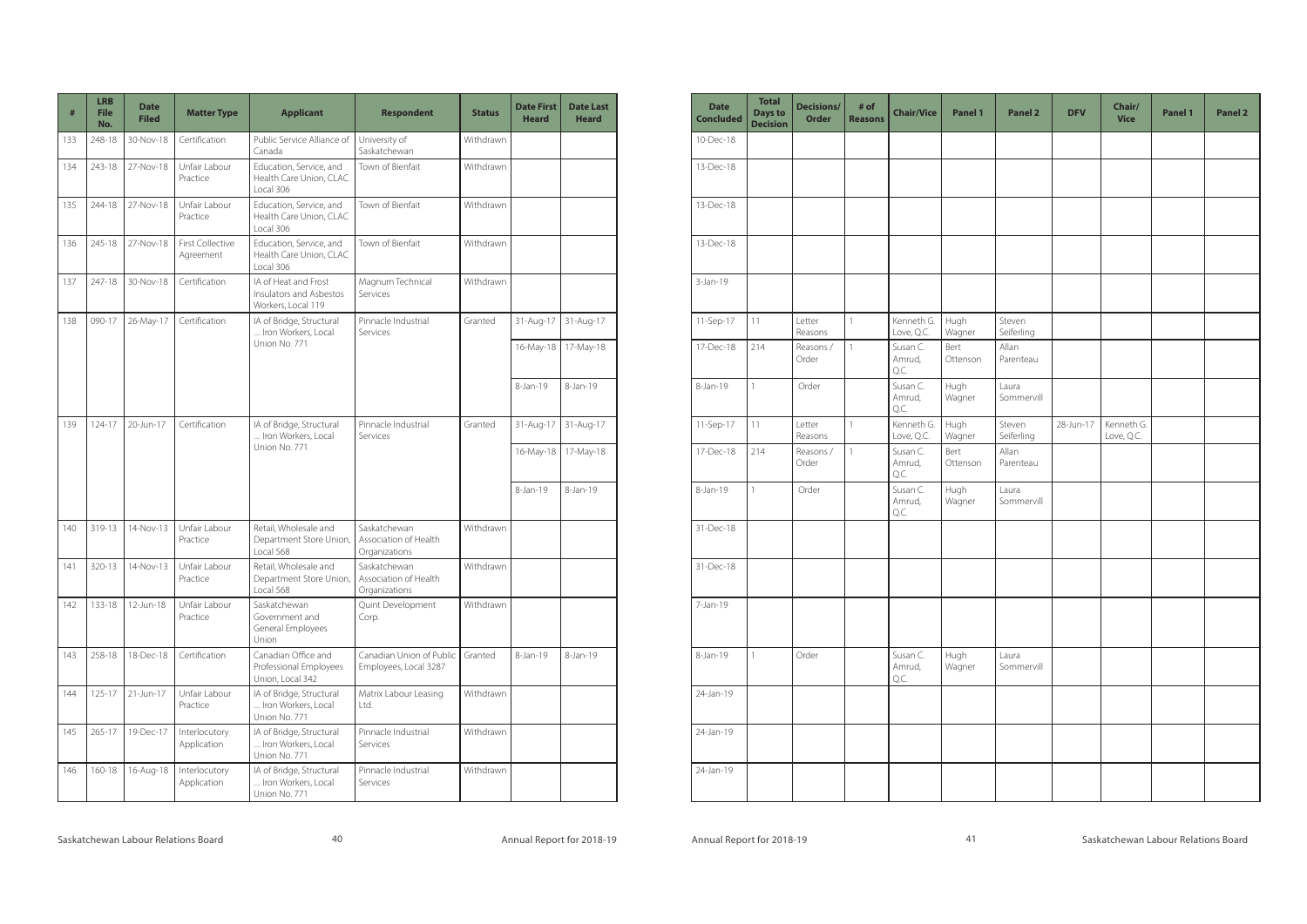| # | LRB File No. | Date Filed | Matter Type | Applicant | Respondent | Status | Date First Heard | Date Last Heard | Date Concluded | Total Days to Decision | Decisions/ Order | # of Reasons | Chair/Vice | Panel 1 | Panel 2 | DFV | Chair/ Vice | Panel 1 | Panel 2 |
|---|---|---|---|---|---|---|---|---|---|---|---|---|---|---|---|---|---|---|---|
| 133 | 248-18 | 30-Nov-18 | Certification | Public Service Alliance of Canada | University of Saskatchewan | Withdrawn | | | 10-Dec-18 | | | | | | | | | | |
| 134 | 243-18 | 27-Nov-18 | Unfair Labour Practice | Education, Service, and Health Care Union, CLAC Local 306 | Town of Bienfait | Withdrawn | | | 13-Dec-18 | | | | | | | | | | |
| 135 | 244-18 | 27-Nov-18 | Unfair Labour Practice | Education, Service, and Health Care Union, CLAC Local 306 | Town of Bienfait | Withdrawn | | | 13-Dec-18 | | | | | | | | | | |
| 136 | 245-18 | 27-Nov-18 | First Collective Agreement | Education, Service, and Health Care Union, CLAC Local 306 | Town of Bienfait | Withdrawn | | | 13-Dec-18 | | | | | | | | | | |
| 137 | 247-18 | 30-Nov-18 | Certification | IA of Heat and Frost Insulators and Asbestos Workers, Local 119 | Magnum Technical Services | Withdrawn | | | 3-Jan-19 | | | | | | | | | | |
| 138 | 090-17 | 26-May-17 | Certification | IA of Bridge, Structural ... Iron Workers, Local Union No. 771 | Pinnacle Industrial Services | Granted | 31-Aug-17 | 31-Aug-17 | 11-Sep-17 | 11 | Letter Reasons | 1 | Kenneth G. Love, Q.C. | Hugh Wagner | Steven Seiferling | | | | |
| | | | | | | | 16-May-18 | 17-May-18 | 17-Dec-18 | 214 | Reasons / Order | 1 | Susan C. Amrud, Q.C. | Bert Ottenson | Allan Parenteau | | | | |
| | | | | | | | 8-Jan-19 | 8-Jan-19 | 8-Jan-19 | 1 | Order | | Susan C. Amrud, Q.C. | Hugh Wagner | Laura Sommervill | | | | |
| 139 | 124-17 | 20-Jun-17 | Certification | IA of Bridge, Structural ... Iron Workers, Local Union No. 771 | Pinnacle Industrial Services | Granted | 31-Aug-17 | 31-Aug-17 | 11-Sep-17 | 11 | Letter Reasons | 1 | Kenneth G. Love, Q.C. | Hugh Wagner | Steven Seiferling | 28-Jun-17 | Kenneth G. Love, Q.C. | | |
| | | | | | | | 16-May-18 | 17-May-18 | 17-Dec-18 | 214 | Reasons / Order | 1 | Susan C. Amrud, Q.C. | Bert Ottenson | Allan Parenteau | | | | |
| | | | | | | | 8-Jan-19 | 8-Jan-19 | 8-Jan-19 | 1 | Order | | Susan C. Amrud, Q.C. | Hugh Wagner | Laura Sommervill | | | | |
| 140 | 319-13 | 14-Nov-13 | Unfair Labour Practice | Retail, Wholesale and Department Store Union, Local 568 | Saskatchewan Association of Health Organizations | Withdrawn | | | 31-Dec-18 | | | | | | | | | | |
| 141 | 320-13 | 14-Nov-13 | Unfair Labour Practice | Retail, Wholesale and Department Store Union, Local 568 | Saskatchewan Association of Health Organizations | Withdrawn | | | 31-Dec-18 | | | | | | | | | | |
| 142 | 133-18 | 12-Jun-18 | Unfair Labour Practice | Saskatchewan Government and General Employees Union | Quint Development Corp. | Withdrawn | | | 7-Jan-19 | | | | | | | | | | |
| 143 | 258-18 | 18-Dec-18 | Certification | Canadian Office and Professional Employees Union, Local 342 | Canadian Union of Public Employees, Local 3287 | Granted | 8-Jan-19 | 8-Jan-19 | 8-Jan-19 | 1 | Order | | Susan C. Amrud, Q.C. | Hugh Wagner | Laura Sommervill | | | | |
| 144 | 125-17 | 21-Jun-17 | Unfair Labour Practice | IA of Bridge, Structural ... Iron Workers, Local Union No. 771 | Matrix Labour Leasing Ltd. | Withdrawn | | | 24-Jan-19 | | | | | | | | | | |
| 145 | 265-17 | 19-Dec-17 | Interlocutory Application | IA of Bridge, Structural ... Iron Workers, Local Union No. 771 | Pinnacle Industrial Services | Withdrawn | | | 24-Jan-19 | | | | | | | | | | |
| 146 | 160-18 | 16-Aug-18 | Interlocutory Application | IA of Bridge, Structural ... Iron Workers, Local Union No. 771 | Pinnacle Industrial Services | Withdrawn | | | 24-Jan-19 | | | | | | | | | | |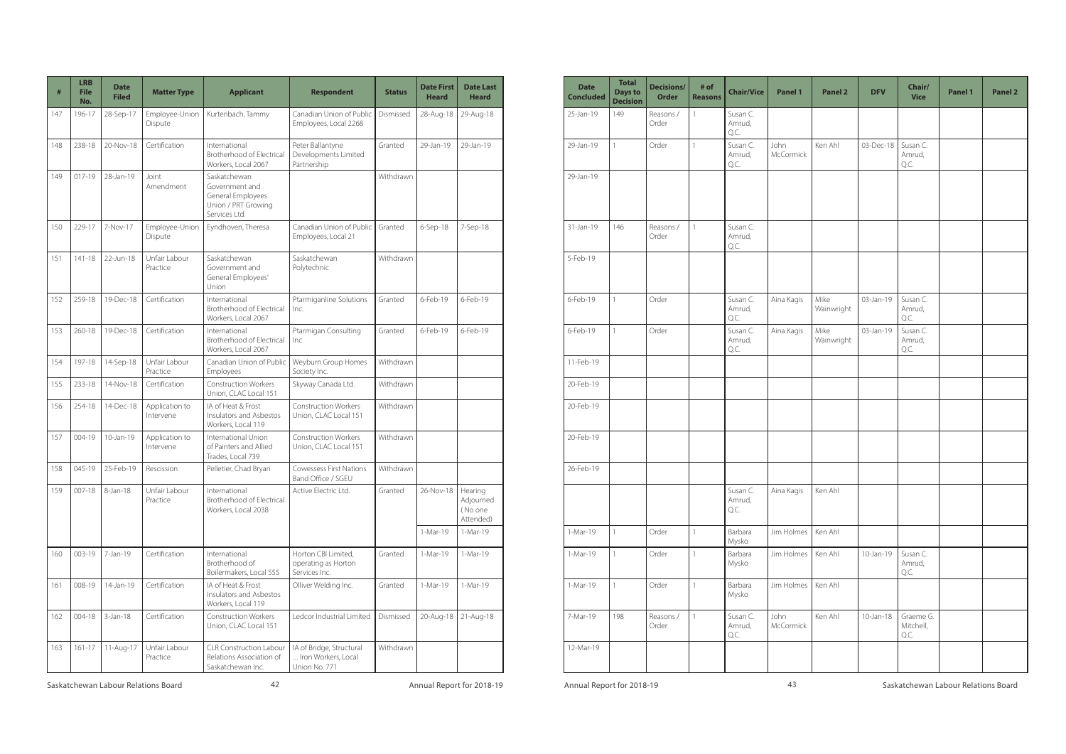| # | LRB File No. | Date Filed | Matter Type | Applicant | Respondent | Status | Date First Heard | Date Last Heard | Date Concluded | Total Days to Decision | Decisions/ Order | # of Reasons | Chair/Vice | Panel 1 | Panel 2 | DFV | Chair/ Vice | Panel 1 | Panel 2 |
|---|---|---|---|---|---|---|---|---|---|---|---|---|---|---|---|---|---|---|---|
| 147 | 196-17 | 28-Sep-17 | Employee-Union Dispute | Kurtenbach, Tammy | Canadian Union of Public Employees, Local 2268 | Dismissed | 28-Aug-18 | 29-Aug-18 | 25-Jan-19 | 149 | Reasons / Order | 1 | Susan C. Amrud, Q.C. | | | | | | |
| 148 | 238-18 | 20-Nov-18 | Certification | International Brotherhood of Electrical Workers, Local 2067 | Peter Ballantyne Developments Limited Partnership | Granted | 29-Jan-19 | 29-Jan-19 | 29-Jan-19 | 1 | Order | 1 | Susan C. Amrud, Q.C. | John McCormick | Ken Ahl | 03-Dec-18 | Susan C. Amrud, Q.C. | | |
| 149 | 017-19 | 28-Jan-19 | Joint Amendment | Saskatchewan Government and General Employees Union / PRT Growing Services Ltd. | | Withdrawn | | | 29-Jan-19 | | | | | | | | | | |
| 150 | 229-17 | 7-Nov-17 | Employee-Union Dispute | Eyndhoven, Theresa | Canadian Union of Public Employees, Local 21 | Granted | 6-Sep-18 | 7-Sep-18 | 31-Jan-19 | 146 | Reasons / Order | 1 | Susan C. Amrud, Q.C. | | | | | | |
| 151 | 141-18 | 22-Jun-18 | Unfair Labour Practice | Saskatchewan Government and General Employees' Union | Saskatchewan Polytechnic | Withdrawn | | | 5-Feb-19 | | | | | | | | | | |
| 152 | 259-18 | 19-Dec-18 | Certification | International Brotherhood of Electrical Workers, Local 2067 | Ptarmiganline Solutions Inc. | Granted | 6-Feb-19 | 6-Feb-19 | 6-Feb-19 | 1 | Order | | Susan C. Amrud, Q.C. | Aina Kagis | Mike Wainwright | 03-Jan-19 | Susan C. Amrud, Q.C. | | |
| 153 | 260-18 | 19-Dec-18 | Certification | International Brotherhood of Electrical Workers, Local 2067 | Ptarmigan Consulting Inc. | Granted | 6-Feb-19 | 6-Feb-19 | 6-Feb-19 | 1 | Order | | Susan C. Amrud, Q.C. | Aina Kagis | Mike Wainwright | 03-Jan-19 | Susan C. Amrud, Q.C. | | |
| 154 | 197-18 | 14-Sep-18 | Unfair Labour Practice | Canadian Union of Public Employees | Weyburn Group Homes Society Inc. | Withdrawn | | | 11-Feb-19 | | | | | | | | | | |
| 155 | 233-18 | 14-Nov-18 | Certification | Construction Workers Union, CLAC Local 151 | Skyway Canada Ltd. | Withdrawn | | | 20-Feb-19 | | | | | | | | | | |
| 156 | 254-18 | 14-Dec-18 | Application to Intervene | IA of Heat & Frost Insulators and Asbestos Workers, Local 119 | Construction Workers Union, CLAC Local 151 | Withdrawn | | | 20-Feb-19 | | | | | | | | | | |
| 157 | 004-19 | 10-Jan-19 | Application to Intervene | International Union of Painters and Allied Trades, Local 739 | Construction Workers Union, CLAC Local 151 | Withdrawn | | | 20-Feb-19 | | | | | | | | | | |
| 158 | 045-19 | 25-Feb-19 | Rescission | Pelletier, Chad Bryan | Cowessess First Nations Band Office / SGEU | Withdrawn | | | 26-Feb-19 | | | | | | | | | | |
| 159 | 007-18 | 8-Jan-18 | Unfair Labour Practice | International Brotherhood of Electrical Workers, Local 2038 | Active Electric Ltd. | Granted | 26-Nov-18 | Hearing Adjourned (No one Attended) | | | | | Susan C. Amrud, Q.C. | Aina Kagis | Ken Ahl | | | | |
| | | | | | | | 1-Mar-19 | 1-Mar-19 | 1-Mar-19 | 1 | Order | 1 | Barbara Mysko | Jim Holmes | Ken Ahl | | | | |
| 160 | 003-19 | 7-Jan-19 | Certification | International Brotherhood of Boilermakers, Local 555 | Horton CBI Limited, operating as Horton Services Inc. | Granted | 1-Mar-19 | 1-Mar-19 | 1-Mar-19 | 1 | Order | 1 | Barbara Mysko | Jim Holmes | Ken Ahl | 10-Jan-19 | Susan C. Amrud, Q.C. | | |
| 161 | 008-19 | 14-Jan-19 | Certification | IA of Heat & Frost Insulators and Asbestos Workers, Local 119 | Olliver Welding Inc. | Granted | 1-Mar-19 | 1-Mar-19 | 1-Mar-19 | 1 | Order | 1 | Barbara Mysko | Jim Holmes | Ken Ahl | | | | |
| 162 | 004-18 | 3-Jan-18 | Certification | Construction Workers Union, CLAC Local 151 | Ledcor Industrial Limited | Dismissed | 20-Aug-18 | 21-Aug-18 | 7-Mar-19 | 198 | Reasons / Order | 1 | Susan C. Amrud, Q.C. | John McCormick | Ken Ahl | 10-Jan-18 | Graeme G. Mitchell, Q.C. | | |
| 163 | 161-17 | 11-Aug-17 | Unfair Labour Practice | CLR Construction Labour Relations Association of Saskatchewan Inc. | IA of Bridge, Structural ... Iron Workers, Local Union No. 771 | Withdrawn | | | 12-Mar-19 | | | | | | | | | | |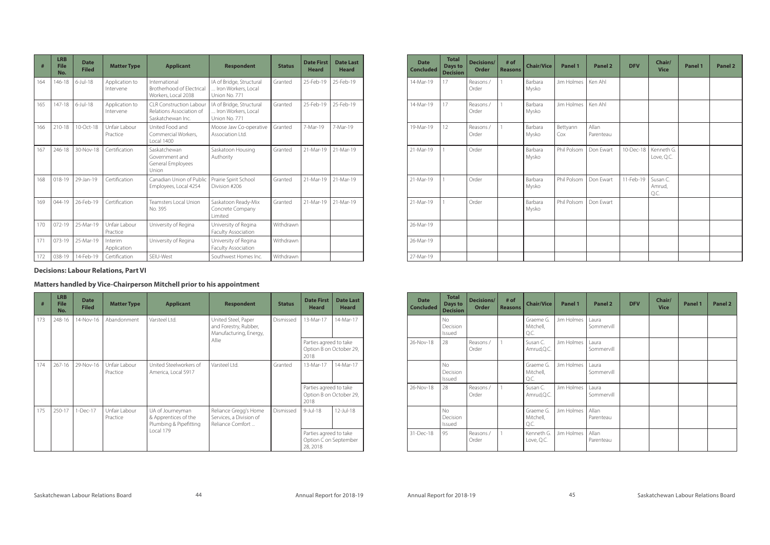| # | LRB File No. | Date Filed | Matter Type | Applicant | Respondent | Status | Date First Heard | Date Last Heard | Date Concluded | Total Days to Decision | Decisions/ Order | # of Reasons | Chair/Vice | Panel 1 | Panel 2 | DFV | Chair/ Vice | Panel 1 | Panel 2 |
|---|---|---|---|---|---|---|---|---|---|---|---|---|---|---|---|---|---|---|---|
| 164 | 146-18 | 6-Jul-18 | Application to Intervene | International Brotherhood of Electrical Workers, Local 2038 | IA of Bridge, Structural ... Iron Workers, Local Union No. 771 | Granted | 25-Feb-19 | 25-Feb-19 | 14-Mar-19 | 17 | Reasons / Order | 1 | Barbara Mysko | Jim Holmes | Ken Ahl | | | | |
| 165 | 147-18 | 6-Jul-18 | Application to Intervene | CLR Construction Labour Relations Association of Saskatchewan Inc. | IA of Bridge, Structural ... Iron Workers, Local Union No. 771 | Granted | 25-Feb-19 | 25-Feb-19 | 14-Mar-19 | 17 | Reasons / Order | 1 | Barbara Mysko | Jim Holmes | Ken Ahl | | | | |
| 166 | 210-18 | 10-Oct-18 | Unfair Labour Practice | United Food and Commercial Workers, Local 1400 | Moose Jaw Co-operative Association Ltd. | Granted | 7-Mar-19 | 7-Mar-19 | 19-Mar-19 | 12 | Reasons / Order | 1 | Barbara Mysko | Bettyann Cox | Allan Parenteau | | | | |
| 167 | 246-18 | 30-Nov-18 | Certification | Saskatchewan Government and General Employees Union | Saskatoon Housing Authority | Granted | 21-Mar-19 | 21-Mar-19 | 21-Mar-19 | 1 | Order | | Barbara Mysko | Phil Polsom | Don Ewart | 10-Dec-18 | Kenneth G. Love, Q.C. | | |
| 168 | 018-19 | 29-Jan-19 | Certification | Canadian Union of Public Employees, Local 4254 | Prairie Spirit School Division #206 | Granted | 21-Mar-19 | 21-Mar-19 | 21-Mar-19 | 1 | Order | | Barbara Mysko | Phil Polsom | Don Ewart | 11-Feb-19 | Susan C. Amrud, Q.C. | | |
| 169 | 044-19 | 26-Feb-19 | Certification | Teamsters Local Union No. 395 | Saskatoon Ready-Mix Concrete Company Limited | Granted | 21-Mar-19 | 21-Mar-19 | 21-Mar-19 | 1 | Order | | Barbara Mysko | Phil Polsom | Don Ewart | | | | |
| 170 | 072-19 | 25-Mar-19 | Unfair Labour Practice | University of Regina | University of Regina Faculty Association | Withdrawn | | | 26-Mar-19 | | | | | | | | | | |
| 171 | 073-19 | 25-Mar-19 | Interim Application | University of Regina | University of Regina Faculty Association | Withdrawn | | | 26-Mar-19 | | | | | | | | | | |
| 172 | 038-19 | 14-Feb-19 | Certification | SEIU-West | Southwest Homes Inc. | Withdrawn | | | 27-Mar-19 | | | | | | | | | | |

**Decisions: Labour Relations, Part VI**

**Matters handled by Vice-Chairperson Mitchell prior to his appointment**

| # | LRB File No. | Date Filed | Matter Type | Applicant | Respondent | Status | Date First Heard | Date Last Heard | Date Concluded | Total Days to Decision | Decisions/ Order | # of Reasons | Chair/Vice | Panel 1 | Panel 2 | DFV | Chair/ Vice | Panel 1 | Panel 2 |
|---|---|---|---|---|---|---|---|---|---|---|---|---|---|---|---|---|---|---|---|
| 173 | 248-16 | 14-Nov-16 | Abandonment | Varsteel Ltd. | United Steel, Paper and Forestry, Rubber, Manufacturing, Energy, Allie | Dismissed | 13-Mar-17 | 14-Mar-17 | | No Decision Issued | | | Graeme G. Mitchell, Q.C. | Jim Holmes | Laura Sommervill | | | | |
| | | | | | | | Parties agreed to take Option B on October 29, 2018 | | 26-Nov-18 | 28 | Reasons / Order | 1 | Susan C. Amrud,Q.C. | Jim Holmes | Laura Sommervill | | | | |
| 174 | 267-16 | 29-Nov-16 | Unfair Labour Practice | United Steelworkers of America, Local 5917 | Varsteel Ltd. | Granted | 13-Mar-17 | 14-Mar-17 | | No Decision Issued | | | Graeme G. Mitchell, Q.C. | Jim Holmes | Laura Sommervill | | | | |
| | | | | | | | Parties agreed to take Option B on October 29, 2018 | | 26-Nov-18 | 28 | Reasons / Order | 1 | Susan C. Amrud,Q.C. | Jim Holmes | Laura Sommervill | | | | |
| 175 | 250-17 | 1-Dec-17 | Unfair Labour Practice | UA of Journeyman & Apprentices of the Plumbing & Pipefitting Local 179 | Reliance Gregg's Home Services, a Division of Reliance Comfort ... | Dismissed | 9-Jul-18 | 12-Jul-18 | | No Decision Issued | | | Graeme G. Mitchell, Q.C. | Jim Holmes | Allan Parenteau | | | | |
| | | | | | | | Parties agreed to take Option C on September 28, 2018 | | 31-Dec-18 | 95 | Reasons / Order | 1 | Kenneth G. Love, Q.C. | Jim Holmes | Allan Parenteau | | | | |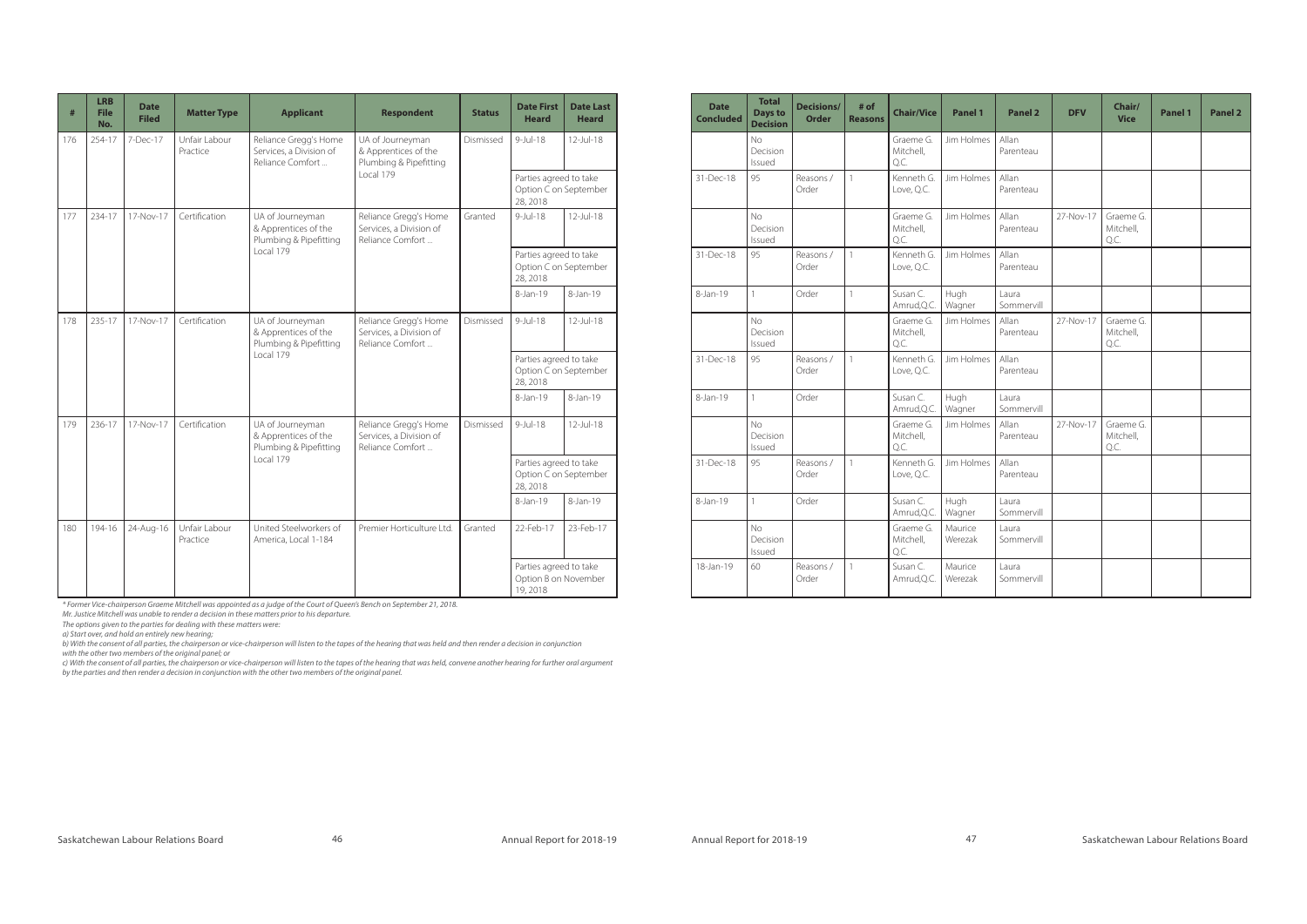| # | LRB File No. | Date Filed | Matter Type | Applicant | Respondent | Status | Date First Heard | Date Last Heard | Date Concluded | Total Days to Decision | Decisions/ Order | # of Reasons | Chair/Vice | Panel 1 | Panel 2 | DFV | Chair/ Vice | Panel 1 | Panel 2 |
|---|---|---|---|---|---|---|---|---|---|---|---|---|---|---|---|---|---|---|---|
| 176 | 254-17 | 7-Dec-17 | Unfair Labour Practice | Reliance Gregg's Home Services, a Division of Reliance Comfort ... | UA of Journeyman & Apprentices of the Plumbing & Pipefitting Local 179 | Dismissed | 9-Jul-18 | 12-Jul-18 | | No Decision Issued | | | Graeme G. Mitchell, Q.C. | Jim Holmes | Allan Parenteau | | | | |
| | | | | | | | Parties agreed to take Option C on September 28, 2018 | | 31-Dec-18 | 95 | Reasons / Order | 1 | Kenneth G. Love, Q.C. | Jim Holmes | Allan Parenteau | | | | |
| 177 | 234-17 | 17-Nov-17 | Certification | UA of Journeyman & Apprentices of the Plumbing & Pipefitting Local 179 | Reliance Gregg's Home Services, a Division of Reliance Comfort ... | Granted | 9-Jul-18 | 12-Jul-18 | | No Decision Issued | | | Graeme G. Mitchell, Q.C. | Jim Holmes | Allan Parenteau | 27-Nov-17 | Graeme G. Mitchell, Q.C. | | |
| | | | | | | | Parties agreed to take Option C on September 28, 2018 | | 31-Dec-18 | 95 | Reasons / Order | 1 | Kenneth G. Love, Q.C. | Jim Holmes | Allan Parenteau | | | | |
| | | | | | | | 8-Jan-19 | 8-Jan-19 | 8-Jan-19 | 1 | Order | 1 | Susan C. Amrud,Q.C. | Hugh Wagner | Laura Sommervill | | | | |
| 178 | 235-17 | 17-Nov-17 | Certification | UA of Journeyman & Apprentices of the Plumbing & Pipefitting Local 179 | Reliance Gregg's Home Services, a Division of Reliance Comfort ... | Dismissed | 9-Jul-18 | 12-Jul-18 | | No Decision Issued | | | Graeme G. Mitchell, Q.C. | Jim Holmes | Allan Parenteau | 27-Nov-17 | Graeme G. Mitchell, Q.C. | | |
| | | | | | | | Parties agreed to take Option C on September 28, 2018 | | 31-Dec-18 | 95 | Reasons / Order | 1 | Kenneth G. Love, Q.C. | Jim Holmes | Allan Parenteau | | | | |
| | | | | | | | 8-Jan-19 | 8-Jan-19 | 8-Jan-19 | 1 | Order | | Susan C. Amrud,Q.C. | Hugh Wagner | Laura Sommervill | | | | |
| 179 | 236-17 | 17-Nov-17 | Certification | UA of Journeyman & Apprentices of the Plumbing & Pipefitting Local 179 | Reliance Gregg's Home Services, a Division of Reliance Comfort ... | Dismissed | 9-Jul-18 | 12-Jul-18 | | No Decision Issued | | | Graeme G. Mitchell, Q.C. | Jim Holmes | Allan Parenteau | 27-Nov-17 | Graeme G. Mitchell, Q.C. | | |
| | | | | | | | Parties agreed to take Option C on September 28, 2018 | | 31-Dec-18 | 95 | Reasons / Order | 1 | Kenneth G. Love, Q.C. | Jim Holmes | Allan Parenteau | | | | |
| | | | | | | | 8-Jan-19 | 8-Jan-19 | 8-Jan-19 | 1 | Order | | Susan C. Amrud,Q.C. | Hugh Wagner | Laura Sommervill | | | | |
| 180 | 194-16 | 24-Aug-16 | Unfair Labour Practice | United Steelworkers of America, Local 1-184 | Premier Horticulture Ltd. | Granted | 22-Feb-17 | 23-Feb-17 | | No Decision Issued | | | Graeme G. Mitchell, Q.C. | Maurice Werezak | Laura Sommervill | | | | |
| | | | | | | | Parties agreed to take Option B on November 19, 2018 | | 18-Jan-19 | 60 | Reasons / Order | 1 | Susan C. Amrud,Q.C. | Maurice Werezak | Laura Sommervill | | | | |

*\* Former Vice-chairperson Graeme Mitchell was appointed as a judge of the Court of Queen's Bench on September 21, 2018.*
*Mr. Justice Mitchell was unable to render a decision in these matters prior to his departure.*
*The options given to the parties for dealing with these matters were:*
*a) Start over, and hold an entirely new hearing;*
*b) With the consent of all parties, the chairperson or vice-chairperson will listen to the tapes of the hearing that was held and then render a decision in conjunction with the other two members of the original panel; or*
*c) With the consent of all parties, the chairperson or vice-chairperson will listen to the tapes of the hearing that was held, convene another hearing for further oral argument by the parties and then render a decision in conjunction with the other two members of the original panel.*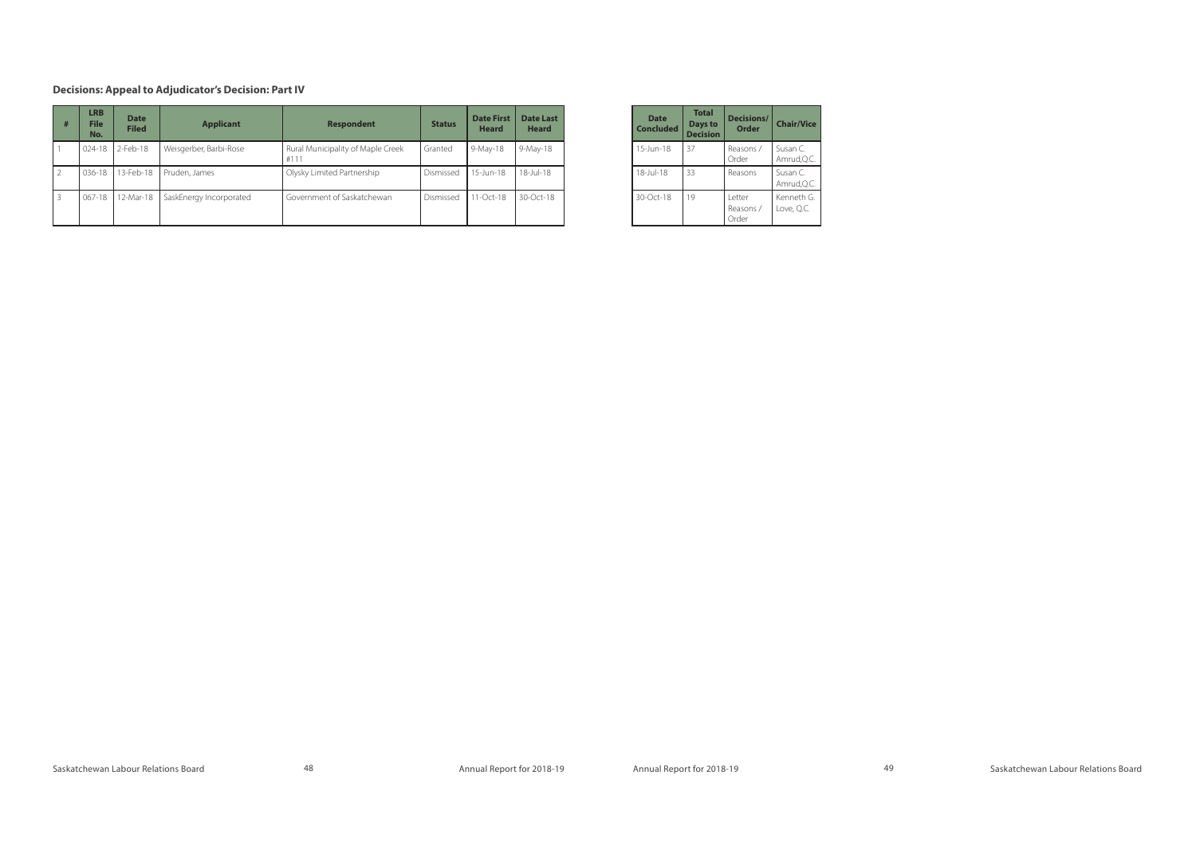**Decisions: Appeal to Adjudicator's Decision: Part IV**

| # | LRB File No. | Date Filed | Applicant | Respondent | Status | Date First Heard | Date Last Heard | Date Concluded | Total Days to Decision | Decisions/ Order | Chair/Vice |
|---|---|---|---|---|---|---|---|---|---|---|---|
| 1 | 024-18 | 2-Feb-18 | Weisgerber, Barbi-Rose | Rural Municipality of Maple Creek #111 | Granted | 9-May-18 | 9-May-18 | 15-Jun-18 | 37 | Reasons / Order | Susan C. Amrud,Q.C. |
| 2 | 036-18 | 13-Feb-18 | Pruden, James | Olysky Limited Partnership | Dismissed | 15-Jun-18 | 18-Jul-18 | 18-Jul-18 | 33 | Reasons | Susan C. Amrud,Q.C. |
| 3 | 067-18 | 12-Mar-18 | SaskEnergy Incorporated | Government of Saskatchewan | Dismissed | 11-Oct-18 | 30-Oct-18 | 30-Oct-18 | 19 | Letter Reasons / Order | Kenneth G. Love, Q.C. |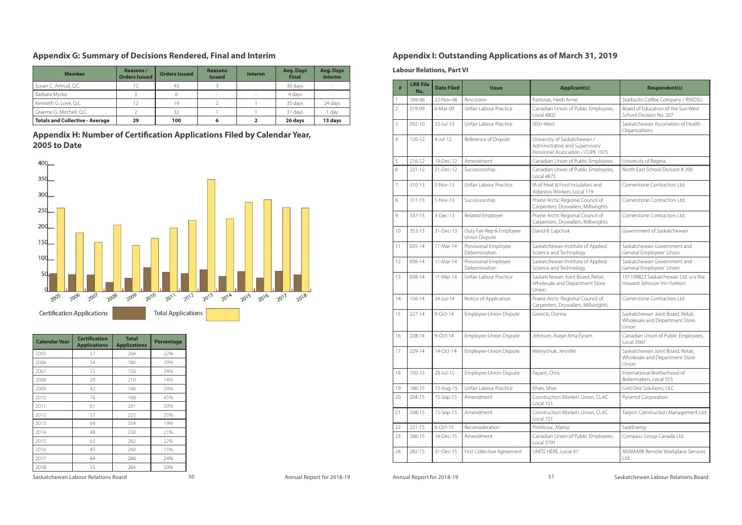## Appendix G: Summary of Decisions Rendered, Final and Interim

| Member | Reasons / Orders Issued | Orders Issued | Reasons Issued | Interim | Avg. Days Final | Avg. Days Interim |
|---|---|---|---|---|---|---|
| Susan C. Amrud, Q.C. | 12 | 43 | 3 | | 30 days | - |
| Barbara Mysko | 3 | 6 | - | - | 4 days | - |
| Kenneth G. Love, Q.C. | 12 | 19 | 2 | 1 | 35 days | 24 days |
| Graeme G. Mitchell, Q.C. | 2 | 32 | 1 | 1 | 31 days | 1 day |
| **Totals and Collective - Average** | **29** | **100** | **6** | **2** | **26 days** | **13 days** |

## Appendix H: Number of Certification Applications Filed by Calendar Year, 2005 to Date

| Calendar Year | Certification Applications | Total Applications | Percentage |
|---|---|---|---|
| 2005 | 57 | 264 | 22% |
| 2006 | 54 | 186 | 29% |
| 2007 | 53 | 156 | 34% |
| 2008 | 29 | 210 | 14% |
| 2009 | 42 | 146 | 29% |
| 2010 | 76 | 168 | 45% |
| 2011 | 61 | 201 | 30% |
| 2012 | 57 | 225 | 25% |
| 2013 | 69 | 354 | 19% |
| 2014 | 48 | 230 | 21% |
| 2015 | 63 | 282 | 22% |
| 2016 | 43 | 290 | 15% |
| 2017 | 64 | 266 | 24% |
| 2018 | 53 | 264 | 20% |

## Appendix I: Outstanding Applications as of March 31, 2019

### Labour Relations, Part VI

| # | LRB File No. | Date Filed | Issue | Applicant(s) | Respondent(s) |
|---|---|---|---|---|---|
| 1 | 169-06 | 22-Nov-06 | Rescission | Karlonas, Heidi Anne | Starbucks Coffee Company / RWDSU |
| 2 | 019-09 | 6-Mar-09 | Unfair Labour Practice | Canadian Union of Public Employees, Local 4802 | Board of Education of the Sun West School Division No. 207 |
| 3 | 092-10 | 23-Jul-10 | Unfair Labour Practice | SEIU-West | Saskatchewan Association of Health Organizations |
| 4 | 120-12 | 4-Jul-12 | Reference of Dispute | University of Saskatchewan / Administrative and Supervisory Personnel Association / CUPE 1975 | |
| 5 | 216-12 | 19-Dec-12 | Amendment | Canadian Union of Public Employees | University of Regina |
| 6 | 221-12 | 21-Dec-12 | Successorship | Canadian Union of Public Employees, Local 4875 | North East School Division # 200 |
| 7 | 310-13 | 5-Nov-13 | Unfair Labour Practice | IA of Heat & Frost Insulators and Asbestos Workers, Local 119 | Cornerstone Contractors Ltd. |
| 8 | 311-13 | 5-Nov-13 | Successorship | Prairie Arctic Regional Council of Carpenters, Drywallers, Millwrights | Cornerstone Contractors Ltd. |
| 9 | 337-13 | 3-Dec-13 | Related Employer | Prairie Arctic Regional Council of Carpenters, Drywallers, Millwrights | Cornerstone Contractors Ltd. |
| 10 | 353-13 | 31-Dec-13 | Duty Fair Rep & Employee Union Dispute | David B. Lapchuk | Government of Saskatchewan |
| 11 | 035-14 | 11-Mar-14 | Provisional Employee Determination | Saskatchewan Institute of Applied Science and Technology | Saskatchewan Government and General Employees' Union |
| 12 | 036-14 | 11-Mar-14 | Provisional Employee Determination | Saskatchewan Institute of Applied Science and Technology | Saskatchewan Government and General Employees' Union |
| 13 | 038-14 | 11-Mar-14 | Unfair Labour Practice | Saskatchewan Joint Board, Retail, Wholesale and Department Store Union | 101109823 Saskatchewan Ltd. o/a the Howard Johnson Inn-Yorkton |
| 14 | 156-14 | 24-Jul-14 | Notice of Application | Prairie Arctic Regional Council of Carpenters, Drywallers, Millwrights | Cornerstone Contractors Ltd. |
| 15 | 227-14 | 9-Oct-14 | Employee-Union Dispute | Gorecki, Donna | Saskatchewan Joint Board, Retail, Wholesale and Department Store Union |
| 16 | 228-14 | 9-Oct-14 | Employee-Union Dispute | Johnson, Aseye Ama Eyram | Canadian Union of Public Employees, Local 3967 |
| 17 | 229-14 | 14-Oct-14 | Employee-Union Dispute | Melnychuk, Jennifer | Saskatchewan Joint Board, Retail, Wholesale and Department Store Union |
| 18 | 150-15 | 28-Jul-15 | Employee-Union Dispute | Fayant, Chris | International Brotherhood of Boilermakers, Local 555 |
| 19 | 166-15 | 13-Aug-15 | Unfair Labour Practice | Khan, Izhar | Grid One Solutions, ULC |
| 20 | 204-15 | 15-Sep-15 | Amendment | Construction Workers Union, CLAC Local 151 | Pyramid Corporation |
| 21 | 208-15 | 15-Sep-15 | Amendment | Construction Workers Union, CLAC Local 151 | Tarpon Construction Management Ltd. |
| 22 | 221-15 | 6-Oct-15 | Reconsideration | Pintiliciuc, Marius | SaskEnergy |
| 23 | 266-15 | 14-Dec-15 | Amendment | Canadian Union of Public Employees, Local 5791 | Compass Group Canada Ltd. |
| 24 | 282-15 | 31-Dec-15 | First Collective Agreement | UNITE HERE, Local 47 | ARAMARK Remote Workplace Services Ltd. |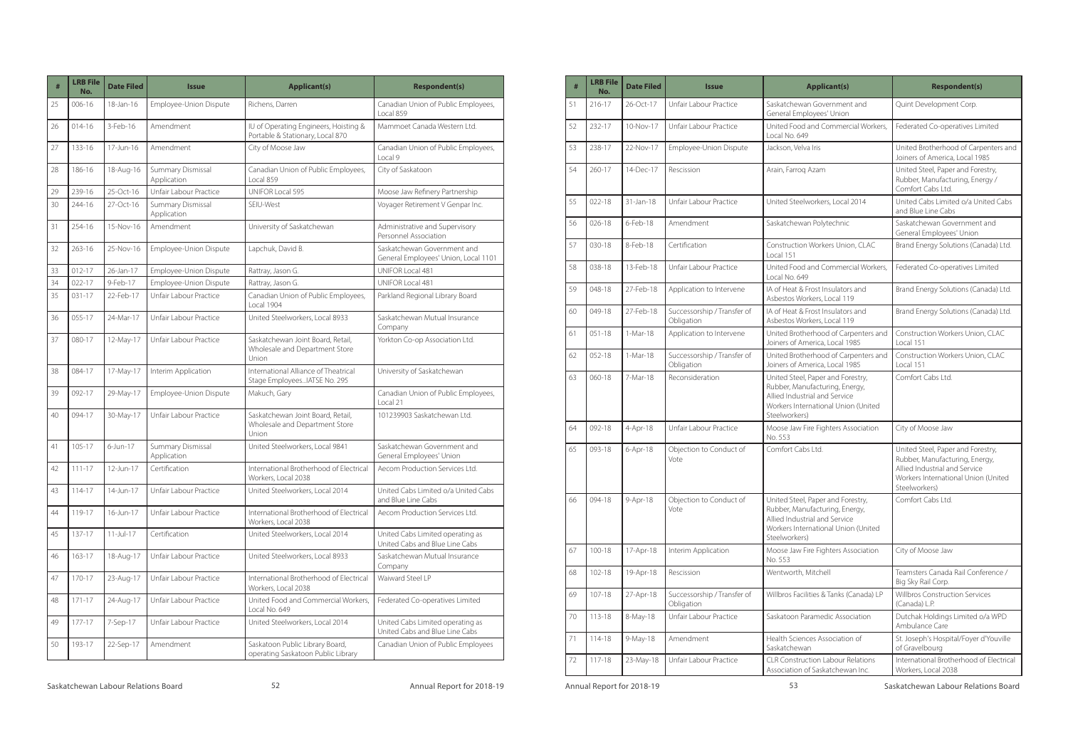| # | LRB File No. | Date Filed | Issue | Applicant(s) | Respondent(s) |
|---|---|---|---|---|---|
| 25 | 006-16 | 18-Jan-16 | Employee-Union Dispute | Richens, Darren | Canadian Union of Public Employees, Local 859 |
| 26 | 014-16 | 3-Feb-16 | Amendment | IU of Operating Engineers, Hoisting & Portable & Stationary, Local 870 | Mammoet Canada Western Ltd. |
| 27 | 133-16 | 17-Jun-16 | Amendment | City of Moose Jaw | Canadian Union of Public Employees, Local 9 |
| 28 | 186-16 | 18-Aug-16 | Summary Dismissal Application | Canadian Union of Public Employees, Local 859 | City of Saskatoon |
| 29 | 239-16 | 25-Oct-16 | Unfair Labour Practice | UNIFOR Local 595 | Moose Jaw Refinery Partnership |
| 30 | 244-16 | 27-Oct-16 | Summary Dismissal Application | SEIU-West | Voyager Retirement V Genpar Inc. |
| 31 | 254-16 | 15-Nov-16 | Amendment | University of Saskatchewan | Administrative and Supervisory Personnel Association |
| 32 | 263-16 | 25-Nov-16 | Employee-Union Dispute | Lapchuk, David B. | Saskatchewan Government and General Employees' Union, Local 1101 |
| 33 | 012-17 | 26-Jan-17 | Employee-Union Dispute | Rattray, Jason G. | UNIFOR Local 481 |
| 34 | 022-17 | 9-Feb-17 | Employee-Union Dispute | Rattray, Jason G. | UNIFOR Local 481 |
| 35 | 031-17 | 22-Feb-17 | Unfair Labour Practice | Canadian Union of Public Employees, Local 1904 | Parkland Regional Library Board |
| 36 | 055-17 | 24-Mar-17 | Unfair Labour Practice | United Steelworkers, Local 8933 | Saskatchewan Mutual Insurance Company |
| 37 | 080-17 | 12-May-17 | Unfair Labour Practice | Saskatchewan Joint Board, Retail, Wholesale and Department Store Union | Yorkton Co-op Association Ltd. |
| 38 | 084-17 | 17-May-17 | Interim Application | International Alliance of Theatrical Stage Employees...IATSE No. 295 | University of Saskatchewan |
| 39 | 092-17 | 29-May-17 | Employee-Union Dispute | Makuch, Gary | Canadian Union of Public Employees, Local 21 |
| 40 | 094-17 | 30-May-17 | Unfair Labour Practice | Saskatchewan Joint Board, Retail, Wholesale and Department Store Union | 101239903 Saskatchewan Ltd. |
| 41 | 105-17 | 6-Jun-17 | Summary Dismissal Application | United Steelworkers, Local 9841 | Saskatchewan Government and General Employees' Union |
| 42 | 111-17 | 12-Jun-17 | Certification | International Brotherhood of Electrical Workers, Local 2038 | Aecom Production Services Ltd. |
| 43 | 114-17 | 14-Jun-17 | Unfair Labour Practice | United Steelworkers, Local 2014 | United Cabs Limited o/a United Cabs and Blue Line Cabs |
| 44 | 119-17 | 16-Jun-17 | Unfair Labour Practice | International Brotherhood of Electrical Workers, Local 2038 | Aecom Production Services Ltd. |
| 45 | 137-17 | 11-Jul-17 | Certification | United Steelworkers, Local 2014 | United Cabs Limited operating as United Cabs and Blue Line Cabs |
| 46 | 163-17 | 18-Aug-17 | Unfair Labour Practice | United Steelworkers, Local 8933 | Saskatchewan Mutual Insurance Company |
| 47 | 170-17 | 23-Aug-17 | Unfair Labour Practice | International Brotherhood of Electrical Workers, Local 2038 | Waiward Steel LP |
| 48 | 171-17 | 24-Aug-17 | Unfair Labour Practice | United Food and Commercial Workers, Local No. 649 | Federated Co-operatives Limited |
| 49 | 177-17 | 7-Sep-17 | Unfair Labour Practice | United Steelworkers, Local 2014 | United Cabs Limited operating as United Cabs and Blue Line Cabs |
| 50 | 193-17 | 22-Sep-17 | Amendment | Saskatoon Public Library Board, operating Saskatoon Public Library | Canadian Union of Public Employees |
| 51 | 216-17 | 26-Oct-17 | Unfair Labour Practice | Saskatchewan Government and General Employees' Union | Quint Development Corp. |
| 52 | 232-17 | 10-Nov-17 | Unfair Labour Practice | United Food and Commercial Workers, Local No. 649 | Federated Co-operatives Limited |
| 53 | 238-17 | 22-Nov-17 | Employee-Union Dispute | Jackson, Velva Iris | United Brotherhood of Carpenters and Joiners of America, Local 1985 |
| 54 | 260-17 | 14-Dec-17 | Rescission | Arain, Farroq Azam | United Steel, Paper and Forestry, Rubber, Manufacturing, Energy / Comfort Cabs Ltd. |
| 55 | 022-18 | 31-Jan-18 | Unfair Labour Practice | United Steelworkers, Local 2014 | United Cabs Limited o/a United Cabs and Blue Line Cabs |
| 56 | 026-18 | 6-Feb-18 | Amendment | Saskatchewan Polytechnic | Saskatchewan Government and General Employees' Union |
| 57 | 030-18 | 8-Feb-18 | Certification | Construction Workers Union, CLAC Local 151 | Brand Energy Solutions (Canada) Ltd. |
| 58 | 038-18 | 13-Feb-18 | Unfair Labour Practice | United Food and Commercial Workers, Local No. 649 | Federated Co-operatives Limited |
| 59 | 048-18 | 27-Feb-18 | Application to Intervene | IA of Heat & Frost Insulators and Asbestos Workers, Local 119 | Brand Energy Solutions (Canada) Ltd. |
| 60 | 049-18 | 27-Feb-18 | Successorship / Transfer of Obligation | IA of Heat & Frost Insulators and Asbestos Workers, Local 119 | Brand Energy Solutions (Canada) Ltd. |
| 61 | 051-18 | 1-Mar-18 | Application to Intervene | United Brotherhood of Carpenters and Joiners of America, Local 1985 | Construction Workers Union, CLAC Local 151 |
| 62 | 052-18 | 1-Mar-18 | Successorship / Transfer of Obligation | United Brotherhood of Carpenters and Joiners of America, Local 1985 | Construction Workers Union, CLAC Local 151 |
| 63 | 060-18 | 7-Mar-18 | Reconsideration | United Steel, Paper and Forestry, Rubber, Manufacturing, Energy, Allied Industrial and Service Workers International Union (United Steelworkers) | Comfort Cabs Ltd. |
| 64 | 092-18 | 4-Apr-18 | Unfair Labour Practice | Moose Jaw Fire Fighters Association No. 553 | City of Moose Jaw |
| 65 | 093-18 | 6-Apr-18 | Objection to Conduct of Vote | Comfort Cabs Ltd. | United Steel, Paper and Forestry, Rubber, Manufacturing, Energy, Allied Industrial and Service Workers International Union (United Steelworkers) |
| 66 | 094-18 | 9-Apr-18 | Objection to Conduct of Vote | United Steel, Paper and Forestry, Rubber, Manufacturing, Energy, Allied Industrial and Service Workers International Union (United Steelworkers) | Comfort Cabs Ltd. |
| 67 | 100-18 | 17-Apr-18 | Interim Application | Moose Jaw Fire Fighters Association No. 553 | City of Moose Jaw |
| 68 | 102-18 | 19-Apr-18 | Rescission | Wentworth, Mitchell | Teamsters Canada Rail Conference / Big Sky Rail Corp. |
| 69 | 107-18 | 27-Apr-18 | Successorship / Transfer of Obligation | Willbros Facilities & Tanks (Canada) LP | Willbros Construction Services (Canada) L.P. |
| 70 | 113-18 | 8-May-18 | Unfair Labour Practice | Saskatoon Paramedic Association | Dutchak Holdings Limited o/a WPD Ambulance Care |
| 71 | 114-18 | 9-May-18 | Amendment | Health Sciences Association of Saskatchewan | St. Joseph's Hospital/Foyer d'Youville of Gravelbourg |
| 72 | 117-18 | 23-May-18 | Unfair Labour Practice | CLR Construction Labour Relations Association of Saskatchewan Inc. | International Brotherhood of Electrical Workers, Local 2038 |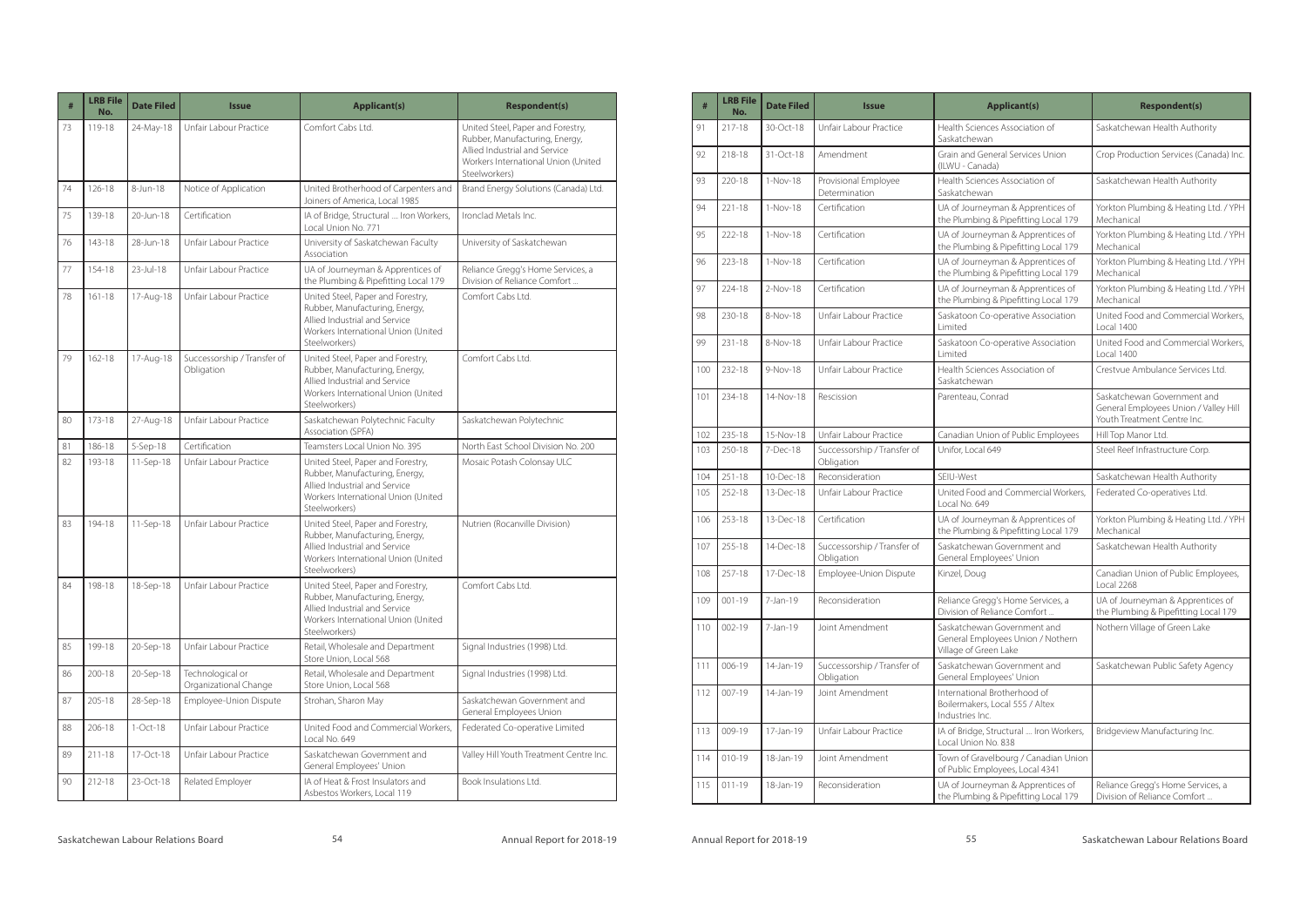| # | LRB File No. | Date Filed | Issue | Applicant(s) | Respondent(s) |
|---|---|---|---|---|---|
| 73 | 119-18 | 24-May-18 | Unfair Labour Practice | Comfort Cabs Ltd. | United Steel, Paper and Forestry, Rubber, Manufacturing, Energy, Allied Industrial and Service Workers International Union (United Steelworkers) |
| 74 | 126-18 | 8-Jun-18 | Notice of Application | United Brotherhood of Carpenters and Joiners of America, Local 1985 | Brand Energy Solutions (Canada) Ltd. |
| 75 | 139-18 | 20-Jun-18 | Certification | IA of Bridge, Structural .... Iron Workers, Local Union No. 771 | Ironclad Metals Inc. |
| 76 | 143-18 | 28-Jun-18 | Unfair Labour Practice | University of Saskatchewan Faculty Association | University of Saskatchewan |
| 77 | 154-18 | 23-Jul-18 | Unfair Labour Practice | UA of Journeyman & Apprentices of the Plumbing & Pipefitting Local 179 | Reliance Gregg's Home Services, a Division of Reliance Comfort ... |
| 78 | 161-18 | 17-Aug-18 | Unfair Labour Practice | United Steel, Paper and Forestry, Rubber, Manufacturing, Energy, Allied Industrial and Service Workers International Union (United Steelworkers) | Comfort Cabs Ltd. |
| 79 | 162-18 | 17-Aug-18 | Successorship / Transfer of Obligation | United Steel, Paper and Forestry, Rubber, Manufacturing, Energy, Allied Industrial and Service Workers International Union (United Steelworkers) | Comfort Cabs Ltd. |
| 80 | 173-18 | 27-Aug-18 | Unfair Labour Practice | Saskatchewan Polytechnic Faculty Association (SPFA) | Saskatchewan Polytechnic |
| 81 | 186-18 | 5-Sep-18 | Certification | Teamsters Local Union No. 395 | North East School Division No. 200 |
| 82 | 193-18 | 11-Sep-18 | Unfair Labour Practice | United Steel, Paper and Forestry, Rubber, Manufacturing, Energy, Allied Industrial and Service Workers International Union (United Steelworkers) | Mosaic Potash Colonsay ULC |
| 83 | 194-18 | 11-Sep-18 | Unfair Labour Practice | United Steel, Paper and Forestry, Rubber, Manufacturing, Energy, Allied Industrial and Service Workers International Union (United Steelworkers) | Nutrien (Rocanville Division) |
| 84 | 198-18 | 18-Sep-18 | Unfair Labour Practice | United Steel, Paper and Forestry, Rubber, Manufacturing, Energy, Allied Industrial and Service Workers International Union (United Steelworkers) | Comfort Cabs Ltd. |
| 85 | 199-18 | 20-Sep-18 | Unfair Labour Practice | Retail, Wholesale and Department Store Union, Local 568 | Signal Industries (1998) Ltd. |
| 86 | 200-18 | 20-Sep-18 | Technological or Organizational Change | Retail, Wholesale and Department Store Union, Local 568 | Signal Industries (1998) Ltd. |
| 87 | 205-18 | 28-Sep-18 | Employee-Union Dispute | Strohan, Sharon May | Saskatchewan Government and General Employees Union |
| 88 | 206-18 | 1-Oct-18 | Unfair Labour Practice | United Food and Commercial Workers, Local No. 649 | Federated Co-operative Limited |
| 89 | 211-18 | 17-Oct-18 | Unfair Labour Practice | Saskatchewan Government and General Employees' Union | Valley Hill Youth Treatment Centre Inc. |
| 90 | 212-18 | 23-Oct-18 | Related Employer | IA of Heat & Frost Insulators and Asbestos Workers, Local 119 | Book Insulations Ltd. |
| 91 | 217-18 | 30-Oct-18 | Unfair Labour Practice | Health Sciences Association of Saskatchewan | Saskatchewan Health Authority |
| 92 | 218-18 | 31-Oct-18 | Amendment | Grain and General Services Union (ILWU - Canada) | Crop Production Services (Canada) Inc. |
| 93 | 220-18 | 1-Nov-18 | Provisional Employee Determination | Health Sciences Association of Saskatchewan | Saskatchewan Health Authority |
| 94 | 221-18 | 1-Nov-18 | Certification | UA of Journeyman & Apprentices of the Plumbing & Pipefitting Local 179 | Yorkton Plumbing & Heating Ltd. / YPH Mechanical |
| 95 | 222-18 | 1-Nov-18 | Certification | UA of Journeyman & Apprentices of the Plumbing & Pipefitting Local 179 | Yorkton Plumbing & Heating Ltd. / YPH Mechanical |
| 96 | 223-18 | 1-Nov-18 | Certification | UA of Journeyman & Apprentices of the Plumbing & Pipefitting Local 179 | Yorkton Plumbing & Heating Ltd. / YPH Mechanical |
| 97 | 224-18 | 2-Nov-18 | Certification | UA of Journeyman & Apprentices of the Plumbing & Pipefitting Local 179 | Yorkton Plumbing & Heating Ltd. / YPH Mechanical |
| 98 | 230-18 | 8-Nov-18 | Unfair Labour Practice | Saskatoon Co-operative Association Limited | United Food and Commercial Workers, Local 1400 |
| 99 | 231-18 | 8-Nov-18 | Unfair Labour Practice | Saskatoon Co-operative Association Limited | United Food and Commercial Workers, Local 1400 |
| 100 | 232-18 | 9-Nov-18 | Unfair Labour Practice | Health Sciences Association of Saskatchewan | Crestvue Ambulance Services Ltd. |
| 101 | 234-18 | 14-Nov-18 | Rescission | Parenteau, Conrad | Saskatchewan Government and General Employees Union / Valley Hill Youth Treatment Centre Inc. |
| 102 | 235-18 | 15-Nov-18 | Unfair Labour Practice | Canadian Union of Public Employees | Hill Top Manor Ltd. |
| 103 | 250-18 | 7-Dec-18 | Successorship / Transfer of Obligation | Unifor, Local 649 | Steel Reef Infrastructure Corp. |
| 104 | 251-18 | 10-Dec-18 | Reconsideration | SEIU-West | Saskatchewan Health Authority |
| 105 | 252-18 | 13-Dec-18 | Unfair Labour Practice | United Food and Commercial Workers, Local No. 649 | Federated Co-operatives Ltd. |
| 106 | 253-18 | 13-Dec-18 | Certification | UA of Journeyman & Apprentices of the Plumbing & Pipefitting Local 179 | Yorkton Plumbing & Heating Ltd. / YPH Mechanical |
| 107 | 255-18 | 14-Dec-18 | Successorship / Transfer of Obligation | Saskatchewan Government and General Employees' Union | Saskatchewan Health Authority |
| 108 | 257-18 | 17-Dec-18 | Employee-Union Dispute | Kinzel, Doug | Canadian Union of Public Employees, Local 2268 |
| 109 | 001-19 | 7-Jan-19 | Reconsideration | Reliance Gregg's Home Services, a Division of Reliance Comfort ... | UA of Journeyman & Apprentices of the Plumbing & Pipefitting Local 179 |
| 110 | 002-19 | 7-Jan-19 | Joint Amendment | Saskatchewan Government and General Employees Union / Nothern Village of Green Lake | Nothern Village of Green Lake |
| 111 | 006-19 | 14-Jan-19 | Successorship / Transfer of Obligation | Saskatchewan Government and General Employees' Union | Saskatchewan Public Safety Agency |
| 112 | 007-19 | 14-Jan-19 | Joint Amendment | International Brotherhood of Boilermakers, Local 555 / Altex Industries Inc. | |
| 113 | 009-19 | 17-Jan-19 | Unfair Labour Practice | IA of Bridge, Structural .... Iron Workers, Local Union No. 838 | Bridgeview Manufacturing Inc. |
| 114 | 010-19 | 18-Jan-19 | Joint Amendment | Town of Gravelbourg / Canadian Union of Public Employees, Local 4341 | |
| 115 | 011-19 | 18-Jan-19 | Reconsideration | UA of Journeyman & Apprentices of the Plumbing & Pipefitting Local 179 | Reliance Gregg's Home Services, a Division of Reliance Comfort ... |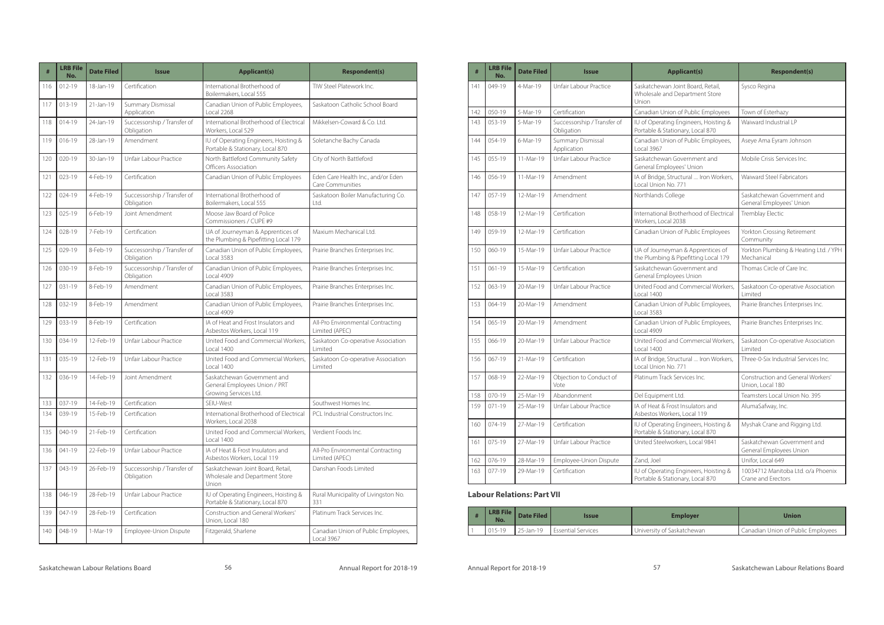| # | LRB File No. | Date Filed | Issue | Applicant(s) | Respondent(s) |
|---|---|---|---|---|---|
| 116 | 012-19 | 18-Jan-19 | Certification | International Brotherhood of Boilermakers, Local 555 | TIW Steel Platework Inc. |
| 117 | 013-19 | 21-Jan-19 | Summary Dismissal Application | Canadian Union of Public Employees, Local 2268 | Saskatoon Catholic School Board |
| 118 | 014-19 | 24-Jan-19 | Successorship / Transfer of Obligation | International Brotherhood of Electrical Workers, Local 529 | Mikkelsen-Coward & Co. Ltd. |
| 119 | 016-19 | 28-Jan-19 | Amendment | IU of Operating Engineers, Hoisting & Portable & Stationary, Local 870 | Soletanche Bachy Canada |
| 120 | 020-19 | 30-Jan-19 | Unfair Labour Practice | North Battleford Community Safety Officers Association | City of North Battleford |
| 121 | 023-19 | 4-Feb-19 | Certification | Canadian Union of Public Employees | Eden Care Health Inc., and/or Eden Care Communities |
| 122 | 024-19 | 4-Feb-19 | Successorship / Transfer of Obligation | International Brotherhood of Boilermakers, Local 555 | Saskatoon Boiler Manufacturing Co. Ltd. |
| 123 | 025-19 | 6-Feb-19 | Joint Amendment | Moose Jaw Board of Police Commissioners / CUPE #9 | |
| 124 | 028-19 | 7-Feb-19 | Certification | UA of Journeyman & Apprentices of the Plumbing & Pipefitting Local 179 | Maxium Mechanical Ltd. |
| 125 | 029-19 | 8-Feb-19 | Successorship / Transfer of Obligation | Canadian Union of Public Employees, Local 3583 | Prairie Branches Enterprises Inc. |
| 126 | 030-19 | 8-Feb-19 | Successorship / Transfer of Obligation | Canadian Union of Public Employees, Local 4909 | Prairie Branches Enterprises Inc. |
| 127 | 031-19 | 8-Feb-19 | Amendment | Canadian Union of Public Employees, Local 3583 | Prairie Branches Enterprises Inc. |
| 128 | 032-19 | 8-Feb-19 | Amendment | Canadian Union of Public Employees, Local 4909 | Prairie Branches Enterprises Inc. |
| 129 | 033-19 | 8-Feb-19 | Certification | IA of Heat and Frost Insulators and Asbestos Workers, Local 119 | All-Pro Environmental Contracting Limited (APEC) |
| 130 | 034-19 | 12-Feb-19 | Unfair Labour Practice | United Food and Commercial Workers, Local 1400 | Saskatoon Co-operative Association Limited |
| 131 | 035-19 | 12-Feb-19 | Unfair Labour Practice | United Food and Commercial Workers, Local 1400 | Saskatoon Co-operative Association Limited |
| 132 | 036-19 | 14-Feb-19 | Joint Amendment | Saskatchewan Government and General Employees Union / PRT Growing Services Ltd. | |
| 133 | 037-19 | 14-Feb-19 | Certification | SEIU-West | Southwest Homes Inc. |
| 134 | 039-19 | 15-Feb-19 | Certification | International Brotherhood of Electrical Workers, Local 2038 | PCL Industrial Constructors Inc. |
| 135 | 040-19 | 21-Feb-19 | Certification | United Food and Commercial Workers, Local 1400 | Verdient Foods Inc. |
| 136 | 041-19 | 22-Feb-19 | Unfair Labour Practice | IA of Heat & Frost Insulators and Asbestos Workers, Local 119 | All-Pro Environmental Contracting Limited (APEC) |
| 137 | 043-19 | 26-Feb-19 | Successorship / Transfer of Obligation | Saskatchewan Joint Board, Retail, Wholesale and Department Store Union | Danshan Foods Limited |
| 138 | 046-19 | 28-Feb-19 | Unfair Labour Practice | IU of Operating Engineers, Hoisting & Portable & Stationary, Local 870 | Rural Municipality of Livingston No. 331 |
| 139 | 047-19 | 28-Feb-19 | Certification | Construction and General Workers' Union, Local 180 | Platinum Track Services Inc. |
| 140 | 048-19 | 1-Mar-19 | Employee-Union Dispute | Fitzgerald, Sharlene | Canadian Union of Public Employees, Local 3967 |
| 141 | 049-19 | 4-Mar-19 | Unfair Labour Practice | Saskatchewan Joint Board, Retail, Wholesale and Department Store Union | Sysco Regina |
| 142 | 050-19 | 5-Mar-19 | Certification | Canadian Union of Public Employees | Town of Esterhazy |
| 143 | 053-19 | 5-Mar-19 | Successorship / Transfer of Obligation | IU of Operating Engineers, Hoisting & Portable & Stationary, Local 870 | Waiward Industrial LP |
| 144 | 054-19 | 6-Mar-19 | Summary Dismissal Application | Canadian Union of Public Employees, Local 3967 | Aseye Ama Eyram Johnson |
| 145 | 055-19 | 11-Mar-19 | Unfair Labour Practice | Saskatchewan Government and General Employees' Union | Mobile Crisis Services Inc. |
| 146 | 056-19 | 11-Mar-19 | Amendment | IA of Bridge, Structural ... Iron Workers, Local Union No. 771 | Waiward Steel Fabricators |
| 147 | 057-19 | 12-Mar-19 | Amendment | Northlands College | Saskatchewan Government and General Employees' Union |
| 148 | 058-19 | 12-Mar-19 | Certification | International Brotherhood of Electrical Workers, Local 2038 | Tremblay Electic |
| 149 | 059-19 | 12-Mar-19 | Certification | Canadian Union of Public Employees | Yorkton Crossing Retirement Community |
| 150 | 060-19 | 15-Mar-19 | Unfair Labour Practice | UA of Journeyman & Apprentices of the Plumbing & Pipefitting Local 179 | Yorkton Plumbing & Heating Ltd. / YPH Mechanical |
| 151 | 061-19 | 15-Mar-19 | Certification | Saskatchewan Government and General Employees Union | Thomas Circle of Care Inc. |
| 152 | 063-19 | 20-Mar-19 | Unfair Labour Practice | United Food and Commercial Workers, Local 1400 | Saskatoon Co-operative Association Limited |
| 153 | 064-19 | 20-Mar-19 | Amendment | Canadian Union of Public Employees, Local 3583 | Prairie Branches Enterprises Inc. |
| 154 | 065-19 | 20-Mar-19 | Amendment | Canadian Union of Public Employees, Local 4909 | Prairie Branches Enterprises Inc. |
| 155 | 066-19 | 20-Mar-19 | Unfair Labour Practice | United Food and Commercial Workers, Local 1400 | Saskatoon Co-operative Association Limited |
| 156 | 067-19 | 21-Mar-19 | Certification | IA of Bridge, Structural ... Iron Workers, Local Union No. 771 | Three-0-Six Industrial Services Inc. |
| 157 | 068-19 | 22-Mar-19 | Objection to Conduct of Vote | Platinum Track Services Inc. | Construction and General Workers' Union, Local 180 |
| 158 | 070-19 | 25-Mar-19 | Abandonment | Del Equipment Ltd. | Teamsters Local Union No. 395 |
| 159 | 071-19 | 25-Mar-19 | Unfair Labour Practice | IA of Heat & Frost Insulators and Asbestos Workers, Local 119 | AlumaSafway, Inc. |
| 160 | 074-19 | 27-Mar-19 | Certification | IU of Operating Engineers, Hoisting & Portable & Stationary, Local 870 | Myshak Crane and Rigging Ltd. |
| 161 | 075-19 | 27-Mar-19 | Unfair Labour Practice | United Steelworkers, Local 9841 | Saskatchewan Government and General Employees Union |
| 162 | 076-19 | 28-Mar-19 | Employee-Union Dispute | Zand, Joel | Unifor, Local 649 |
| 163 | 077-19 | 29-Mar-19 | Certification | IU of Operating Engineers, Hoisting & Portable & Stationary, Local 870 | 10034712 Manitoba Ltd. o/a Phoenix Crane and Erectors |

### Labour Relations: Part VII

| # | LRB File No. | Date Filed | Issue | Employer | Union |
|---|---|---|---|---|---|
| 1 | 015-19 | 25-Jan-19 | Essential Services | University of Saskatchewan | Canadian Union of Public Employees |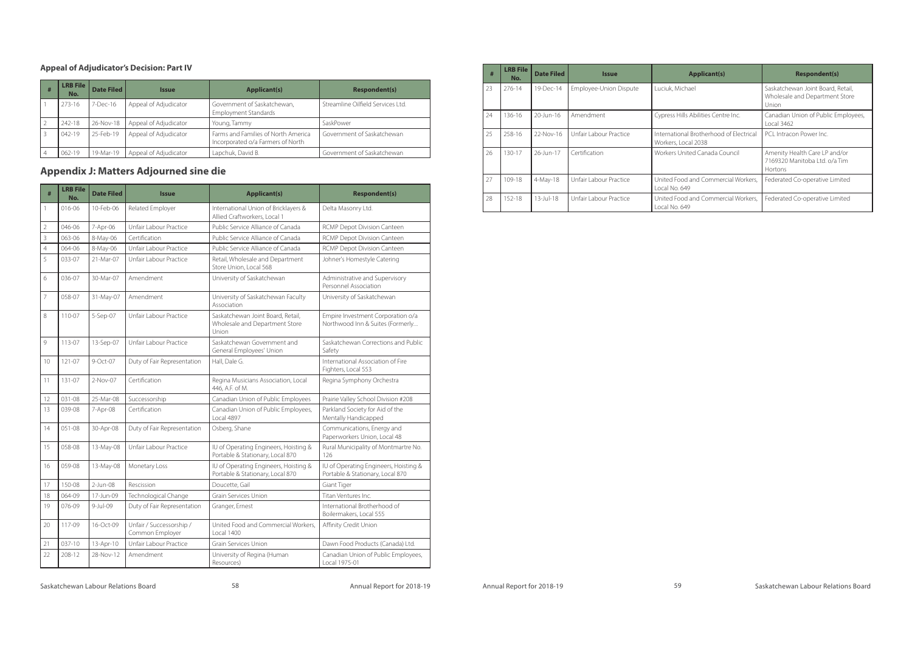### Appeal of Adjudicator's Decision: Part IV

| # | LRB File No. | Date Filed | Issue | Applicant(s) | Respondent(s) |
|---|---|---|---|---|---|
| 1 | 273-16 | 7-Dec-16 | Appeal of Adjudicator | Government of Saskatchewan, Employment Standards | Streamline Oilfield Services Ltd. |
| 2 | 242-18 | 26-Nov-18 | Appeal of Adjudicator | Young, Tammy | SaskPower |
| 3 | 042-19 | 25-Feb-19 | Appeal of Adjudicator | Farms and Families of North America Incorporated o/a Farmers of North | Government of Saskatchewan |
| 4 | 062-19 | 19-Mar-19 | Appeal of Adjudicator | Lapchuk, David B. | Government of Saskatchewan |

## Appendix J: Matters Adjourned sine die

| # | LRB File No. | Date Filed | Issue | Applicant(s) | Respondent(s) |
|---|---|---|---|---|---|
| 1 | 016-06 | 10-Feb-06 | Related Employer | International Union of Bricklayers & Allied Craftworkers, Local 1 | Delta Masonry Ltd. |
| 2 | 046-06 | 7-Apr-06 | Unfair Labour Practice | Public Service Alliance of Canada | RCMP Depot Division Canteen |
| 3 | 063-06 | 8-May-06 | Certification | Public Service Alliance of Canada | RCMP Depot Division Canteen |
| 4 | 064-06 | 8-May-06 | Unfair Labour Practice | Public Service Alliance of Canada | RCMP Depot Division Canteen |
| 5 | 033-07 | 21-Mar-07 | Unfair Labour Practice | Retail, Wholesale and Department Store Union, Local 568 | Johner's Homestyle Catering |
| 6 | 036-07 | 30-Mar-07 | Amendment | University of Saskatchewan | Administrative and Supervisory Personnel Association |
| 7 | 058-07 | 31-May-07 | Amendment | University of Saskatchewan Faculty Association | University of Saskatchewan |
| 8 | 110-07 | 5-Sep-07 | Unfair Labour Practice | Saskatchewan Joint Board, Retail, Wholesale and Department Store Union | Empire Investment Corporation o/a Northwood Inn & Suites (Formerly... |
| 9 | 113-07 | 13-Sep-07 | Unfair Labour Practice | Saskatchewan Government and General Employees' Union | Saskatchewan Corrections and Public Safety |
| 10 | 121-07 | 9-Oct-07 | Duty of Fair Representation | Hall, Dale G. | International Association of Fire Fighters, Local 553 |
| 11 | 131-07 | 2-Nov-07 | Certification | Regina Musicians Association, Local 446, A.F. of M. | Regina Symphony Orchestra |
| 12 | 031-08 | 25-Mar-08 | Successorship | Canadian Union of Public Employees | Prairie Valley School Division #208 |
| 13 | 039-08 | 7-Apr-08 | Certification | Canadian Union of Public Employees, Local 4897 | Parkland Society for Aid of the Mentally Handicapped |
| 14 | 051-08 | 30-Apr-08 | Duty of Fair Representation | Osberg, Shane | Communications, Energy and Paperworkers Union, Local 48 |
| 15 | 058-08 | 13-May-08 | Unfair Labour Practice | IU of Operating Engineers, Hoisting & Portable & Stationary, Local 870 | Rural Municipality of Montmartre No. 126 |
| 16 | 059-08 | 13-May-08 | Monetary Loss | IU of Operating Engineers, Hoisting & Portable & Stationary, Local 870 | IU of Operating Engineers, Hoisting & Portable & Stationary, Local 870 |
| 17 | 150-08 | 2-Jun-08 | Rescission | Doucette, Gail | Giant Tiger |
| 18 | 064-09 | 17-Jun-09 | Technological Change | Grain Services Union | Titan Ventures Inc. |
| 19 | 076-09 | 9-Jul-09 | Duty of Fair Representation | Granger, Ernest | International Brotherhood of Boilermakers, Local 555 |
| 20 | 117-09 | 16-Oct-09 | Unfair / Successorship / Common Employer | United Food and Commercial Workers, Local 1400 | Affinity Credit Union |
| 21 | 037-10 | 13-Apr-10 | Unfair Labour Practice | Grain Services Union | Dawn Food Products (Canada) Ltd. |
| 22 | 208-12 | 28-Nov-12 | Amendment | University of Regina (Human Resources) | Canadian Union of Public Employees, Local 1975-01 |
| 23 | 276-14 | 19-Dec-14 | Employee-Union Dispute | Luciuk, Michael | Saskatchewan Joint Board, Retail, Wholesale and Department Store Union |
| 24 | 136-16 | 20-Jun-16 | Amendment | Cypress Hills Abilities Centre Inc. | Canadian Union of Public Employees, Local 3462 |
| 25 | 258-16 | 22-Nov-16 | Unfair Labour Practice | International Brotherhood of Electrical Workers, Local 2038 | PCL Intracon Power Inc. |
| 26 | 130-17 | 26-Jun-17 | Certification | Workers United Canada Council | Amenity Health Care LP and/or 7169320 Manitoba Ltd. o/a Tim Hortons |
| 27 | 109-18 | 4-May-18 | Unfair Labour Practice | United Food and Commercial Workers, Local No. 649 | Federated Co-operative Limited |
| 28 | 152-18 | 13-Jul-18 | Unfair Labour Practice | United Food and Commercial Workers, Local No. 649 | Federated Co-operative Limited |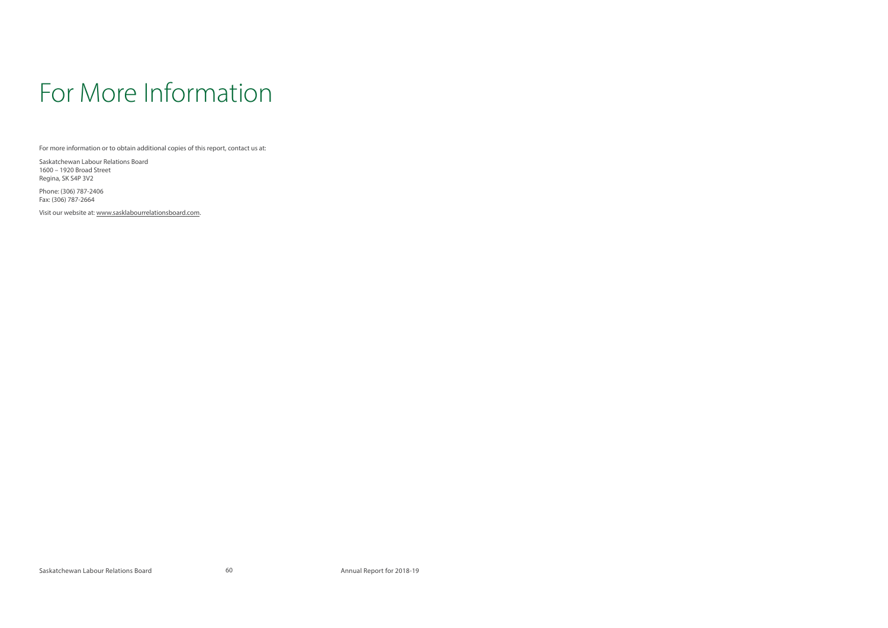# For More Information

For more information or to obtain additional copies of this report, contact us at:

Saskatchewan Labour Relations Board
1600 – 1920 Broad Street
Regina, SK S4P 3V2

Phone: (306) 787-2406
Fax: (306) 787-2664

Visit our website at: www.sasklabourrelationsboard.com.